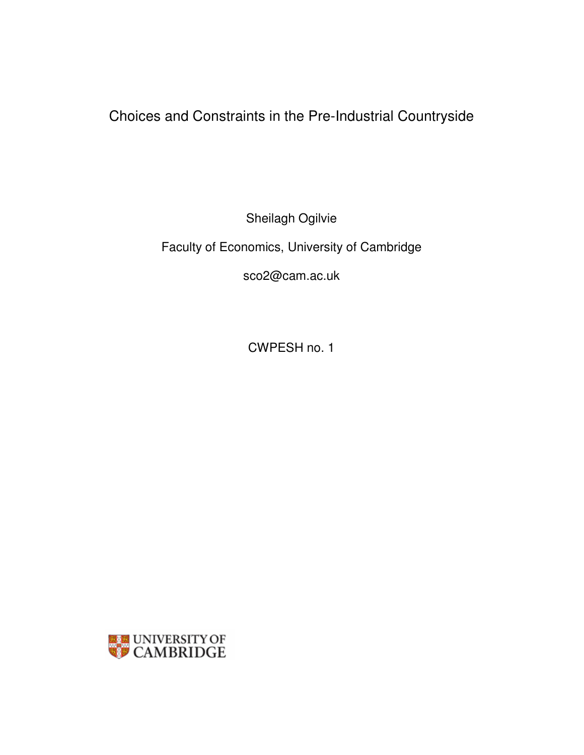# Choices and Constraints in the Pre-Industrial Countryside

Sheilagh Ogilvie

Faculty of Economics, University of Cambridge

sco2@cam.ac.uk

CWPESH no. 1

UNIVERSITY OF CAMBRIDGE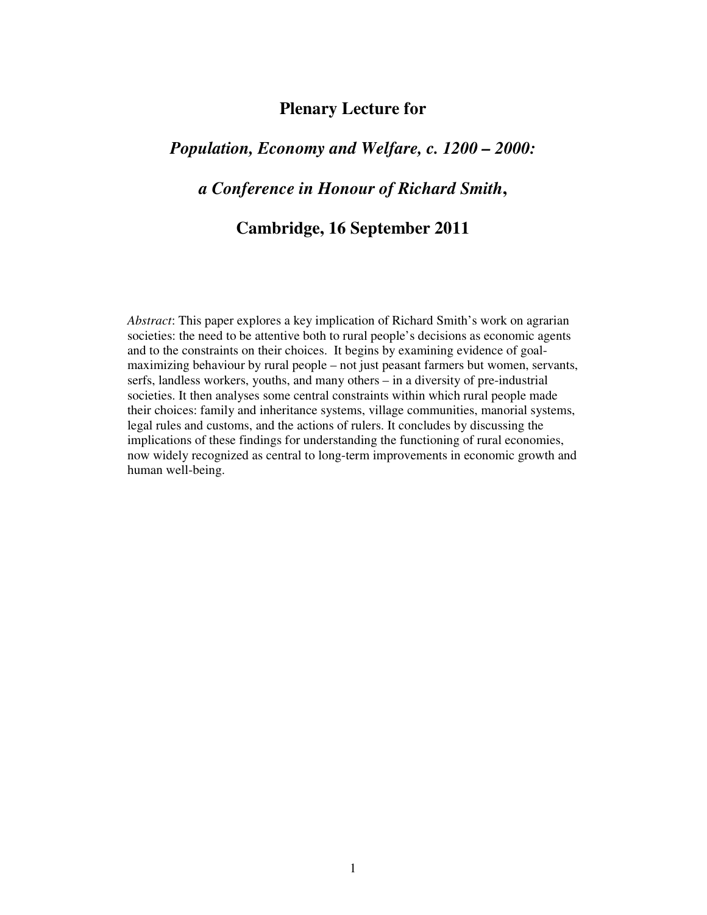# Plenary Lecture for

## *Population, Economy and Welfare, c. 1200 – 2000:*

## *a Conference in Honour of Richard Smith*,

## Cambridge, 16 September 2011

*Abstract*: This paper explores a key implication of Richard Smith's work on agrarian societies: the need to be attentive both to rural people's decisions as economic agents and to the constraints on their choices. It begins by examining evidence of goal-maximizing behaviour by rural people – not just peasant farmers but women, servants, serfs, landless workers, youths, and many others – in a diversity of pre-industrial societies. It then analyses some central constraints within which rural people made their choices: family and inheritance systems, village communities, manorial systems, legal rules and customs, and the actions of rulers. It concludes by discussing the implications of these findings for understanding the functioning of rural economies, now widely recognized as central to long-term improvements in economic growth and human well-being.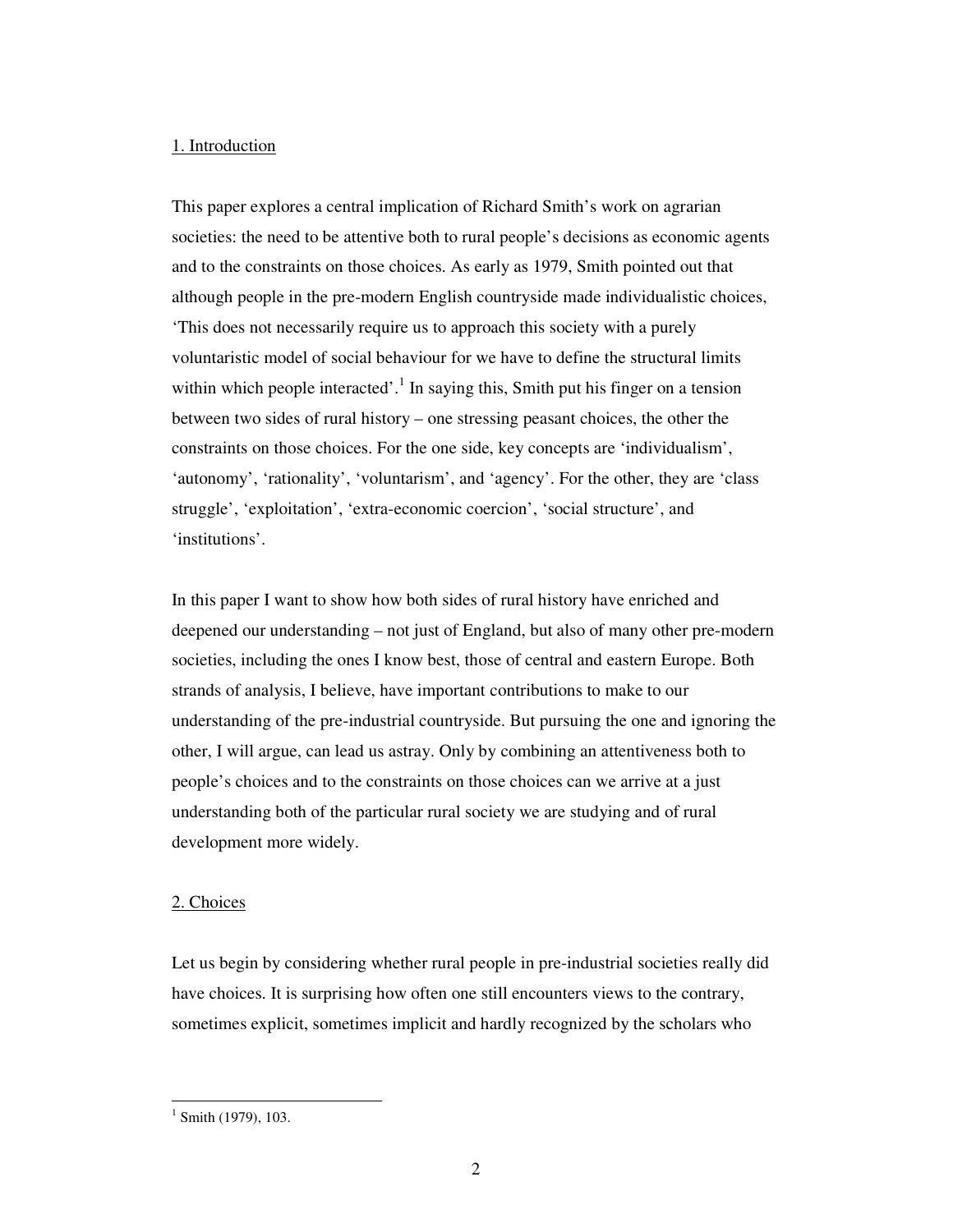## 1. Introduction

This paper explores a central implication of Richard Smith's work on agrarian societies: the need to be attentive both to rural people's decisions as economic agents and to the constraints on those choices. As early as 1979, Smith pointed out that although people in the pre-modern English countryside made individualistic choices, 'This does not necessarily require us to approach this society with a purely voluntaristic model of social behaviour for we have to define the structural limits within which people interacted'.[1] In saying this, Smith put his finger on a tension between two sides of rural history – one stressing peasant choices, the other the constraints on those choices. For the one side, key concepts are 'individualism', 'autonomy', 'rationality', 'voluntarism', and 'agency'. For the other, they are 'class struggle', 'exploitation', 'extra-economic coercion', 'social structure', and 'institutions'.

In this paper I want to show how both sides of rural history have enriched and deepened our understanding – not just of England, but also of many other pre-modern societies, including the ones I know best, those of central and eastern Europe. Both strands of analysis, I believe, have important contributions to make to our understanding of the pre-industrial countryside. But pursuing the one and ignoring the other, I will argue, can lead us astray. Only by combining an attentiveness both to people's choices and to the constraints on those choices can we arrive at a just understanding both of the particular rural society we are studying and of rural development more widely.

## 2. Choices

Let us begin by considering whether rural people in pre-industrial societies really did have choices. It is surprising how often one still encounters views to the contrary, sometimes explicit, sometimes implicit and hardly recognized by the scholars who

[1] Smith (1979), 103.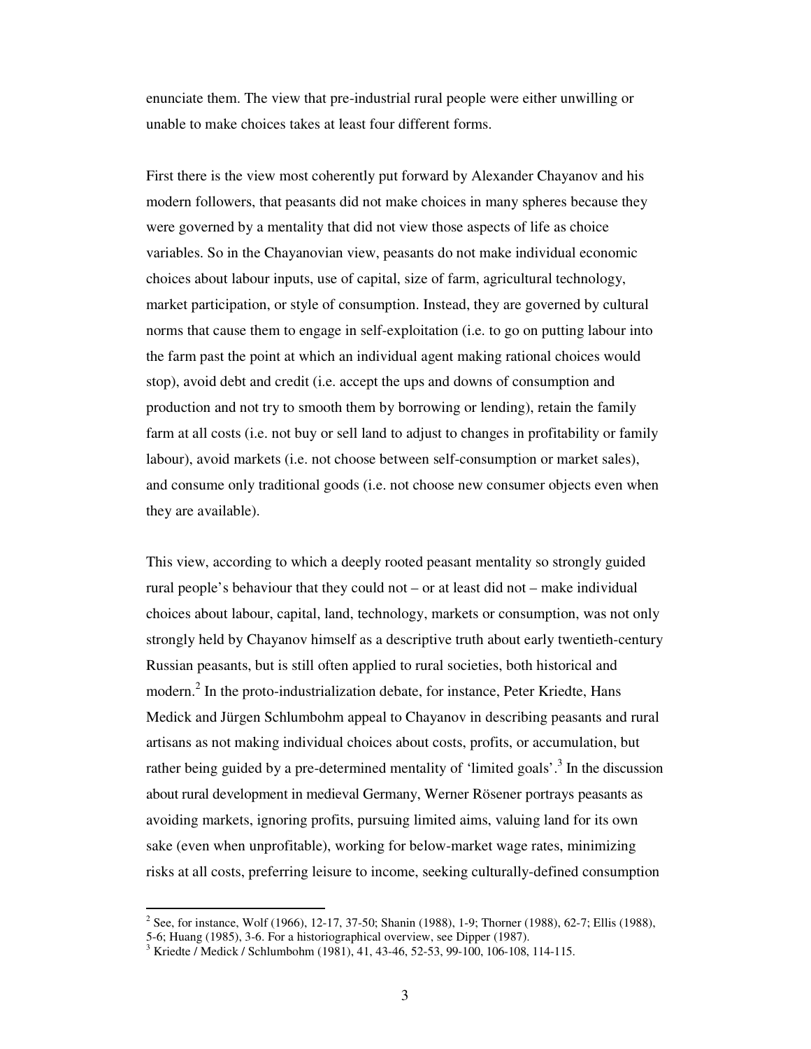enunciate them. The view that pre-industrial rural people were either unwilling or unable to make choices takes at least four different forms.

First there is the view most coherently put forward by Alexander Chayanov and his modern followers, that peasants did not make choices in many spheres because they were governed by a mentality that did not view those aspects of life as choice variables. So in the Chayanovian view, peasants do not make individual economic choices about labour inputs, use of capital, size of farm, agricultural technology, market participation, or style of consumption. Instead, they are governed by cultural norms that cause them to engage in self-exploitation (i.e. to go on putting labour into the farm past the point at which an individual agent making rational choices would stop), avoid debt and credit (i.e. accept the ups and downs of consumption and production and not try to smooth them by borrowing or lending), retain the family farm at all costs (i.e. not buy or sell land to adjust to changes in profitability or family labour), avoid markets (i.e. not choose between self-consumption or market sales), and consume only traditional goods (i.e. not choose new consumer objects even when they are available).

This view, according to which a deeply rooted peasant mentality so strongly guided rural people's behaviour that they could not – or at least did not – make individual choices about labour, capital, land, technology, markets or consumption, was not only strongly held by Chayanov himself as a descriptive truth about early twentieth-century Russian peasants, but is still often applied to rural societies, both historical and modern.[2] In the proto-industrialization debate, for instance, Peter Kriedte, Hans Medick and Jürgen Schlumbohm appeal to Chayanov in describing peasants and rural artisans as not making individual choices about costs, profits, or accumulation, but rather being guided by a pre-determined mentality of 'limited goals'.[3] In the discussion about rural development in medieval Germany, Werner Rösener portrays peasants as avoiding markets, ignoring profits, pursuing limited aims, valuing land for its own sake (even when unprofitable), working for below-market wage rates, minimizing risks at all costs, preferring leisure to income, seeking culturally-defined consumption

---

[2] See, for instance, Wolf (1966), 12-17, 37-50; Shanin (1988), 1-9; Thorner (1988), 62-7; Ellis (1988), 5-6; Huang (1985), 3-6. For a historiographical overview, see Dipper (1987).

[3] Kriedte / Medick / Schlumbohm (1981), 41, 43-46, 52-53, 99-100, 106-108, 114-115.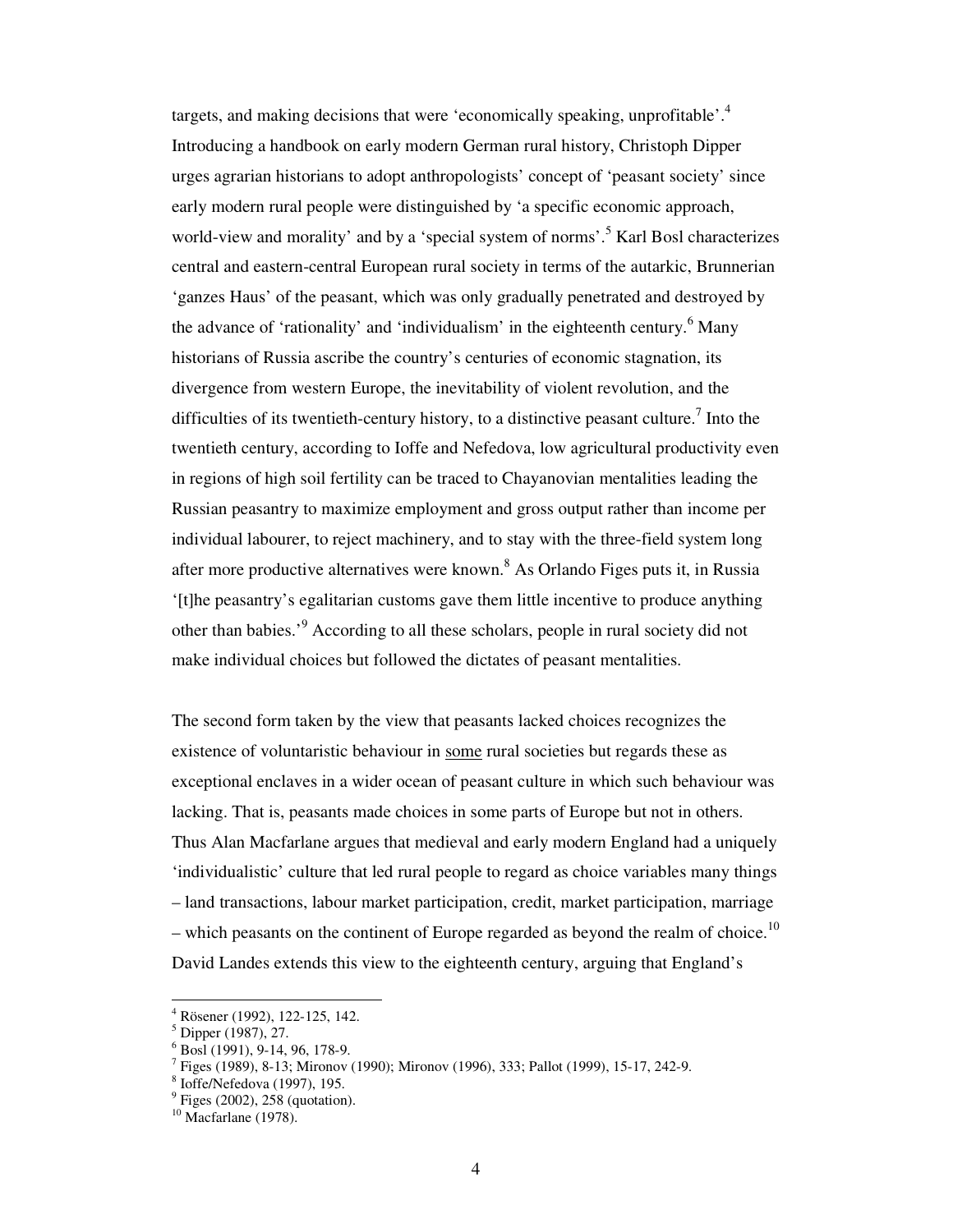targets, and making decisions that were 'economically speaking, unprofitable'.[4] Introducing a handbook on early modern German rural history, Christoph Dipper urges agrarian historians to adopt anthropologists' concept of 'peasant society' since early modern rural people were distinguished by 'a specific economic approach, world-view and morality' and by a 'special system of norms'.[5] Karl Bosl characterizes central and eastern-central European rural society in terms of the autarkic, Brunnerian 'ganzes Haus' of the peasant, which was only gradually penetrated and destroyed by the advance of 'rationality' and 'individualism' in the eighteenth century.[6] Many historians of Russia ascribe the country's centuries of economic stagnation, its divergence from western Europe, the inevitability of violent revolution, and the difficulties of its twentieth-century history, to a distinctive peasant culture.[7] Into the twentieth century, according to Ioffe and Nefedova, low agricultural productivity even in regions of high soil fertility can be traced to Chayanovian mentalities leading the Russian peasantry to maximize employment and gross output rather than income per individual labourer, to reject machinery, and to stay with the three-field system long after more productive alternatives were known.[8] As Orlando Figes puts it, in Russia '[t]he peasantry's egalitarian customs gave them little incentive to produce anything other than babies.'[9] According to all these scholars, people in rural society did not make individual choices but followed the dictates of peasant mentalities.

The second form taken by the view that peasants lacked choices recognizes the existence of voluntaristic behaviour in <u>some</u> rural societies but regards these as exceptional enclaves in a wider ocean of peasant culture in which such behaviour was lacking. That is, peasants made choices in some parts of Europe but not in others. Thus Alan Macfarlane argues that medieval and early modern England had a uniquely 'individualistic' culture that led rural people to regard as choice variables many things – land transactions, labour market participation, credit, market participation, marriage – which peasants on the continent of Europe regarded as beyond the realm of choice.[10] David Landes extends this view to the eighteenth century, arguing that England's

---

[4] Rösener (1992), 122-125, 142.
[5] Dipper (1987), 27.
[6] Bosl (1991), 9-14, 96, 178-9.
[7] Figes (1989), 8-13; Mironov (1990); Mironov (1996), 333; Pallot (1999), 15-17, 242-9.
[8] Ioffe/Nefedova (1997), 195.
[9] Figes (2002), 258 (quotation).
[10] Macfarlane (1978).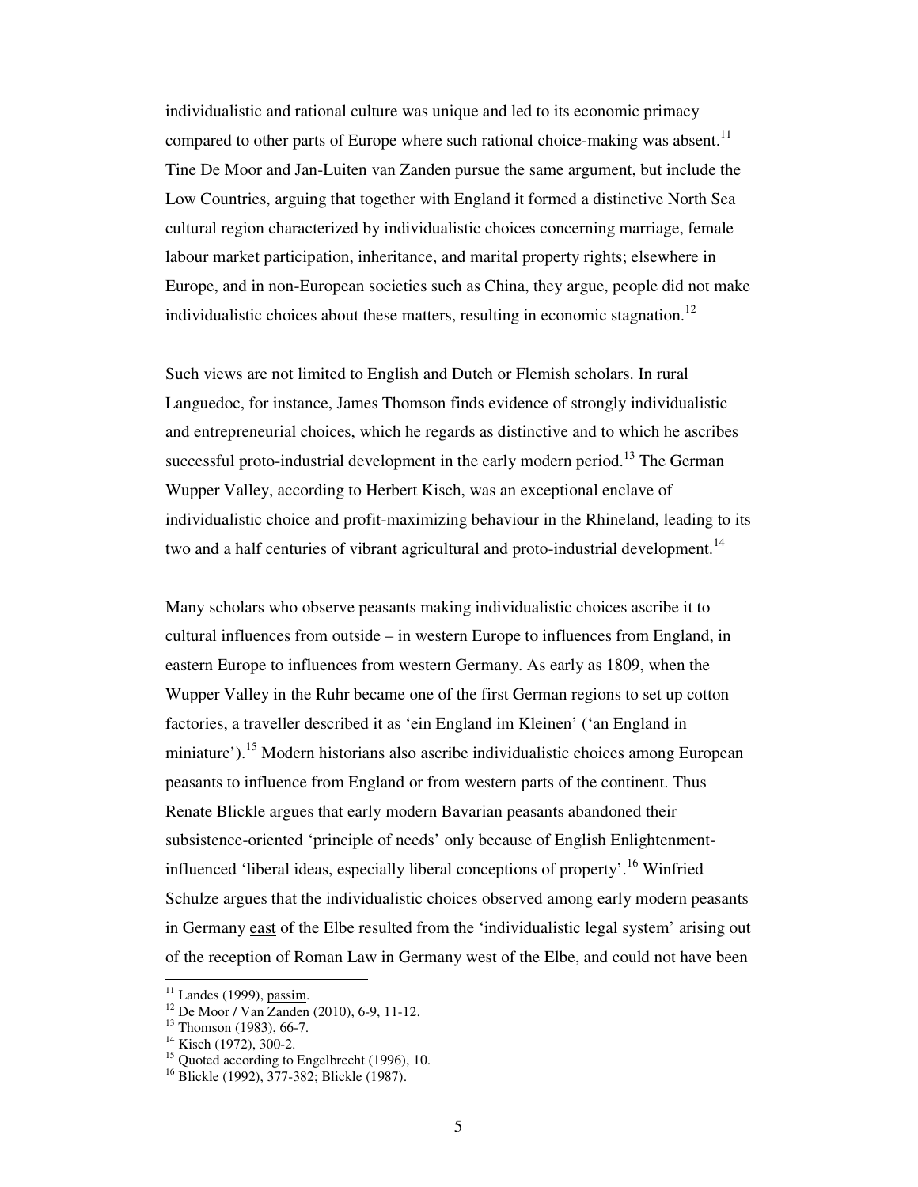individualistic and rational culture was unique and led to its economic primacy compared to other parts of Europe where such rational choice-making was absent.[11] Tine De Moor and Jan-Luiten van Zanden pursue the same argument, but include the Low Countries, arguing that together with England it formed a distinctive North Sea cultural region characterized by individualistic choices concerning marriage, female labour market participation, inheritance, and marital property rights; elsewhere in Europe, and in non-European societies such as China, they argue, people did not make individualistic choices about these matters, resulting in economic stagnation.[12]

Such views are not limited to English and Dutch or Flemish scholars. In rural Languedoc, for instance, James Thomson finds evidence of strongly individualistic and entrepreneurial choices, which he regards as distinctive and to which he ascribes successful proto-industrial development in the early modern period.[13] The German Wupper Valley, according to Herbert Kisch, was an exceptional enclave of individualistic choice and profit-maximizing behaviour in the Rhineland, leading to its two and a half centuries of vibrant agricultural and proto-industrial development.[14]

Many scholars who observe peasants making individualistic choices ascribe it to cultural influences from outside – in western Europe to influences from England, in eastern Europe to influences from western Germany. As early as 1809, when the Wupper Valley in the Ruhr became one of the first German regions to set up cotton factories, a traveller described it as 'ein England im Kleinen' ('an England in miniature').[15] Modern historians also ascribe individualistic choices among European peasants to influence from England or from western parts of the continent. Thus Renate Blickle argues that early modern Bavarian peasants abandoned their subsistence-oriented 'principle of needs' only because of English Enlightenment-influenced 'liberal ideas, especially liberal conceptions of property'.[16] Winfried Schulze argues that the individualistic choices observed among early modern peasants in Germany <u>east</u> of the Elbe resulted from the 'individualistic legal system' arising out of the reception of Roman Law in Germany <u>west</u> of the Elbe, and could not have been

---

[11] Landes (1999), <u>passim</u>.
[12] De Moor / Van Zanden (2010), 6-9, 11-12.
[13] Thomson (1983), 66-7.
[14] Kisch (1972), 300-2.
[15] Quoted according to Engelbrecht (1996), 10.
[16] Blickle (1992), 377-382; Blickle (1987).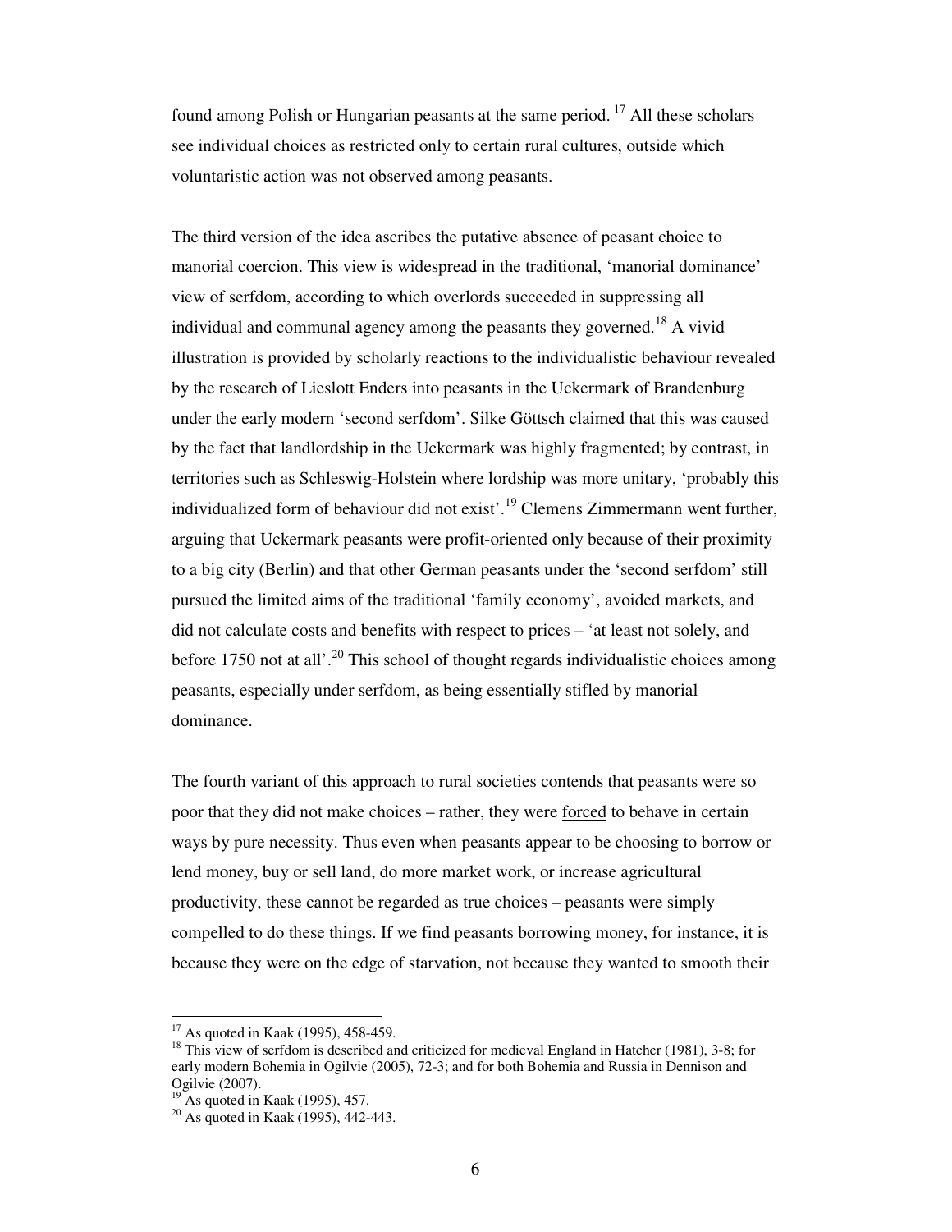found among Polish or Hungarian peasants at the same period. [17] All these scholars see individual choices as restricted only to certain rural cultures, outside which voluntaristic action was not observed among peasants.

The third version of the idea ascribes the putative absence of peasant choice to manorial coercion. This view is widespread in the traditional, 'manorial dominance' view of serfdom, according to which overlords succeeded in suppressing all individual and communal agency among the peasants they governed.[18] A vivid illustration is provided by scholarly reactions to the individualistic behaviour revealed by the research of Lieslott Enders into peasants in the Uckermark of Brandenburg under the early modern 'second serfdom'. Silke Göttsch claimed that this was caused by the fact that landlordship in the Uckermark was highly fragmented; by contrast, in territories such as Schleswig-Holstein where lordship was more unitary, 'probably this individualized form of behaviour did not exist'.[19] Clemens Zimmermann went further, arguing that Uckermark peasants were profit-oriented only because of their proximity to a big city (Berlin) and that other German peasants under the 'second serfdom' still pursued the limited aims of the traditional 'family economy', avoided markets, and did not calculate costs and benefits with respect to prices – 'at least not solely, and before 1750 not at all'.[20] This school of thought regards individualistic choices among peasants, especially under serfdom, as being essentially stifled by manorial dominance.

The fourth variant of this approach to rural societies contends that peasants were so poor that they did not make choices – rather, they were <u>forced</u> to behave in certain ways by pure necessity. Thus even when peasants appear to be choosing to borrow or lend money, buy or sell land, do more market work, or increase agricultural productivity, these cannot be regarded as true choices – peasants were simply compelled to do these things. If we find peasants borrowing money, for instance, it is because they were on the edge of starvation, not because they wanted to smooth their

---

[17] As quoted in Kaak (1995), 458-459.

[18] This view of serfdom is described and criticized for medieval England in Hatcher (1981), 3-8; for early modern Bohemia in Ogilvie (2005), 72-3; and for both Bohemia and Russia in Dennison and Ogilvie (2007).

[19] As quoted in Kaak (1995), 457.

[20] As quoted in Kaak (1995), 442-443.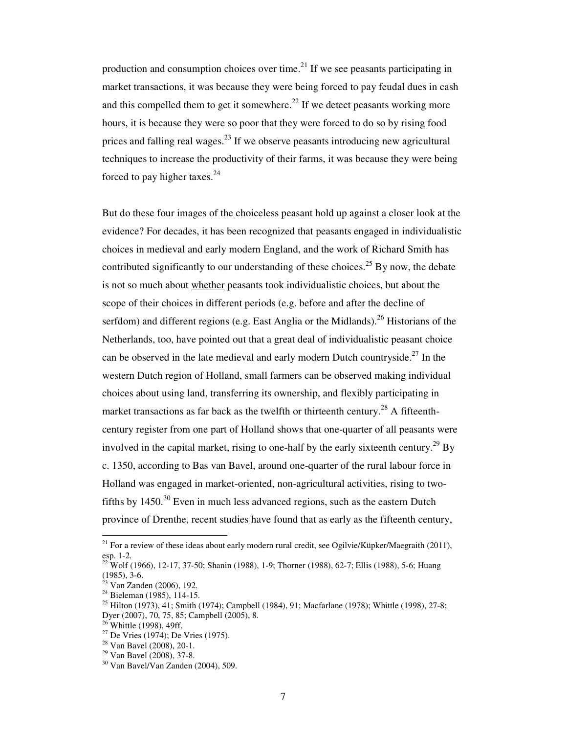production and consumption choices over time.[21] If we see peasants participating in market transactions, it was because they were being forced to pay feudal dues in cash and this compelled them to get it somewhere.[22] If we detect peasants working more hours, it is because they were so poor that they were forced to do so by rising food prices and falling real wages.[23] If we observe peasants introducing new agricultural techniques to increase the productivity of their farms, it was because they were being forced to pay higher taxes.[24]

But do these four images of the choiceless peasant hold up against a closer look at the evidence? For decades, it has been recognized that peasants engaged in individualistic choices in medieval and early modern England, and the work of Richard Smith has contributed significantly to our understanding of these choices.[25] By now, the debate is not so much about <u>whether</u> peasants took individualistic choices, but about the scope of their choices in different periods (e.g. before and after the decline of serfdom) and different regions (e.g. East Anglia or the Midlands).[26] Historians of the Netherlands, too, have pointed out that a great deal of individualistic peasant choice can be observed in the late medieval and early modern Dutch countryside.[27] In the western Dutch region of Holland, small farmers can be observed making individual choices about using land, transferring its ownership, and flexibly participating in market transactions as far back as the twelfth or thirteenth century.[28] A fifteenth-century register from one part of Holland shows that one-quarter of all peasants were involved in the capital market, rising to one-half by the early sixteenth century.[29] By c. 1350, according to Bas van Bavel, around one-quarter of the rural labour force in Holland was engaged in market-oriented, non-agricultural activities, rising to two-fifths by 1450.[30] Even in much less advanced regions, such as the eastern Dutch province of Drenthe, recent studies have found that as early as the fifteenth century,

---

[21] For a review of these ideas about early modern rural credit, see Ogilvie/Küpker/Maegraith (2011), esp. 1-2.

[22] Wolf (1966), 12-17, 37-50; Shanin (1988), 1-9; Thorner (1988), 62-7; Ellis (1988), 5-6; Huang (1985), 3-6.

[23] Van Zanden (2006), 192.

[24] Bieleman (1985), 114-15.

[25] Hilton (1973), 41; Smith (1974); Campbell (1984), 91; Macfarlane (1978); Whittle (1998), 27-8; Dyer (2007), 70, 75, 85; Campbell (2005), 8.

[26] Whittle (1998), 49ff.

[27] De Vries (1974); De Vries (1975).

[28] Van Bavel (2008), 20-1.

[29] Van Bavel (2008), 37-8.

[30] Van Bavel/Van Zanden (2004), 509.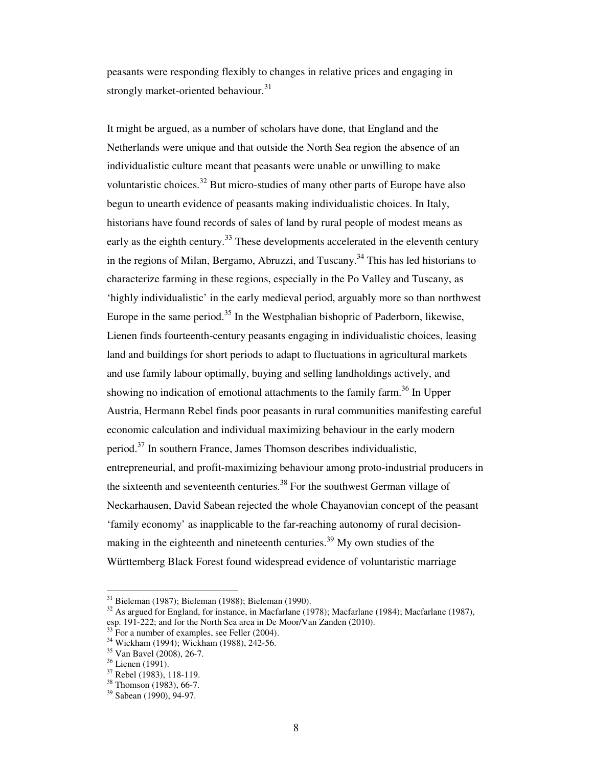peasants were responding flexibly to changes in relative prices and engaging in strongly market-oriented behaviour.[31]

It might be argued, as a number of scholars have done, that England and the Netherlands were unique and that outside the North Sea region the absence of an individualistic culture meant that peasants were unable or unwilling to make voluntaristic choices.[32] But micro-studies of many other parts of Europe have also begun to unearth evidence of peasants making individualistic choices. In Italy, historians have found records of sales of land by rural people of modest means as early as the eighth century.[33] These developments accelerated in the eleventh century in the regions of Milan, Bergamo, Abruzzi, and Tuscany.[34] This has led historians to characterize farming in these regions, especially in the Po Valley and Tuscany, as 'highly individualistic' in the early medieval period, arguably more so than northwest Europe in the same period.[35] In the Westphalian bishopric of Paderborn, likewise, Lienen finds fourteenth-century peasants engaging in individualistic choices, leasing land and buildings for short periods to adapt to fluctuations in agricultural markets and use family labour optimally, buying and selling landholdings actively, and showing no indication of emotional attachments to the family farm.[36] In Upper Austria, Hermann Rebel finds poor peasants in rural communities manifesting careful economic calculation and individual maximizing behaviour in the early modern period.[37] In southern France, James Thomson describes individualistic, entrepreneurial, and profit-maximizing behaviour among proto-industrial producers in the sixteenth and seventeenth centuries.[38] For the southwest German village of Neckarhausen, David Sabean rejected the whole Chayanovian concept of the peasant 'family economy' as inapplicable to the far-reaching autonomy of rural decision-making in the eighteenth and nineteenth centuries.[39] My own studies of the Württemberg Black Forest found widespread evidence of voluntaristic marriage

---

[31] Bieleman (1987); Bieleman (1988); Bieleman (1990).

[32] As argued for England, for instance, in Macfarlane (1978); Macfarlane (1984); Macfarlane (1987), esp. 191-222; and for the North Sea area in De Moor/Van Zanden (2010).

[33] For a number of examples, see Feller (2004).

[34] Wickham (1994); Wickham (1988), 242-56.

[35] Van Bavel (2008), 26-7.

[36] Lienen (1991).

[37] Rebel (1983), 118-119.

[38] Thomson (1983), 66-7.

[39] Sabean (1990), 94-97.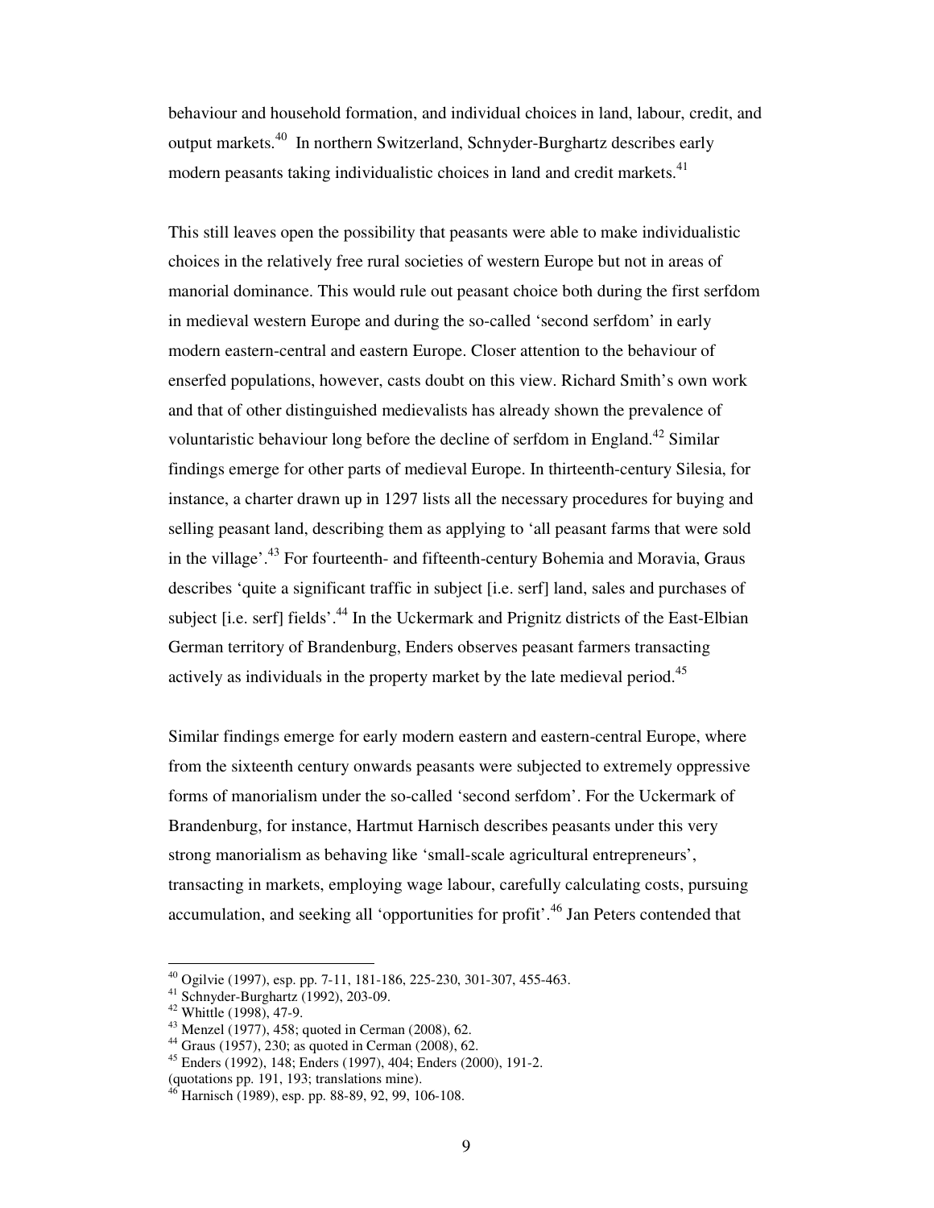behaviour and household formation, and individual choices in land, labour, credit, and output markets.[40] In northern Switzerland, Schnyder-Burghartz describes early modern peasants taking individualistic choices in land and credit markets.[41]

This still leaves open the possibility that peasants were able to make individualistic choices in the relatively free rural societies of western Europe but not in areas of manorial dominance. This would rule out peasant choice both during the first serfdom in medieval western Europe and during the so-called 'second serfdom' in early modern eastern-central and eastern Europe. Closer attention to the behaviour of enserfed populations, however, casts doubt on this view. Richard Smith's own work and that of other distinguished medievalists has already shown the prevalence of voluntaristic behaviour long before the decline of serfdom in England.[42] Similar findings emerge for other parts of medieval Europe. In thirteenth-century Silesia, for instance, a charter drawn up in 1297 lists all the necessary procedures for buying and selling peasant land, describing them as applying to 'all peasant farms that were sold in the village'.[43] For fourteenth- and fifteenth-century Bohemia and Moravia, Graus describes 'quite a significant traffic in subject [i.e. serf] land, sales and purchases of subject [i.e. serf] fields'.[44] In the Uckermark and Prignitz districts of the East-Elbian German territory of Brandenburg, Enders observes peasant farmers transacting actively as individuals in the property market by the late medieval period.[45]

Similar findings emerge for early modern eastern and eastern-central Europe, where from the sixteenth century onwards peasants were subjected to extremely oppressive forms of manorialism under the so-called 'second serfdom'. For the Uckermark of Brandenburg, for instance, Hartmut Harnisch describes peasants under this very strong manorialism as behaving like 'small-scale agricultural entrepreneurs', transacting in markets, employing wage labour, carefully calculating costs, pursuing accumulation, and seeking all 'opportunities for profit'.[46] Jan Peters contended that

---

[40] Ogilvie (1997), esp. pp. 7-11, 181-186, 225-230, 301-307, 455-463.

[41] Schnyder-Burghartz (1992), 203-09.

[42] Whittle (1998), 47-9.

[43] Menzel (1977), 458; quoted in Cerman (2008), 62.

[44] Graus (1957), 230; as quoted in Cerman (2008), 62.

[45] Enders (1992), 148; Enders (1997), 404; Enders (2000), 191-2. (quotations pp. 191, 193; translations mine).

[46] Harnisch (1989), esp. pp. 88-89, 92, 99, 106-108.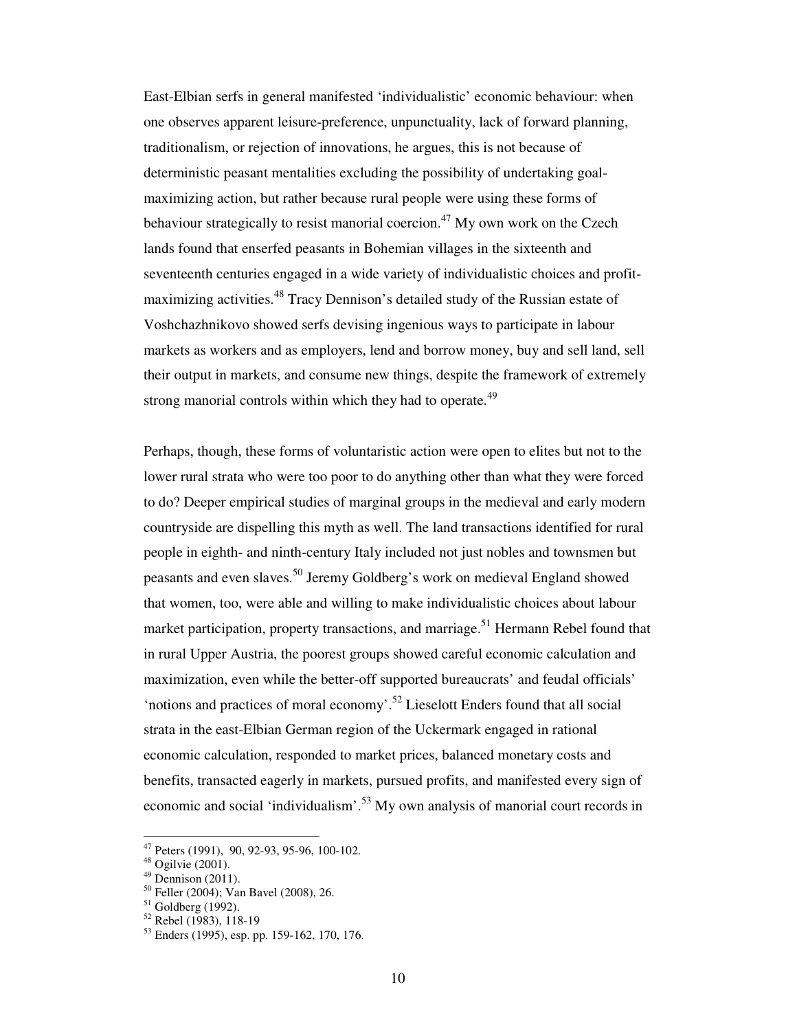East-Elbian serfs in general manifested 'individualistic' economic behaviour: when one observes apparent leisure-preference, unpunctuality, lack of forward planning, traditionalism, or rejection of innovations, he argues, this is not because of deterministic peasant mentalities excluding the possibility of undertaking goal-maximizing action, but rather because rural people were using these forms of behaviour strategically to resist manorial coercion.[47] My own work on the Czech lands found that enserfed peasants in Bohemian villages in the sixteenth and seventeenth centuries engaged in a wide variety of individualistic choices and profit-maximizing activities.[48] Tracy Dennison's detailed study of the Russian estate of Voshchazhnikovo showed serfs devising ingenious ways to participate in labour markets as workers and as employers, lend and borrow money, buy and sell land, sell their output in markets, and consume new things, despite the framework of extremely strong manorial controls within which they had to operate.[49]

Perhaps, though, these forms of voluntaristic action were open to elites but not to the lower rural strata who were too poor to do anything other than what they were forced to do? Deeper empirical studies of marginal groups in the medieval and early modern countryside are dispelling this myth as well. The land transactions identified for rural people in eighth- and ninth-century Italy included not just nobles and townsmen but peasants and even slaves.[50] Jeremy Goldberg's work on medieval England showed that women, too, were able and willing to make individualistic choices about labour market participation, property transactions, and marriage.[51] Hermann Rebel found that in rural Upper Austria, the poorest groups showed careful economic calculation and maximization, even while the better-off supported bureaucrats' and feudal officials' 'notions and practices of moral economy'.[52] Lieselott Enders found that all social strata in the east-Elbian German region of the Uckermark engaged in rational economic calculation, responded to market prices, balanced monetary costs and benefits, transacted eagerly in markets, pursued profits, and manifested every sign of economic and social 'individualism'.[53] My own analysis of manorial court records in

---

[47] Peters (1991), 90, 92-93, 95-96, 100-102.
[48] Ogilvie (2001).
[49] Dennison (2011).
[50] Feller (2004); Van Bavel (2008), 26.
[51] Goldberg (1992).
[52] Rebel (1983), 118-19
[53] Enders (1995), esp. pp. 159-162, 170, 176.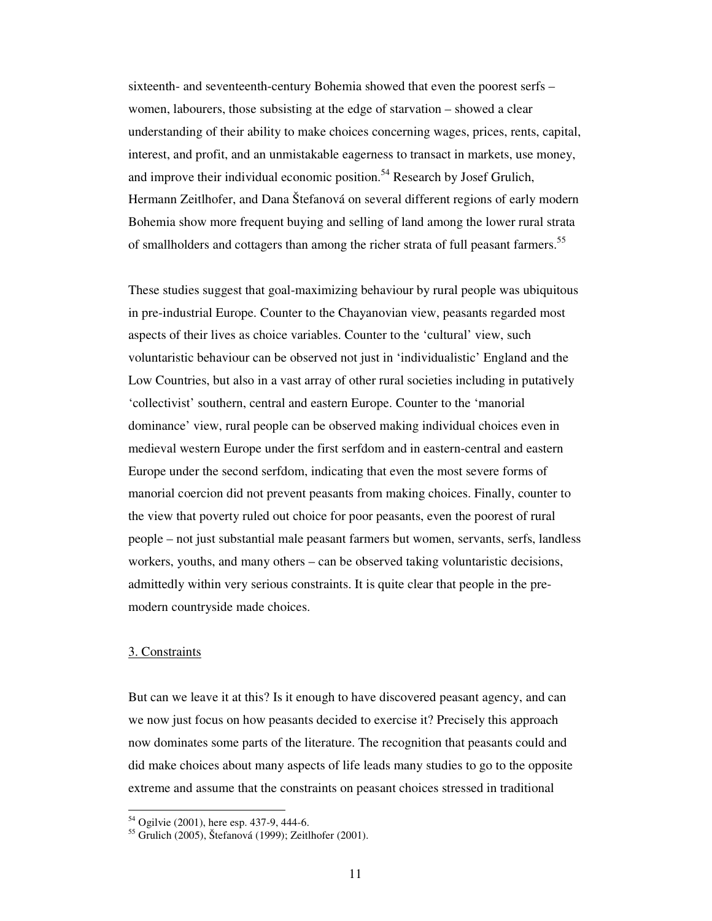sixteenth- and seventeenth-century Bohemia showed that even the poorest serfs – women, labourers, those subsisting at the edge of starvation – showed a clear understanding of their ability to make choices concerning wages, prices, rents, capital, interest, and profit, and an unmistakable eagerness to transact in markets, use money, and improve their individual economic position.[54] Research by Josef Grulich, Hermann Zeitlhofer, and Dana Štefanová on several different regions of early modern Bohemia show more frequent buying and selling of land among the lower rural strata of smallholders and cottagers than among the richer strata of full peasant farmers.[55]

These studies suggest that goal-maximizing behaviour by rural people was ubiquitous in pre-industrial Europe. Counter to the Chayanovian view, peasants regarded most aspects of their lives as choice variables. Counter to the 'cultural' view, such voluntaristic behaviour can be observed not just in 'individualistic' England and the Low Countries, but also in a vast array of other rural societies including in putatively 'collectivist' southern, central and eastern Europe. Counter to the 'manorial dominance' view, rural people can be observed making individual choices even in medieval western Europe under the first serfdom and in eastern-central and eastern Europe under the second serfdom, indicating that even the most severe forms of manorial coercion did not prevent peasants from making choices. Finally, counter to the view that poverty ruled out choice for poor peasants, even the poorest of rural people – not just substantial male peasant farmers but women, servants, serfs, landless workers, youths, and many others – can be observed taking voluntaristic decisions, admittedly within very serious constraints. It is quite clear that people in the pre-modern countryside made choices.

## 3. Constraints

But can we leave it at this? Is it enough to have discovered peasant agency, and can we now just focus on how peasants decided to exercise it? Precisely this approach now dominates some parts of the literature. The recognition that peasants could and did make choices about many aspects of life leads many studies to go to the opposite extreme and assume that the constraints on peasant choices stressed in traditional

---

[54] Ogilvie (2001), here esp. 437-9, 444-6.

[55] Grulich (2005), Štefanová (1999); Zeitlhofer (2001).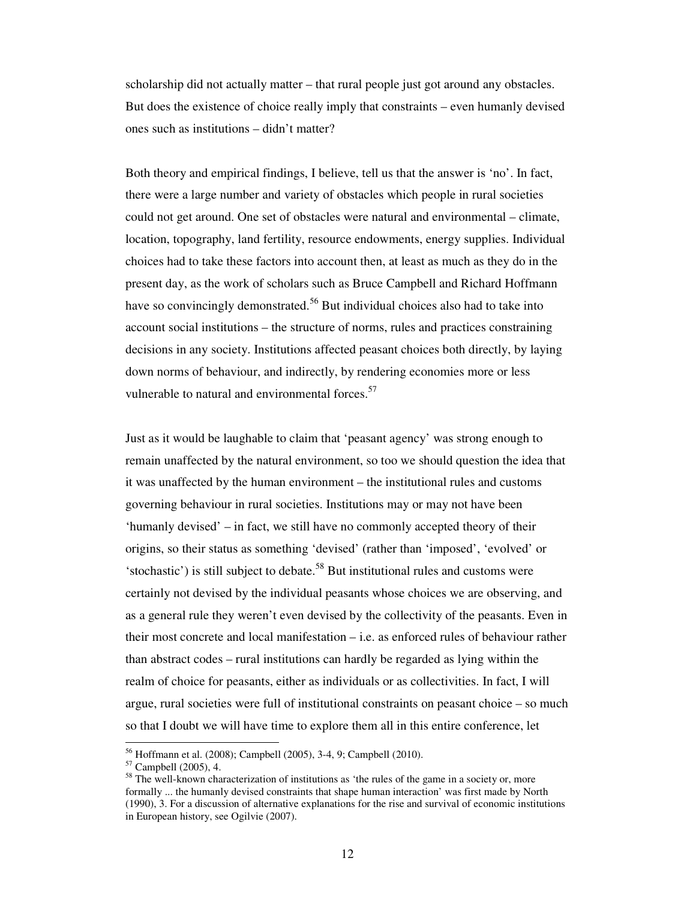scholarship did not actually matter – that rural people just got around any obstacles. But does the existence of choice really imply that constraints – even humanly devised ones such as institutions – didn't matter?

Both theory and empirical findings, I believe, tell us that the answer is 'no'. In fact, there were a large number and variety of obstacles which people in rural societies could not get around. One set of obstacles were natural and environmental – climate, location, topography, land fertility, resource endowments, energy supplies. Individual choices had to take these factors into account then, at least as much as they do in the present day, as the work of scholars such as Bruce Campbell and Richard Hoffmann have so convincingly demonstrated.[56] But individual choices also had to take into account social institutions – the structure of norms, rules and practices constraining decisions in any society. Institutions affected peasant choices both directly, by laying down norms of behaviour, and indirectly, by rendering economies more or less vulnerable to natural and environmental forces.[57]

Just as it would be laughable to claim that 'peasant agency' was strong enough to remain unaffected by the natural environment, so too we should question the idea that it was unaffected by the human environment – the institutional rules and customs governing behaviour in rural societies. Institutions may or may not have been 'humanly devised' – in fact, we still have no commonly accepted theory of their origins, so their status as something 'devised' (rather than 'imposed', 'evolved' or 'stochastic') is still subject to debate.[58] But institutional rules and customs were certainly not devised by the individual peasants whose choices we are observing, and as a general rule they weren't even devised by the collectivity of the peasants. Even in their most concrete and local manifestation – i.e. as enforced rules of behaviour rather than abstract codes – rural institutions can hardly be regarded as lying within the realm of choice for peasants, either as individuals or as collectivities. In fact, I will argue, rural societies were full of institutional constraints on peasant choice – so much so that I doubt we will have time to explore them all in this entire conference, let

---

[56] Hoffmann et al. (2008); Campbell (2005), 3-4, 9; Campbell (2010).

[57] Campbell (2005), 4.

[58] The well-known characterization of institutions as 'the rules of the game in a society or, more formally ... the humanly devised constraints that shape human interaction' was first made by North (1990), 3. For a discussion of alternative explanations for the rise and survival of economic institutions in European history, see Ogilvie (2007).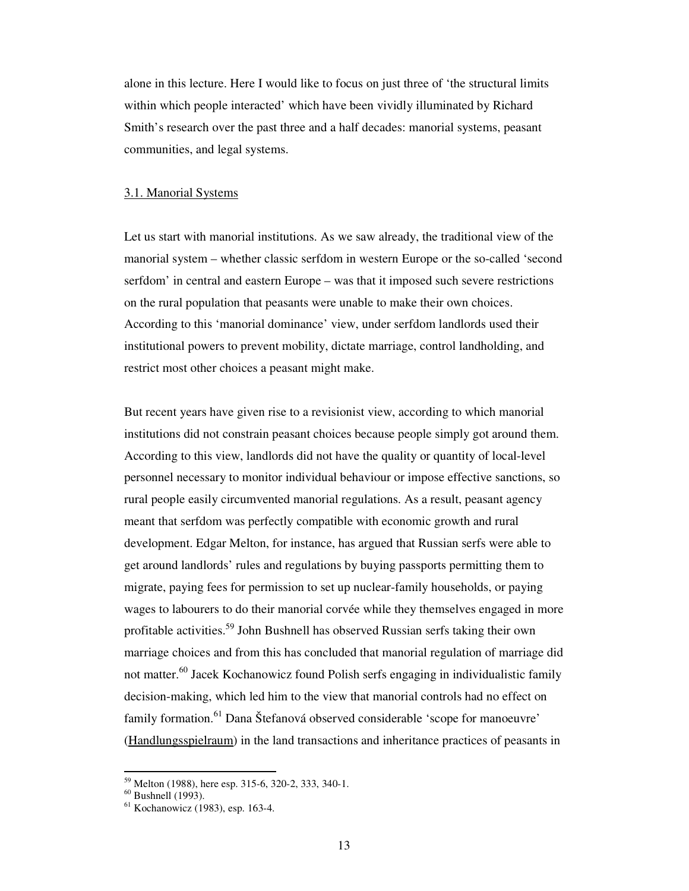alone in this lecture. Here I would like to focus on just three of 'the structural limits within which people interacted' which have been vividly illuminated by Richard Smith's research over the past three and a half decades: manorial systems, peasant communities, and legal systems.

### 3.1. Manorial Systems

Let us start with manorial institutions. As we saw already, the traditional view of the manorial system – whether classic serfdom in western Europe or the so-called 'second serfdom' in central and eastern Europe – was that it imposed such severe restrictions on the rural population that peasants were unable to make their own choices. According to this 'manorial dominance' view, under serfdom landlords used their institutional powers to prevent mobility, dictate marriage, control landholding, and restrict most other choices a peasant might make.

But recent years have given rise to a revisionist view, according to which manorial institutions did not constrain peasant choices because people simply got around them. According to this view, landlords did not have the quality or quantity of local-level personnel necessary to monitor individual behaviour or impose effective sanctions, so rural people easily circumvented manorial regulations. As a result, peasant agency meant that serfdom was perfectly compatible with economic growth and rural development. Edgar Melton, for instance, has argued that Russian serfs were able to get around landlords' rules and regulations by buying passports permitting them to migrate, paying fees for permission to set up nuclear-family households, or paying wages to labourers to do their manorial corvée while they themselves engaged in more profitable activities.[59] John Bushnell has observed Russian serfs taking their own marriage choices and from this has concluded that manorial regulation of marriage did not matter.[60] Jacek Kochanowicz found Polish serfs engaging in individualistic family decision-making, which led him to the view that manorial controls had no effect on family formation.[61] Dana Štefanová observed considerable 'scope for manoeuvre' (Handlungsspielraum) in the land transactions and inheritance practices of peasants in

---

[59] Melton (1988), here esp. 315-6, 320-2, 333, 340-1.

[60] Bushnell (1993).

[61] Kochanowicz (1983), esp. 163-4.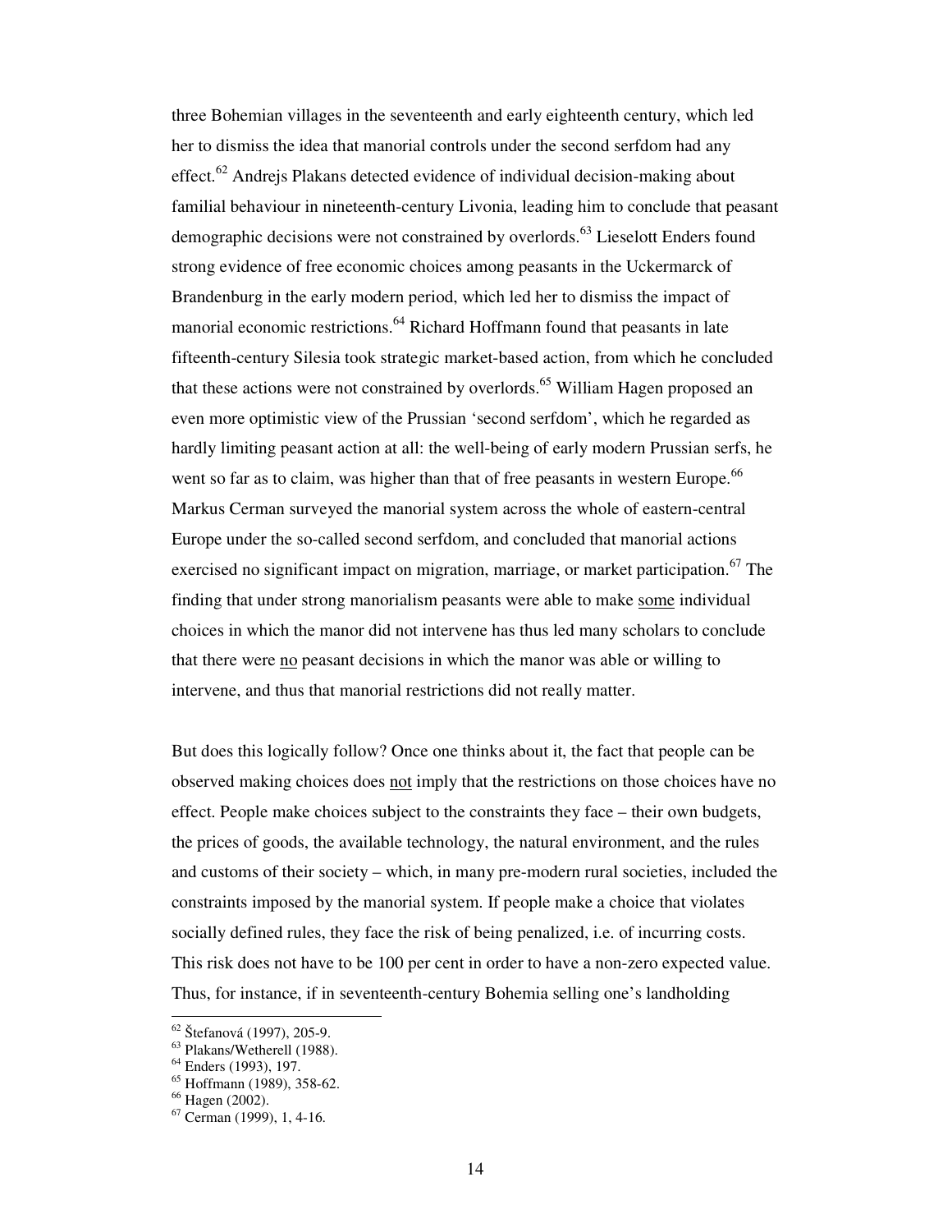three Bohemian villages in the seventeenth and early eighteenth century, which led her to dismiss the idea that manorial controls under the second serfdom had any effect.[62] Andrejs Plakans detected evidence of individual decision-making about familial behaviour in nineteenth-century Livonia, leading him to conclude that peasant demographic decisions were not constrained by overlords.[63] Lieselott Enders found strong evidence of free economic choices among peasants in the Uckermarck of Brandenburg in the early modern period, which led her to dismiss the impact of manorial economic restrictions.[64] Richard Hoffmann found that peasants in late fifteenth-century Silesia took strategic market-based action, from which he concluded that these actions were not constrained by overlords.[65] William Hagen proposed an even more optimistic view of the Prussian 'second serfdom', which he regarded as hardly limiting peasant action at all: the well-being of early modern Prussian serfs, he went so far as to claim, was higher than that of free peasants in western Europe.[66] Markus Cerman surveyed the manorial system across the whole of eastern-central Europe under the so-called second serfdom, and concluded that manorial actions exercised no significant impact on migration, marriage, or market participation.[67] The finding that under strong manorialism peasants were able to make <u>some</u> individual choices in which the manor did not intervene has thus led many scholars to conclude that there were <u>no</u> peasant decisions in which the manor was able or willing to intervene, and thus that manorial restrictions did not really matter.

But does this logically follow? Once one thinks about it, the fact that people can be observed making choices does <u>not</u> imply that the restrictions on those choices have no effect. People make choices subject to the constraints they face – their own budgets, the prices of goods, the available technology, the natural environment, and the rules and customs of their society – which, in many pre-modern rural societies, included the constraints imposed by the manorial system. If people make a choice that violates socially defined rules, they face the risk of being penalized, i.e. of incurring costs. This risk does not have to be 100 per cent in order to have a non-zero expected value. Thus, for instance, if in seventeenth-century Bohemia selling one's landholding

---

[62] Štefanová (1997), 205-9.

[63] Plakans/Wetherell (1988).

[64] Enders (1993), 197.

[65] Hoffmann (1989), 358-62.

[66] Hagen (2002).

[67] Cerman (1999), 1, 4-16.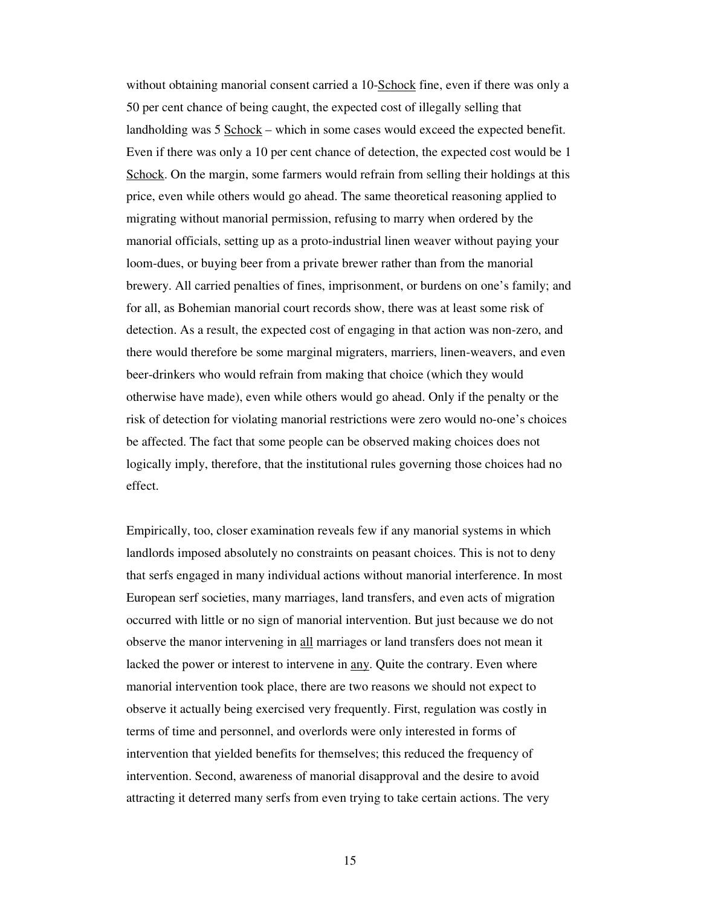without obtaining manorial consent carried a 10-Schock fine, even if there was only a 50 per cent chance of being caught, the expected cost of illegally selling that landholding was 5 Schock – which in some cases would exceed the expected benefit. Even if there was only a 10 per cent chance of detection, the expected cost would be 1 Schock. On the margin, some farmers would refrain from selling their holdings at this price, even while others would go ahead. The same theoretical reasoning applied to migrating without manorial permission, refusing to marry when ordered by the manorial officials, setting up as a proto-industrial linen weaver without paying your loom-dues, or buying beer from a private brewer rather than from the manorial brewery. All carried penalties of fines, imprisonment, or burdens on one's family; and for all, as Bohemian manorial court records show, there was at least some risk of detection. As a result, the expected cost of engaging in that action was non-zero, and there would therefore be some marginal migraters, marriers, linen-weavers, and even beer-drinkers who would refrain from making that choice (which they would otherwise have made), even while others would go ahead. Only if the penalty or the risk of detection for violating manorial restrictions were zero would no-one's choices be affected. The fact that some people can be observed making choices does not logically imply, therefore, that the institutional rules governing those choices had no effect.

Empirically, too, closer examination reveals few if any manorial systems in which landlords imposed absolutely no constraints on peasant choices. This is not to deny that serfs engaged in many individual actions without manorial interference. In most European serf societies, many marriages, land transfers, and even acts of migration occurred with little or no sign of manorial intervention. But just because we do not observe the manor intervening in all marriages or land transfers does not mean it lacked the power or interest to intervene in any. Quite the contrary. Even where manorial intervention took place, there are two reasons we should not expect to observe it actually being exercised very frequently. First, regulation was costly in terms of time and personnel, and overlords were only interested in forms of intervention that yielded benefits for themselves; this reduced the frequency of intervention. Second, awareness of manorial disapproval and the desire to avoid attracting it deterred many serfs from even trying to take certain actions. The very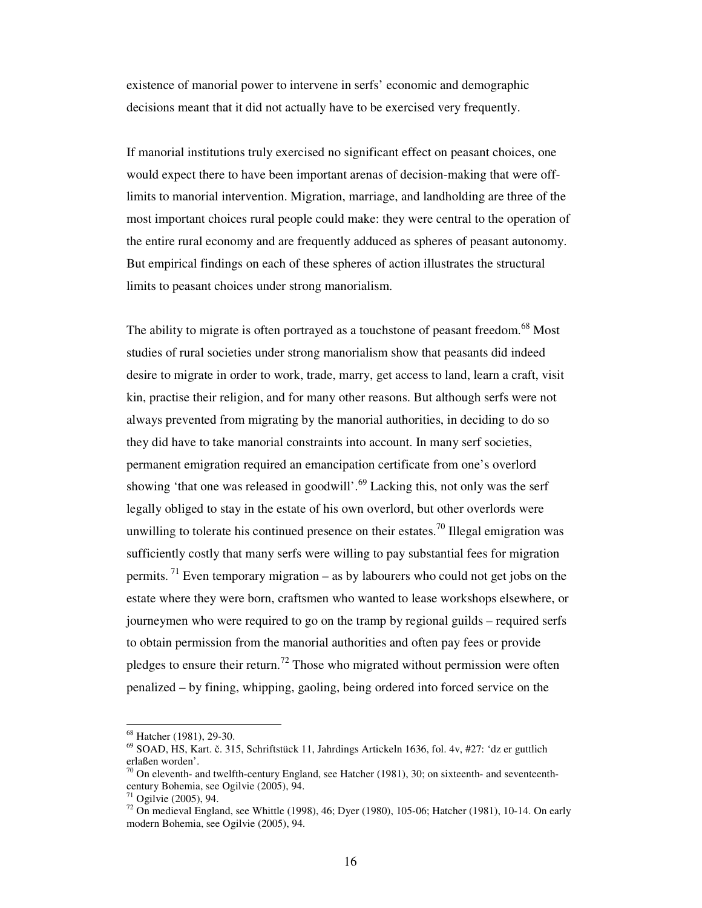existence of manorial power to intervene in serfs' economic and demographic decisions meant that it did not actually have to be exercised very frequently.

If manorial institutions truly exercised no significant effect on peasant choices, one would expect there to have been important arenas of decision-making that were off-limits to manorial intervention. Migration, marriage, and landholding are three of the most important choices rural people could make: they were central to the operation of the entire rural economy and are frequently adduced as spheres of peasant autonomy. But empirical findings on each of these spheres of action illustrates the structural limits to peasant choices under strong manorialism.

The ability to migrate is often portrayed as a touchstone of peasant freedom.[68] Most studies of rural societies under strong manorialism show that peasants did indeed desire to migrate in order to work, trade, marry, get access to land, learn a craft, visit kin, practise their religion, and for many other reasons. But although serfs were not always prevented from migrating by the manorial authorities, in deciding to do so they did have to take manorial constraints into account. In many serf societies, permanent emigration required an emancipation certificate from one's overlord showing 'that one was released in goodwill'.[69] Lacking this, not only was the serf legally obliged to stay in the estate of his own overlord, but other overlords were unwilling to tolerate his continued presence on their estates.[70] Illegal emigration was sufficiently costly that many serfs were willing to pay substantial fees for migration permits.[71] Even temporary migration – as by labourers who could not get jobs on the estate where they were born, craftsmen who wanted to lease workshops elsewhere, or journeymen who were required to go on the tramp by regional guilds – required serfs to obtain permission from the manorial authorities and often pay fees or provide pledges to ensure their return.[72] Those who migrated without permission were often penalized – by fining, whipping, gaoling, being ordered into forced service on the

---

[68] Hatcher (1981), 29-30.

[69] SOAD, HS, Kart. č. 315, Schriftstück 11, Jahrdings Artickeln 1636, fol. 4v, #27: 'dz er guttlich erlaßen worden'.

[70] On eleventh- and twelfth-century England, see Hatcher (1981), 30; on sixteenth- and seventeenth-century Bohemia, see Ogilvie (2005), 94.

[71] Ogilvie (2005), 94.

[72] On medieval England, see Whittle (1998), 46; Dyer (1980), 105-06; Hatcher (1981), 10-14. On early modern Bohemia, see Ogilvie (2005), 94.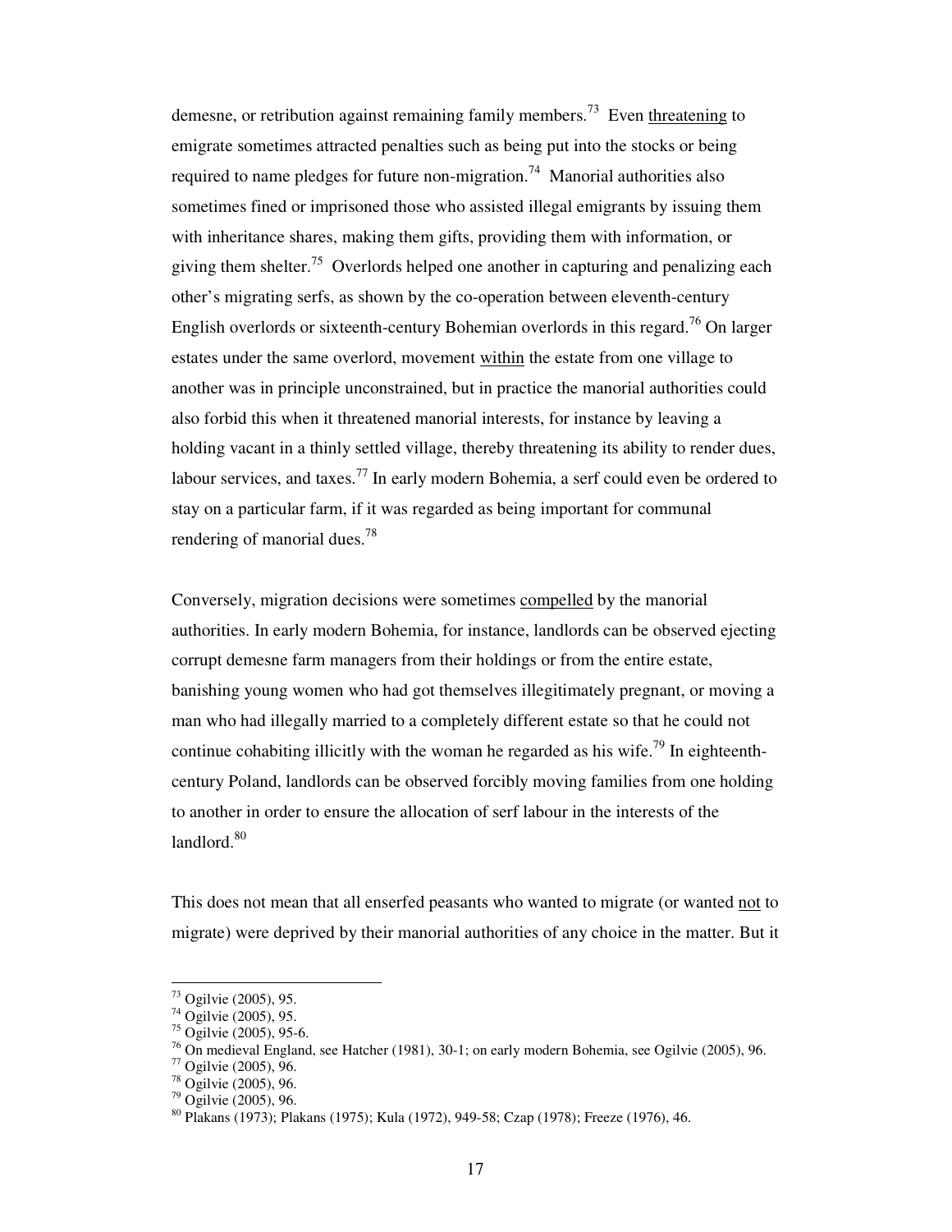demesne, or retribution against remaining family members.[73] Even <u>threatening</u> to emigrate sometimes attracted penalties such as being put into the stocks or being required to name pledges for future non-migration.[74] Manorial authorities also sometimes fined or imprisoned those who assisted illegal emigrants by issuing them with inheritance shares, making them gifts, providing them with information, or giving them shelter.[75] Overlords helped one another in capturing and penalizing each other's migrating serfs, as shown by the co-operation between eleventh-century English overlords or sixteenth-century Bohemian overlords in this regard.[76] On larger estates under the same overlord, movement <u>within</u> the estate from one village to another was in principle unconstrained, but in practice the manorial authorities could also forbid this when it threatened manorial interests, for instance by leaving a holding vacant in a thinly settled village, thereby threatening its ability to render dues, labour services, and taxes.[77] In early modern Bohemia, a serf could even be ordered to stay on a particular farm, if it was regarded as being important for communal rendering of manorial dues.[78]

Conversely, migration decisions were sometimes <u>compelled</u> by the manorial authorities. In early modern Bohemia, for instance, landlords can be observed ejecting corrupt demesne farm managers from their holdings or from the entire estate, banishing young women who had got themselves illegitimately pregnant, or moving a man who had illegally married to a completely different estate so that he could not continue cohabiting illicitly with the woman he regarded as his wife.[79] In eighteenth-century Poland, landlords can be observed forcibly moving families from one holding to another in order to ensure the allocation of serf labour in the interests of the landlord.[80]

This does not mean that all enserfed peasants who wanted to migrate (or wanted <u>not</u> to migrate) were deprived by their manorial authorities of any choice in the matter. But it

---

[73] Ogilvie (2005), 95.

[74] Ogilvie (2005), 95.

[75] Ogilvie (2005), 95-6.

[76] On medieval England, see Hatcher (1981), 30-1; on early modern Bohemia, see Ogilvie (2005), 96.

[77] Ogilvie (2005), 96.

[78] Ogilvie (2005), 96.

[79] Ogilvie (2005), 96.

[80] Plakans (1973); Plakans (1975); Kula (1972), 949-58; Czap (1978); Freeze (1976), 46.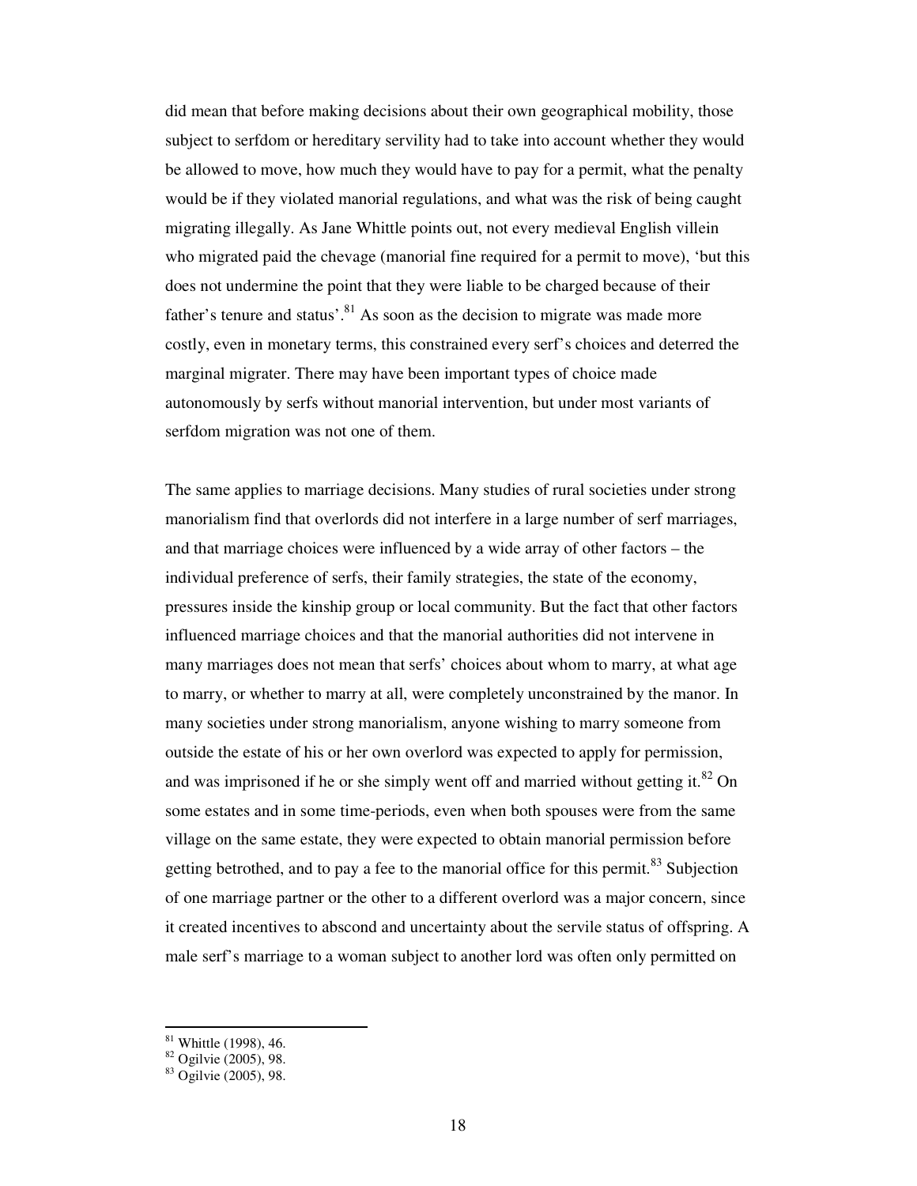did mean that before making decisions about their own geographical mobility, those subject to serfdom or hereditary servility had to take into account whether they would be allowed to move, how much they would have to pay for a permit, what the penalty would be if they violated manorial regulations, and what was the risk of being caught migrating illegally. As Jane Whittle points out, not every medieval English villein who migrated paid the chevage (manorial fine required for a permit to move), 'but this does not undermine the point that they were liable to be charged because of their father's tenure and status'.[81] As soon as the decision to migrate was made more costly, even in monetary terms, this constrained every serf's choices and deterred the marginal migrater. There may have been important types of choice made autonomously by serfs without manorial intervention, but under most variants of serfdom migration was not one of them.

The same applies to marriage decisions. Many studies of rural societies under strong manorialism find that overlords did not interfere in a large number of serf marriages, and that marriage choices were influenced by a wide array of other factors – the individual preference of serfs, their family strategies, the state of the economy, pressures inside the kinship group or local community. But the fact that other factors influenced marriage choices and that the manorial authorities did not intervene in many marriages does not mean that serfs' choices about whom to marry, at what age to marry, or whether to marry at all, were completely unconstrained by the manor. In many societies under strong manorialism, anyone wishing to marry someone from outside the estate of his or her own overlord was expected to apply for permission, and was imprisoned if he or she simply went off and married without getting it.[82] On some estates and in some time-periods, even when both spouses were from the same village on the same estate, they were expected to obtain manorial permission before getting betrothed, and to pay a fee to the manorial office for this permit.[83] Subjection of one marriage partner or the other to a different overlord was a major concern, since it created incentives to abscond and uncertainty about the servile status of offspring. A male serf's marriage to a woman subject to another lord was often only permitted on

[81] Whittle (1998), 46.
[82] Ogilvie (2005), 98.
[83] Ogilvie (2005), 98.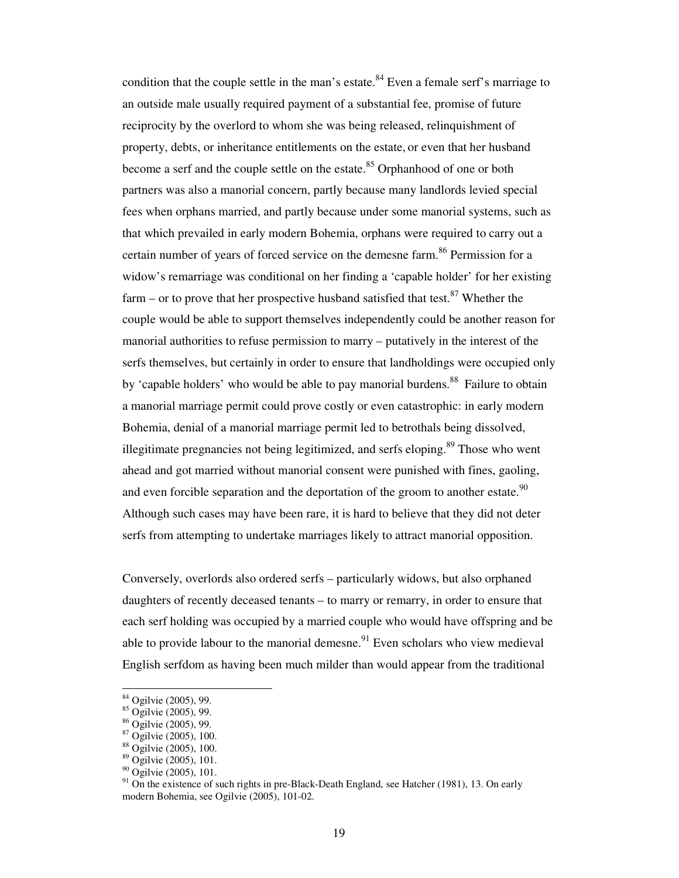condition that the couple settle in the man's estate.[84] Even a female serf's marriage to an outside male usually required payment of a substantial fee, promise of future reciprocity by the overlord to whom she was being released, relinquishment of property, debts, or inheritance entitlements on the estate, or even that her husband become a serf and the couple settle on the estate.[85] Orphanhood of one or both partners was also a manorial concern, partly because many landlords levied special fees when orphans married, and partly because under some manorial systems, such as that which prevailed in early modern Bohemia, orphans were required to carry out a certain number of years of forced service on the demesne farm.[86] Permission for a widow's remarriage was conditional on her finding a 'capable holder' for her existing farm – or to prove that her prospective husband satisfied that test.[87] Whether the couple would be able to support themselves independently could be another reason for manorial authorities to refuse permission to marry – putatively in the interest of the serfs themselves, but certainly in order to ensure that landholdings were occupied only by 'capable holders' who would be able to pay manorial burdens.[88] Failure to obtain a manorial marriage permit could prove costly or even catastrophic: in early modern Bohemia, denial of a manorial marriage permit led to betrothals being dissolved, illegitimate pregnancies not being legitimized, and serfs eloping.[89] Those who went ahead and got married without manorial consent were punished with fines, gaoling, and even forcible separation and the deportation of the groom to another estate.[90] Although such cases may have been rare, it is hard to believe that they did not deter serfs from attempting to undertake marriages likely to attract manorial opposition.

Conversely, overlords also ordered serfs – particularly widows, but also orphaned daughters of recently deceased tenants – to marry or remarry, in order to ensure that each serf holding was occupied by a married couple who would have offspring and be able to provide labour to the manorial demesne.[91] Even scholars who view medieval English serfdom as having been much milder than would appear from the traditional

---

[84] Ogilvie (2005), 99.
[85] Ogilvie (2005), 99.
[86] Ogilvie (2005), 99.
[87] Ogilvie (2005), 100.
[88] Ogilvie (2005), 100.
[89] Ogilvie (2005), 101.
[90] Ogilvie (2005), 101.
[91] On the existence of such rights in pre-Black-Death England, see Hatcher (1981), 13. On early modern Bohemia, see Ogilvie (2005), 101-02.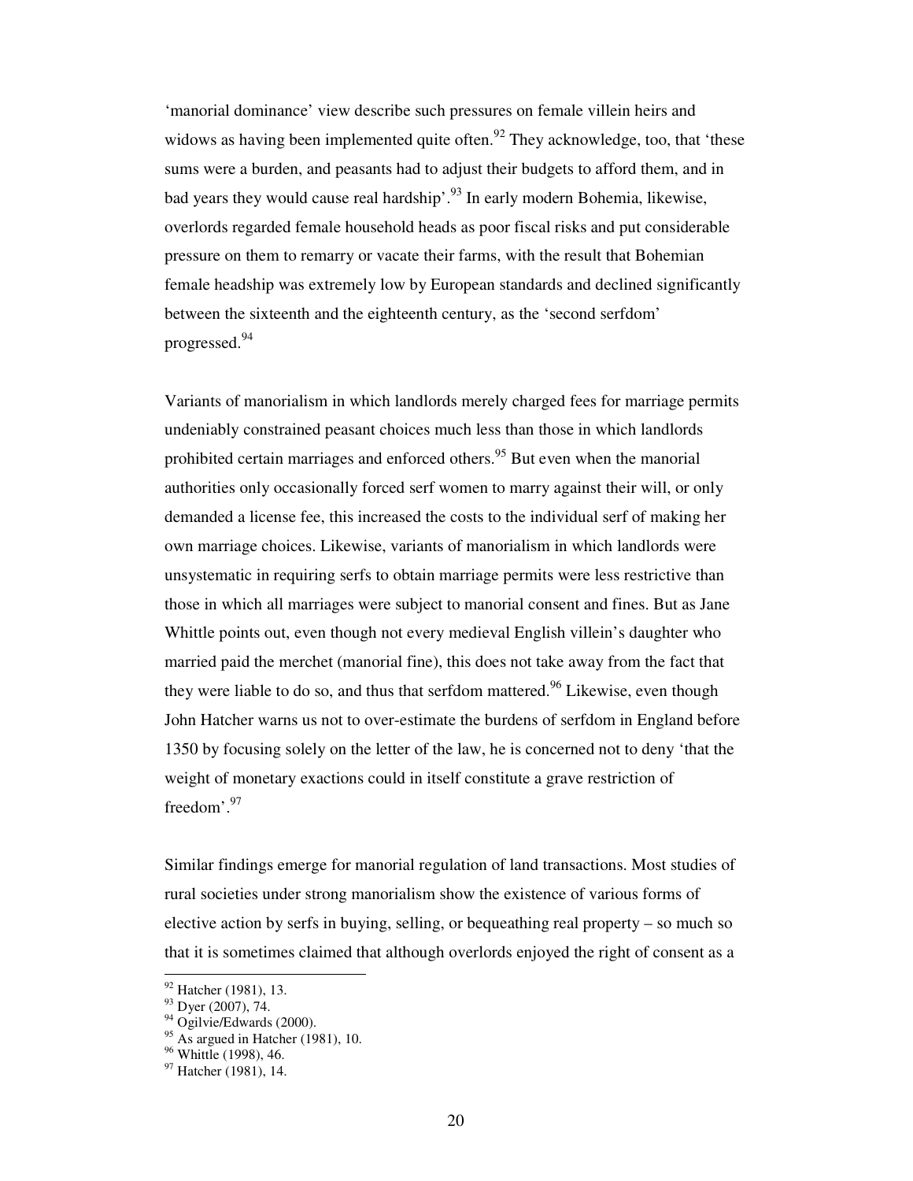'manorial dominance' view describe such pressures on female villein heirs and widows as having been implemented quite often.[92] They acknowledge, too, that 'these sums were a burden, and peasants had to adjust their budgets to afford them, and in bad years they would cause real hardship'.[93] In early modern Bohemia, likewise, overlords regarded female household heads as poor fiscal risks and put considerable pressure on them to remarry or vacate their farms, with the result that Bohemian female headship was extremely low by European standards and declined significantly between the sixteenth and the eighteenth century, as the 'second serfdom' progressed.[94]

Variants of manorialism in which landlords merely charged fees for marriage permits undeniably constrained peasant choices much less than those in which landlords prohibited certain marriages and enforced others.[95] But even when the manorial authorities only occasionally forced serf women to marry against their will, or only demanded a license fee, this increased the costs to the individual serf of making her own marriage choices. Likewise, variants of manorialism in which landlords were unsystematic in requiring serfs to obtain marriage permits were less restrictive than those in which all marriages were subject to manorial consent and fines. But as Jane Whittle points out, even though not every medieval English villein's daughter who married paid the merchet (manorial fine), this does not take away from the fact that they were liable to do so, and thus that serfdom mattered.[96] Likewise, even though John Hatcher warns us not to over-estimate the burdens of serfdom in England before 1350 by focusing solely on the letter of the law, he is concerned not to deny 'that the weight of monetary exactions could in itself constitute a grave restriction of freedom'.[97]

Similar findings emerge for manorial regulation of land transactions. Most studies of rural societies under strong manorialism show the existence of various forms of elective action by serfs in buying, selling, or bequeathing real property – so much so that it is sometimes claimed that although overlords enjoyed the right of consent as a

---

[92] Hatcher (1981), 13.
[93] Dyer (2007), 74.
[94] Ogilvie/Edwards (2000).
[95] As argued in Hatcher (1981), 10.
[96] Whittle (1998), 46.
[97] Hatcher (1981), 14.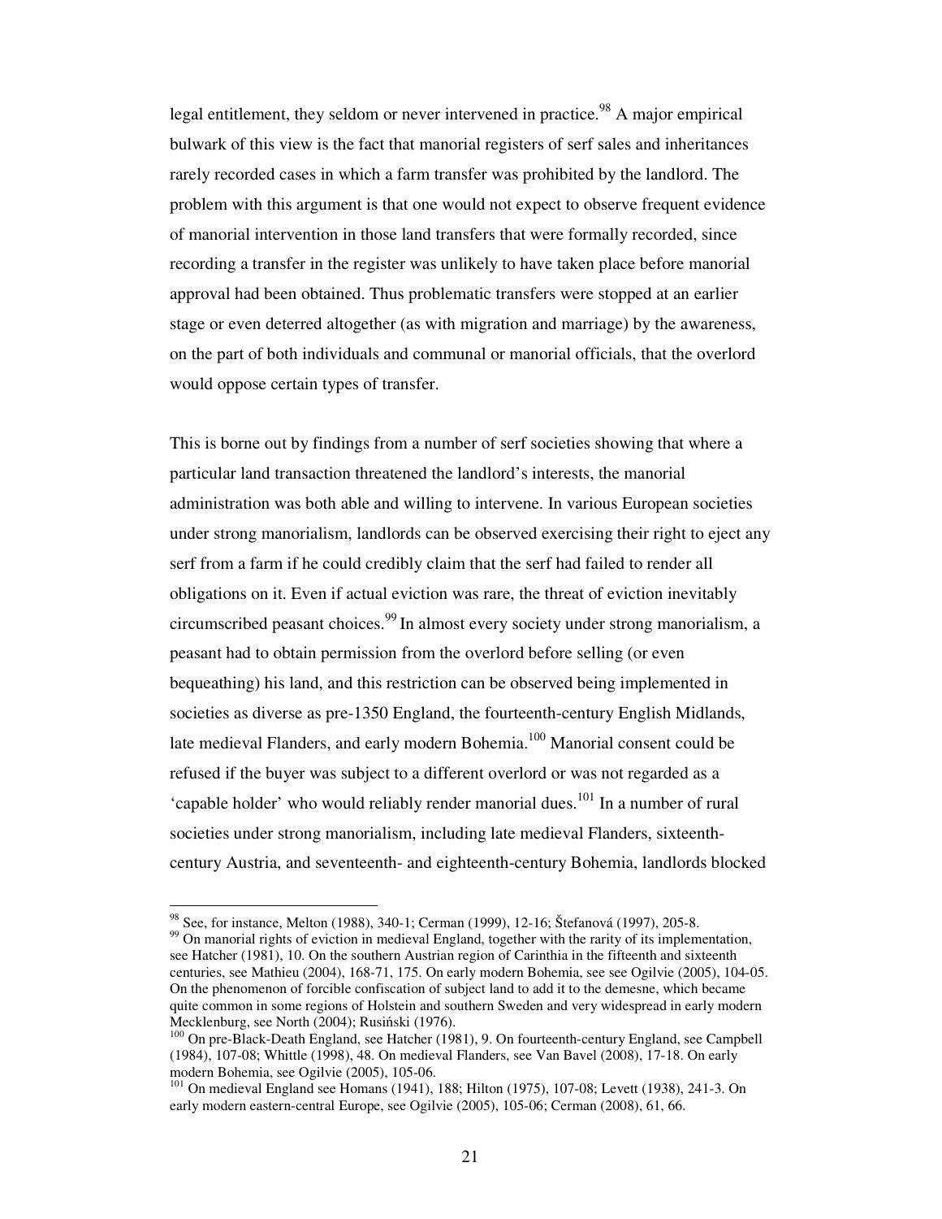legal entitlement, they seldom or never intervened in practice.[98] A major empirical bulwark of this view is the fact that manorial registers of serf sales and inheritances rarely recorded cases in which a farm transfer was prohibited by the landlord. The problem with this argument is that one would not expect to observe frequent evidence of manorial intervention in those land transfers that were formally recorded, since recording a transfer in the register was unlikely to have taken place before manorial approval had been obtained. Thus problematic transfers were stopped at an earlier stage or even deterred altogether (as with migration and marriage) by the awareness, on the part of both individuals and communal or manorial officials, that the overlord would oppose certain types of transfer.

This is borne out by findings from a number of serf societies showing that where a particular land transaction threatened the landlord's interests, the manorial administration was both able and willing to intervene. In various European societies under strong manorialism, landlords can be observed exercising their right to eject any serf from a farm if he could credibly claim that the serf had failed to render all obligations on it. Even if actual eviction was rare, the threat of eviction inevitably circumscribed peasant choices.[99] In almost every society under strong manorialism, a peasant had to obtain permission from the overlord before selling (or even bequeathing) his land, and this restriction can be observed being implemented in societies as diverse as pre-1350 England, the fourteenth-century English Midlands, late medieval Flanders, and early modern Bohemia.[100] Manorial consent could be refused if the buyer was subject to a different overlord or was not regarded as a 'capable holder' who would reliably render manorial dues.[101] In a number of rural societies under strong manorialism, including late medieval Flanders, sixteenth-century Austria, and seventeenth- and eighteenth-century Bohemia, landlords blocked

[98] See, for instance, Melton (1988), 340-1; Cerman (1999), 12-16; Štefanová (1997), 205-8.

[99] On manorial rights of eviction in medieval England, together with the rarity of its implementation, see Hatcher (1981), 10. On the southern Austrian region of Carinthia in the fifteenth and sixteenth centuries, see Mathieu (2004), 168-71, 175. On early modern Bohemia, see see Ogilvie (2005), 104-05. On the phenomenon of forcible confiscation of subject land to add it to the demesne, which became quite common in some regions of Holstein and southern Sweden and very widespread in early modern Mecklenburg, see North (2004); Rusiński (1976).

[100] On pre-Black-Death England, see Hatcher (1981), 9. On fourteenth-century England, see Campbell (1984), 107-08; Whittle (1998), 48. On medieval Flanders, see Van Bavel (2008), 17-18. On early modern Bohemia, see Ogilvie (2005), 105-06.

[101] On medieval England see Homans (1941), 188; Hilton (1975), 107-08; Levett (1938), 241-3. On early modern eastern-central Europe, see Ogilvie (2005), 105-06; Cerman (2008), 61, 66.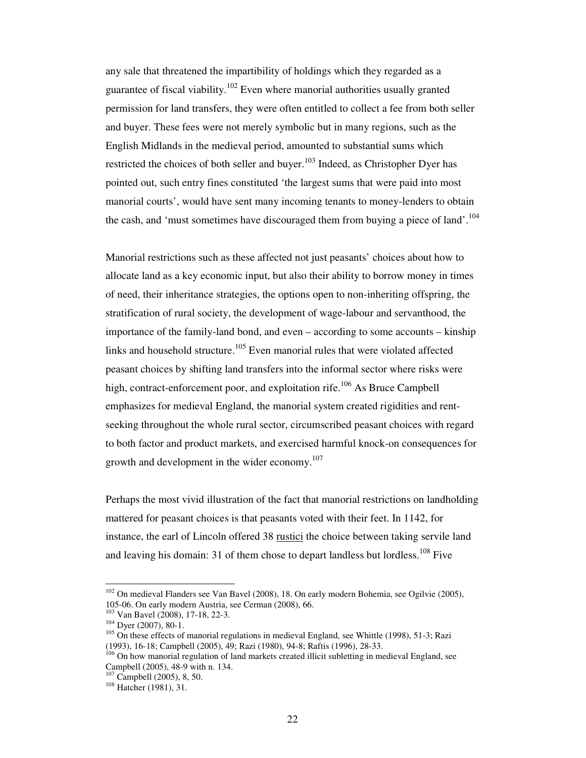any sale that threatened the impartibility of holdings which they regarded as a guarantee of fiscal viability.[102] Even where manorial authorities usually granted permission for land transfers, they were often entitled to collect a fee from both seller and buyer. These fees were not merely symbolic but in many regions, such as the English Midlands in the medieval period, amounted to substantial sums which restricted the choices of both seller and buyer.[103] Indeed, as Christopher Dyer has pointed out, such entry fines constituted 'the largest sums that were paid into most manorial courts', would have sent many incoming tenants to money-lenders to obtain the cash, and 'must sometimes have discouraged them from buying a piece of land'.[104]

Manorial restrictions such as these affected not just peasants' choices about how to allocate land as a key economic input, but also their ability to borrow money in times of need, their inheritance strategies, the options open to non-inheriting offspring, the stratification of rural society, the development of wage-labour and servanthood, the importance of the family-land bond, and even – according to some accounts – kinship links and household structure.[105] Even manorial rules that were violated affected peasant choices by shifting land transfers into the informal sector where risks were high, contract-enforcement poor, and exploitation rife.[106] As Bruce Campbell emphasizes for medieval England, the manorial system created rigidities and rent-seeking throughout the whole rural sector, circumscribed peasant choices with regard to both factor and product markets, and exercised harmful knock-on consequences for growth and development in the wider economy.[107]

Perhaps the most vivid illustration of the fact that manorial restrictions on landholding mattered for peasant choices is that peasants voted with their feet. In 1142, for instance, the earl of Lincoln offered 38 <u>rustici</u> the choice between taking servile land and leaving his domain: 31 of them chose to depart landless but lordless.[108] Five

---

[102] On medieval Flanders see Van Bavel (2008), 18. On early modern Bohemia, see Ogilvie (2005), 105-06. On early modern Austria, see Cerman (2008), 66.

[103] Van Bavel (2008), 17-18, 22-3.

[104] Dyer (2007), 80-1.

[105] On these effects of manorial regulations in medieval England, see Whittle (1998), 51-3; Razi (1993), 16-18; Campbell (2005), 49; Razi (1980), 94-8; Raftis (1996), 28-33.

[106] On how manorial regulation of land markets created illicit subletting in medieval England, see Campbell (2005), 48-9 with n. 134.

[107] Campbell (2005), 8, 50.

[108] Hatcher (1981), 31.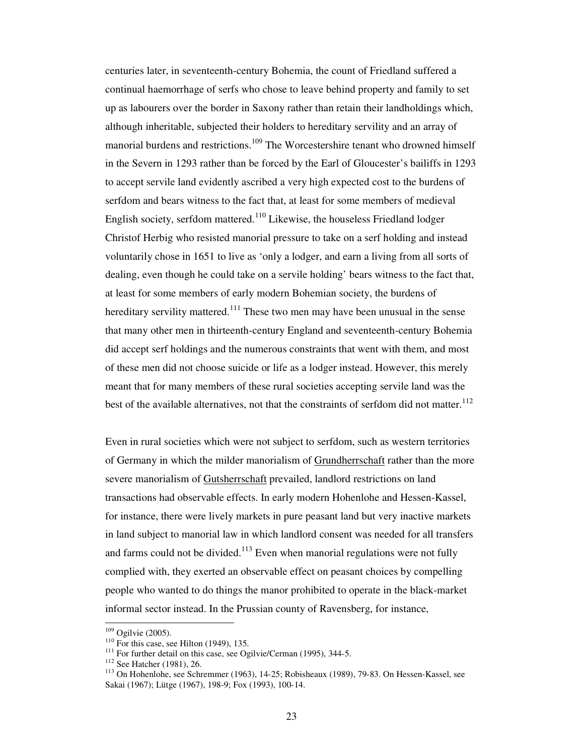centuries later, in seventeenth-century Bohemia, the count of Friedland suffered a continual haemorrhage of serfs who chose to leave behind property and family to set up as labourers over the border in Saxony rather than retain their landholdings which, although inheritable, subjected their holders to hereditary servility and an array of manorial burdens and restrictions.[109] The Worcestershire tenant who drowned himself in the Severn in 1293 rather than be forced by the Earl of Gloucester's bailiffs in 1293 to accept servile land evidently ascribed a very high expected cost to the burdens of serfdom and bears witness to the fact that, at least for some members of medieval English society, serfdom mattered.[110] Likewise, the houseless Friedland lodger Christof Herbig who resisted manorial pressure to take on a serf holding and instead voluntarily chose in 1651 to live as 'only a lodger, and earn a living from all sorts of dealing, even though he could take on a servile holding' bears witness to the fact that, at least for some members of early modern Bohemian society, the burdens of hereditary servility mattered.[111] These two men may have been unusual in the sense that many other men in thirteenth-century England and seventeenth-century Bohemia did accept serf holdings and the numerous constraints that went with them, and most of these men did not choose suicide or life as a lodger instead. However, this merely meant that for many members of these rural societies accepting servile land was the best of the available alternatives, not that the constraints of serfdom did not matter.[112]

Even in rural societies which were not subject to serfdom, such as western territories of Germany in which the milder manorialism of <u>Grundherrschaft</u> rather than the more severe manorialism of <u>Gutsherrschaft</u> prevailed, landlord restrictions on land transactions had observable effects. In early modern Hohenlohe and Hessen-Kassel, for instance, there were lively markets in pure peasant land but very inactive markets in land subject to manorial law in which landlord consent was needed for all transfers and farms could not be divided.[113] Even when manorial regulations were not fully complied with, they exerted an observable effect on peasant choices by compelling people who wanted to do things the manor prohibited to operate in the black-market informal sector instead. In the Prussian county of Ravensberg, for instance,

---

[109] Ogilvie (2005).

[110] For this case, see Hilton (1949), 135.

[111] For further detail on this case, see Ogilvie/Cerman (1995), 344-5.

[112] See Hatcher (1981), 26.

[113] On Hohenlohe, see Schremmer (1963), 14-25; Robisheaux (1989), 79-83. On Hessen-Kassel, see Sakai (1967); Lütge (1967), 198-9; Fox (1993), 100-14.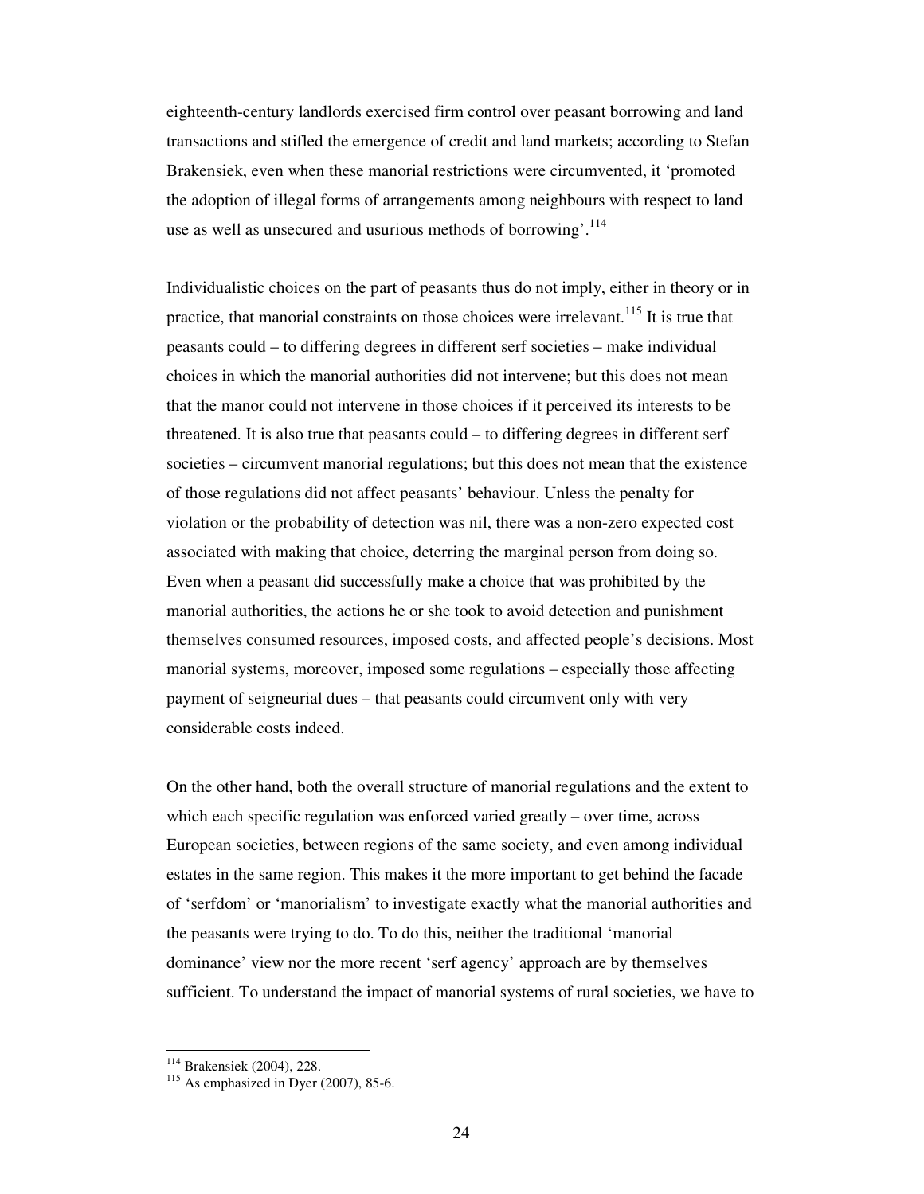eighteenth-century landlords exercised firm control over peasant borrowing and land transactions and stifled the emergence of credit and land markets; according to Stefan Brakensiek, even when these manorial restrictions were circumvented, it 'promoted the adoption of illegal forms of arrangements among neighbours with respect to land use as well as unsecured and usurious methods of borrowing'.[114]

Individualistic choices on the part of peasants thus do not imply, either in theory or in practice, that manorial constraints on those choices were irrelevant.[115] It is true that peasants could – to differing degrees in different serf societies – make individual choices in which the manorial authorities did not intervene; but this does not mean that the manor could not intervene in those choices if it perceived its interests to be threatened. It is also true that peasants could – to differing degrees in different serf societies – circumvent manorial regulations; but this does not mean that the existence of those regulations did not affect peasants' behaviour. Unless the penalty for violation or the probability of detection was nil, there was a non-zero expected cost associated with making that choice, deterring the marginal person from doing so. Even when a peasant did successfully make a choice that was prohibited by the manorial authorities, the actions he or she took to avoid detection and punishment themselves consumed resources, imposed costs, and affected people's decisions. Most manorial systems, moreover, imposed some regulations – especially those affecting payment of seigneurial dues – that peasants could circumvent only with very considerable costs indeed.

On the other hand, both the overall structure of manorial regulations and the extent to which each specific regulation was enforced varied greatly – over time, across European societies, between regions of the same society, and even among individual estates in the same region. This makes it the more important to get behind the facade of 'serfdom' or 'manorialism' to investigate exactly what the manorial authorities and the peasants were trying to do. To do this, neither the traditional 'manorial dominance' view nor the more recent 'serf agency' approach are by themselves sufficient. To understand the impact of manorial systems of rural societies, we have to

---

[114] Brakensiek (2004), 228.

[115] As emphasized in Dyer (2007), 85-6.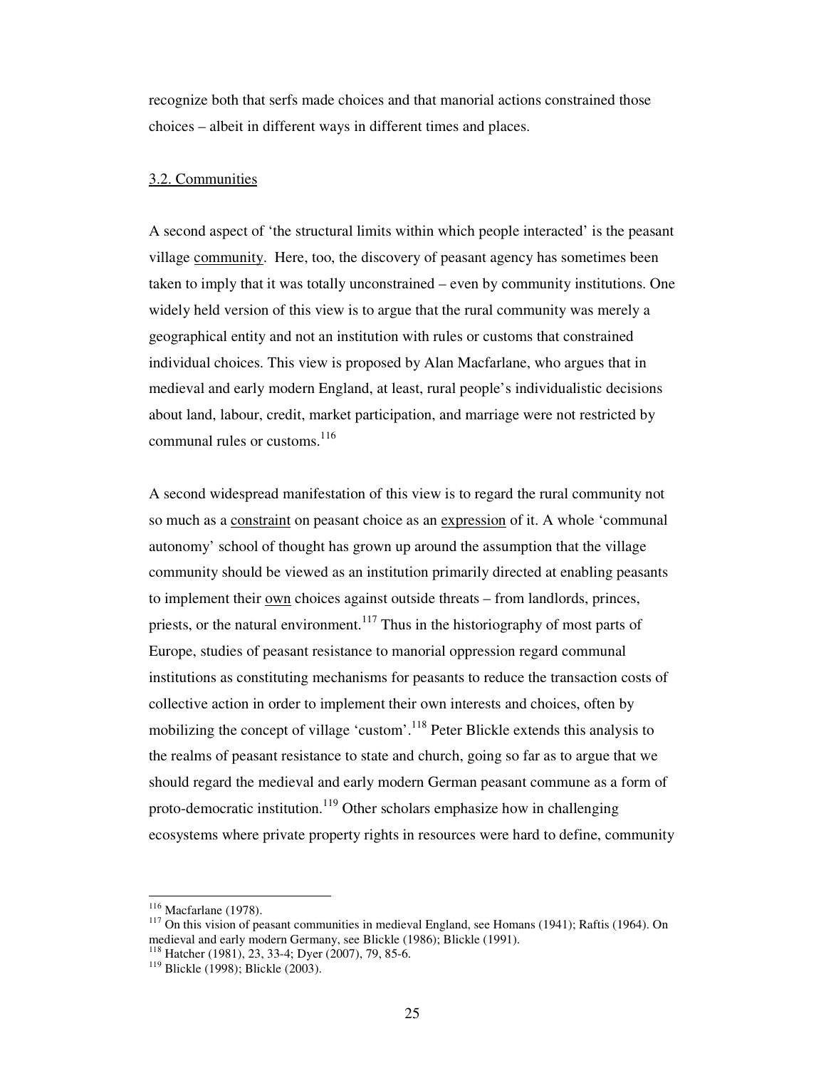recognize both that serfs made choices and that manorial actions constrained those choices – albeit in different ways in different times and places.

### 3.2. Communities

A second aspect of 'the structural limits within which people interacted' is the peasant village community. Here, too, the discovery of peasant agency has sometimes been taken to imply that it was totally unconstrained – even by community institutions. One widely held version of this view is to argue that the rural community was merely a geographical entity and not an institution with rules or customs that constrained individual choices. This view is proposed by Alan Macfarlane, who argues that in medieval and early modern England, at least, rural people's individualistic decisions about land, labour, credit, market participation, and marriage were not restricted by communal rules or customs.[116]

A second widespread manifestation of this view is to regard the rural community not so much as a constraint on peasant choice as an expression of it. A whole 'communal autonomy' school of thought has grown up around the assumption that the village community should be viewed as an institution primarily directed at enabling peasants to implement their own choices against outside threats – from landlords, princes, priests, or the natural environment.[117] Thus in the historiography of most parts of Europe, studies of peasant resistance to manorial oppression regard communal institutions as constituting mechanisms for peasants to reduce the transaction costs of collective action in order to implement their own interests and choices, often by mobilizing the concept of village 'custom'.[118] Peter Blickle extends this analysis to the realms of peasant resistance to state and church, going so far as to argue that we should regard the medieval and early modern German peasant commune as a form of proto-democratic institution.[119] Other scholars emphasize how in challenging ecosystems where private property rights in resources were hard to define, community

---

[116] Macfarlane (1978).

[117] On this vision of peasant communities in medieval England, see Homans (1941); Raftis (1964). On medieval and early modern Germany, see Blickle (1986); Blickle (1991).

[118] Hatcher (1981), 23, 33-4; Dyer (2007), 79, 85-6.

[119] Blickle (1998); Blickle (2003).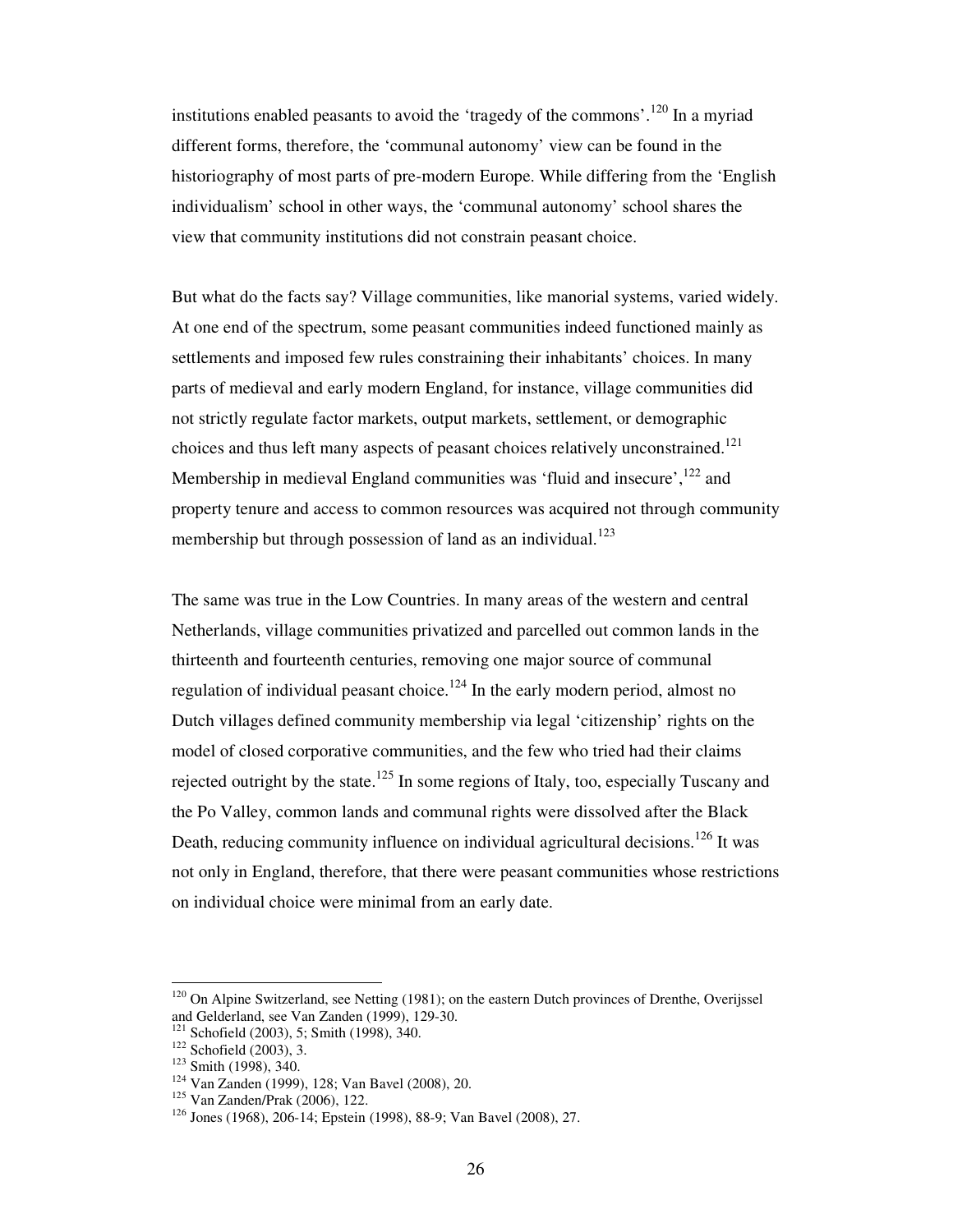institutions enabled peasants to avoid the 'tragedy of the commons'.[120] In a myriad different forms, therefore, the 'communal autonomy' view can be found in the historiography of most parts of pre-modern Europe. While differing from the 'English individualism' school in other ways, the 'communal autonomy' school shares the view that community institutions did not constrain peasant choice.

But what do the facts say? Village communities, like manorial systems, varied widely. At one end of the spectrum, some peasant communities indeed functioned mainly as settlements and imposed few rules constraining their inhabitants' choices. In many parts of medieval and early modern England, for instance, village communities did not strictly regulate factor markets, output markets, settlement, or demographic choices and thus left many aspects of peasant choices relatively unconstrained.[121] Membership in medieval England communities was 'fluid and insecure',[122] and property tenure and access to common resources was acquired not through community membership but through possession of land as an individual.[123]

The same was true in the Low Countries. In many areas of the western and central Netherlands, village communities privatized and parcelled out common lands in the thirteenth and fourteenth centuries, removing one major source of communal regulation of individual peasant choice.[124] In the early modern period, almost no Dutch villages defined community membership via legal 'citizenship' rights on the model of closed corporative communities, and the few who tried had their claims rejected outright by the state.[125] In some regions of Italy, too, especially Tuscany and the Po Valley, common lands and communal rights were dissolved after the Black Death, reducing community influence on individual agricultural decisions.[126] It was not only in England, therefore, that there were peasant communities whose restrictions on individual choice were minimal from an early date.

---

[120] On Alpine Switzerland, see Netting (1981); on the eastern Dutch provinces of Drenthe, Overijssel and Gelderland, see Van Zanden (1999), 129-30.

[121] Schofield (2003), 5; Smith (1998), 340.

[122] Schofield (2003), 3.

[123] Smith (1998), 340.

[124] Van Zanden (1999), 128; Van Bavel (2008), 20.

[125] Van Zanden/Prak (2006), 122.

[126] Jones (1968), 206-14; Epstein (1998), 88-9; Van Bavel (2008), 27.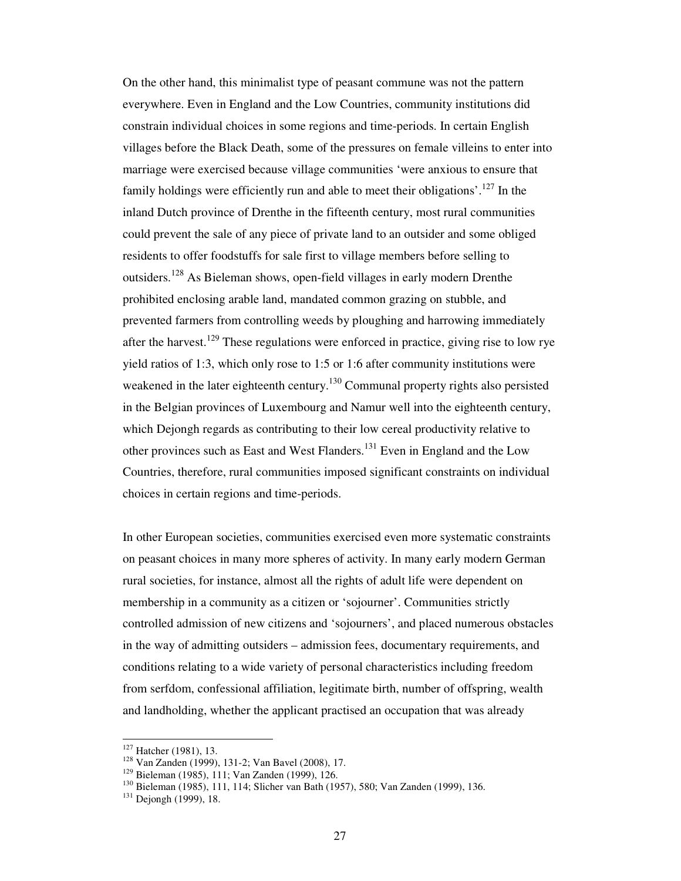On the other hand, this minimalist type of peasant commune was not the pattern everywhere. Even in England and the Low Countries, community institutions did constrain individual choices in some regions and time-periods. In certain English villages before the Black Death, some of the pressures on female villeins to enter into marriage were exercised because village communities 'were anxious to ensure that family holdings were efficiently run and able to meet their obligations'.[127] In the inland Dutch province of Drenthe in the fifteenth century, most rural communities could prevent the sale of any piece of private land to an outsider and some obliged residents to offer foodstuffs for sale first to village members before selling to outsiders.[128] As Bieleman shows, open-field villages in early modern Drenthe prohibited enclosing arable land, mandated common grazing on stubble, and prevented farmers from controlling weeds by ploughing and harrowing immediately after the harvest.[129] These regulations were enforced in practice, giving rise to low rye yield ratios of 1:3, which only rose to 1:5 or 1:6 after community institutions were weakened in the later eighteenth century.[130] Communal property rights also persisted in the Belgian provinces of Luxembourg and Namur well into the eighteenth century, which Dejongh regards as contributing to their low cereal productivity relative to other provinces such as East and West Flanders.[131] Even in England and the Low Countries, therefore, rural communities imposed significant constraints on individual choices in certain regions and time-periods.

In other European societies, communities exercised even more systematic constraints on peasant choices in many more spheres of activity. In many early modern German rural societies, for instance, almost all the rights of adult life were dependent on membership in a community as a citizen or 'sojourner'. Communities strictly controlled admission of new citizens and 'sojourners', and placed numerous obstacles in the way of admitting outsiders – admission fees, documentary requirements, and conditions relating to a wide variety of personal characteristics including freedom from serfdom, confessional affiliation, legitimate birth, number of offspring, wealth and landholding, whether the applicant practised an occupation that was already

---

[127] Hatcher (1981), 13.

[128] Van Zanden (1999), 131-2; Van Bavel (2008), 17.

[129] Bieleman (1985), 111; Van Zanden (1999), 126.

[130] Bieleman (1985), 111, 114; Slicher van Bath (1957), 580; Van Zanden (1999), 136.

[131] Dejongh (1999), 18.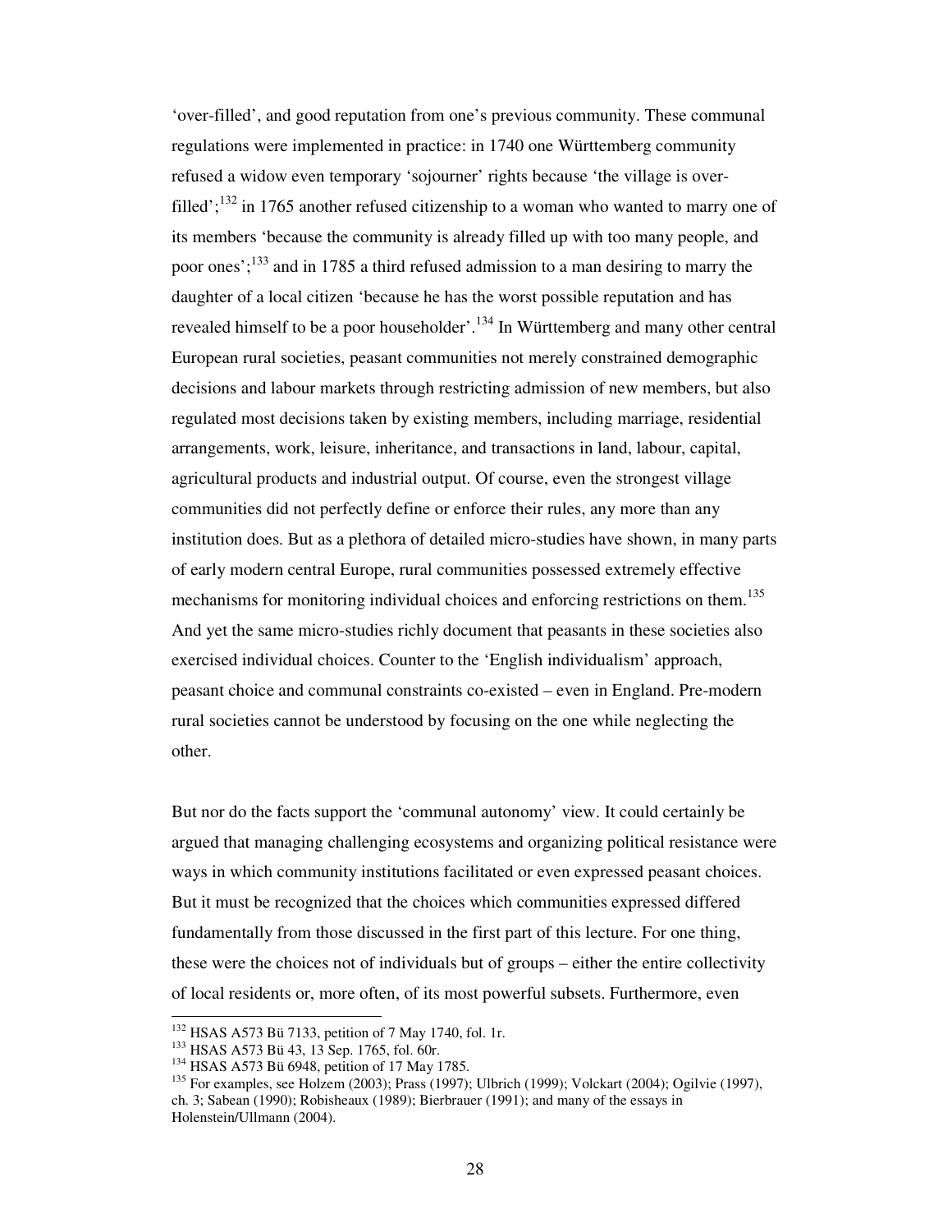'over-filled', and good reputation from one's previous community. These communal regulations were implemented in practice: in 1740 one Württemberg community refused a widow even temporary 'sojourner' rights because 'the village is over-filled';[132] in 1765 another refused citizenship to a woman who wanted to marry one of its members 'because the community is already filled up with too many people, and poor ones';[133] and in 1785 a third refused admission to a man desiring to marry the daughter of a local citizen 'because he has the worst possible reputation and has revealed himself to be a poor householder'.[134] In Württemberg and many other central European rural societies, peasant communities not merely constrained demographic decisions and labour markets through restricting admission of new members, but also regulated most decisions taken by existing members, including marriage, residential arrangements, work, leisure, inheritance, and transactions in land, labour, capital, agricultural products and industrial output. Of course, even the strongest village communities did not perfectly define or enforce their rules, any more than any institution does. But as a plethora of detailed micro-studies have shown, in many parts of early modern central Europe, rural communities possessed extremely effective mechanisms for monitoring individual choices and enforcing restrictions on them.[135] And yet the same micro-studies richly document that peasants in these societies also exercised individual choices. Counter to the 'English individualism' approach, peasant choice and communal constraints co-existed – even in England. Pre-modern rural societies cannot be understood by focusing on the one while neglecting the other.

But nor do the facts support the 'communal autonomy' view. It could certainly be argued that managing challenging ecosystems and organizing political resistance were ways in which community institutions facilitated or even expressed peasant choices. But it must be recognized that the choices which communities expressed differed fundamentally from those discussed in the first part of this lecture. For one thing, these were the choices not of individuals but of groups – either the entire collectivity of local residents or, more often, of its most powerful subsets. Furthermore, even

---

[132] HSAS A573 Bü 7133, petition of 7 May 1740, fol. 1r.

[133] HSAS A573 Bü 43, 13 Sep. 1765, fol. 60r.

[134] HSAS A573 Bü 6948, petition of 17 May 1785.

[135] For examples, see Holzem (2003); Prass (1997); Ulbrich (1999); Volckart (2004); Ogilvie (1997), ch. 3; Sabean (1990); Robisheaux (1989); Bierbrauer (1991); and many of the essays in Holenstein/Ullmann (2004).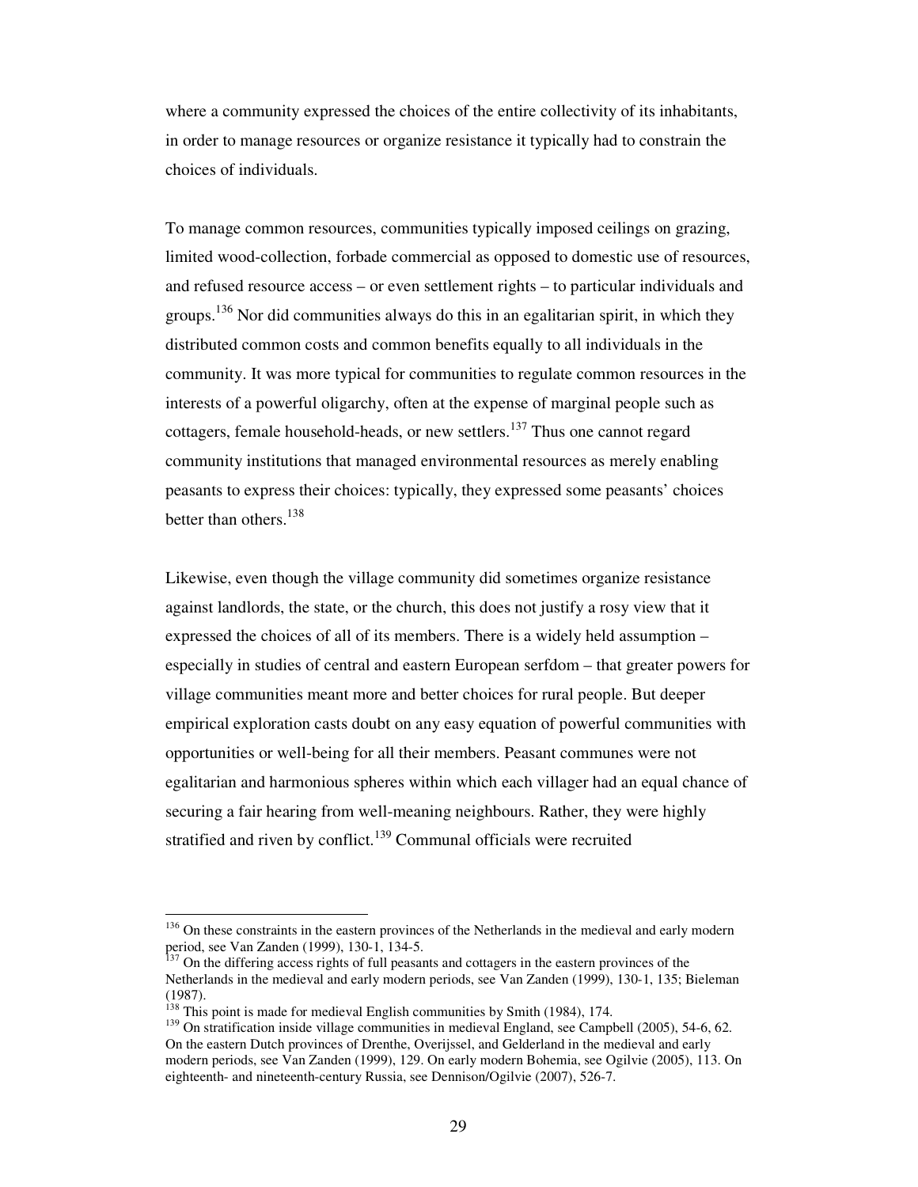where a community expressed the choices of the entire collectivity of its inhabitants, in order to manage resources or organize resistance it typically had to constrain the choices of individuals.

To manage common resources, communities typically imposed ceilings on grazing, limited wood-collection, forbade commercial as opposed to domestic use of resources, and refused resource access – or even settlement rights – to particular individuals and groups.[136] Nor did communities always do this in an egalitarian spirit, in which they distributed common costs and common benefits equally to all individuals in the community. It was more typical for communities to regulate common resources in the interests of a powerful oligarchy, often at the expense of marginal people such as cottagers, female household-heads, or new settlers.[137] Thus one cannot regard community institutions that managed environmental resources as merely enabling peasants to express their choices: typically, they expressed some peasants' choices better than others.[138]

Likewise, even though the village community did sometimes organize resistance against landlords, the state, or the church, this does not justify a rosy view that it expressed the choices of all of its members. There is a widely held assumption – especially in studies of central and eastern European serfdom – that greater powers for village communities meant more and better choices for rural people. But deeper empirical exploration casts doubt on any easy equation of powerful communities with opportunities or well-being for all their members. Peasant communes were not egalitarian and harmonious spheres within which each villager had an equal chance of securing a fair hearing from well-meaning neighbours. Rather, they were highly stratified and riven by conflict.[139] Communal officials were recruited

---

[136] On these constraints in the eastern provinces of the Netherlands in the medieval and early modern period, see Van Zanden (1999), 130-1, 134-5.

[137] On the differing access rights of full peasants and cottagers in the eastern provinces of the Netherlands in the medieval and early modern periods, see Van Zanden (1999), 130-1, 135; Bieleman (1987).

[138] This point is made for medieval English communities by Smith (1984), 174.

[139] On stratification inside village communities in medieval England, see Campbell (2005), 54-6, 62. On the eastern Dutch provinces of Drenthe, Overijssel, and Gelderland in the medieval and early modern periods, see Van Zanden (1999), 129. On early modern Bohemia, see Ogilvie (2005), 113. On eighteenth- and nineteenth-century Russia, see Dennison/Ogilvie (2007), 526-7.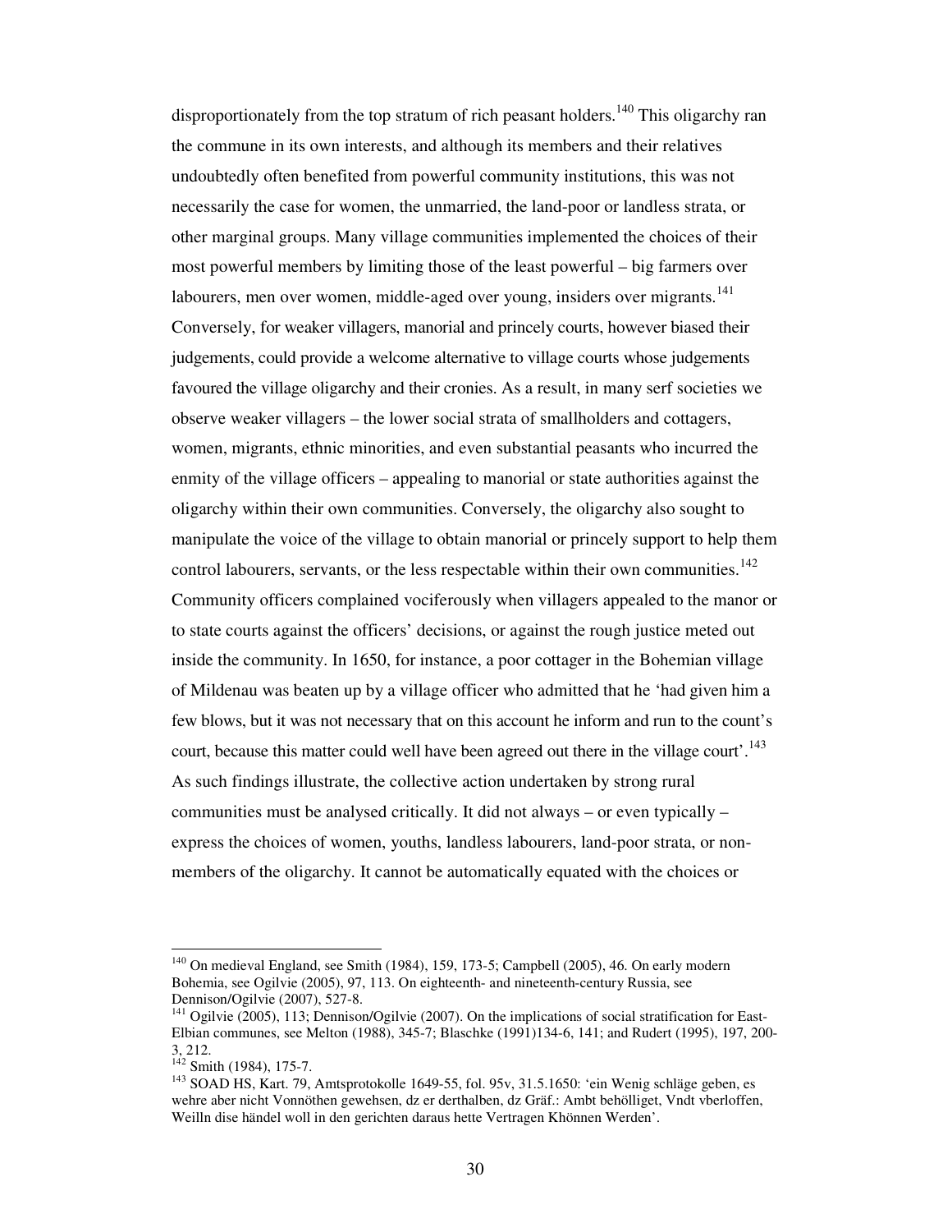disproportionately from the top stratum of rich peasant holders.[140] This oligarchy ran the commune in its own interests, and although its members and their relatives undoubtedly often benefited from powerful community institutions, this was not necessarily the case for women, the unmarried, the land-poor or landless strata, or other marginal groups. Many village communities implemented the choices of their most powerful members by limiting those of the least powerful – big farmers over labourers, men over women, middle-aged over young, insiders over migrants.[141] Conversely, for weaker villagers, manorial and princely courts, however biased their judgements, could provide a welcome alternative to village courts whose judgements favoured the village oligarchy and their cronies. As a result, in many serf societies we observe weaker villagers – the lower social strata of smallholders and cottagers, women, migrants, ethnic minorities, and even substantial peasants who incurred the enmity of the village officers – appealing to manorial or state authorities against the oligarchy within their own communities. Conversely, the oligarchy also sought to manipulate the voice of the village to obtain manorial or princely support to help them control labourers, servants, or the less respectable within their own communities.[142] Community officers complained vociferously when villagers appealed to the manor or to state courts against the officers' decisions, or against the rough justice meted out inside the community. In 1650, for instance, a poor cottager in the Bohemian village of Mildenau was beaten up by a village officer who admitted that he 'had given him a few blows, but it was not necessary that on this account he inform and run to the count's court, because this matter could well have been agreed out there in the village court'.[143] As such findings illustrate, the collective action undertaken by strong rural communities must be analysed critically. It did not always – or even typically – express the choices of women, youths, landless labourers, land-poor strata, or non-members of the oligarchy. It cannot be automatically equated with the choices or

---

[140] On medieval England, see Smith (1984), 159, 173-5; Campbell (2005), 46. On early modern Bohemia, see Ogilvie (2005), 97, 113. On eighteenth- and nineteenth-century Russia, see Dennison/Ogilvie (2007), 527-8.

[141] Ogilvie (2005), 113; Dennison/Ogilvie (2007). On the implications of social stratification for East-Elbian communes, see Melton (1988), 345-7; Blaschke (1991)134-6, 141; and Rudert (1995), 197, 200-3, 212.

[142] Smith (1984), 175-7.

[143] SOAD HS, Kart. 79, Amtsprotokolle 1649-55, fol. 95v, 31.5.1650: 'ein Wenig schläge geben, es wehre aber nicht Vonnöthen gewehsen, dz er derthalben, dz Gräf.: Ambt behölliget, Vndt vberloffen, Weilln dise händel woll in den gerichten daraus hette Vertragen Khönnen Werden'.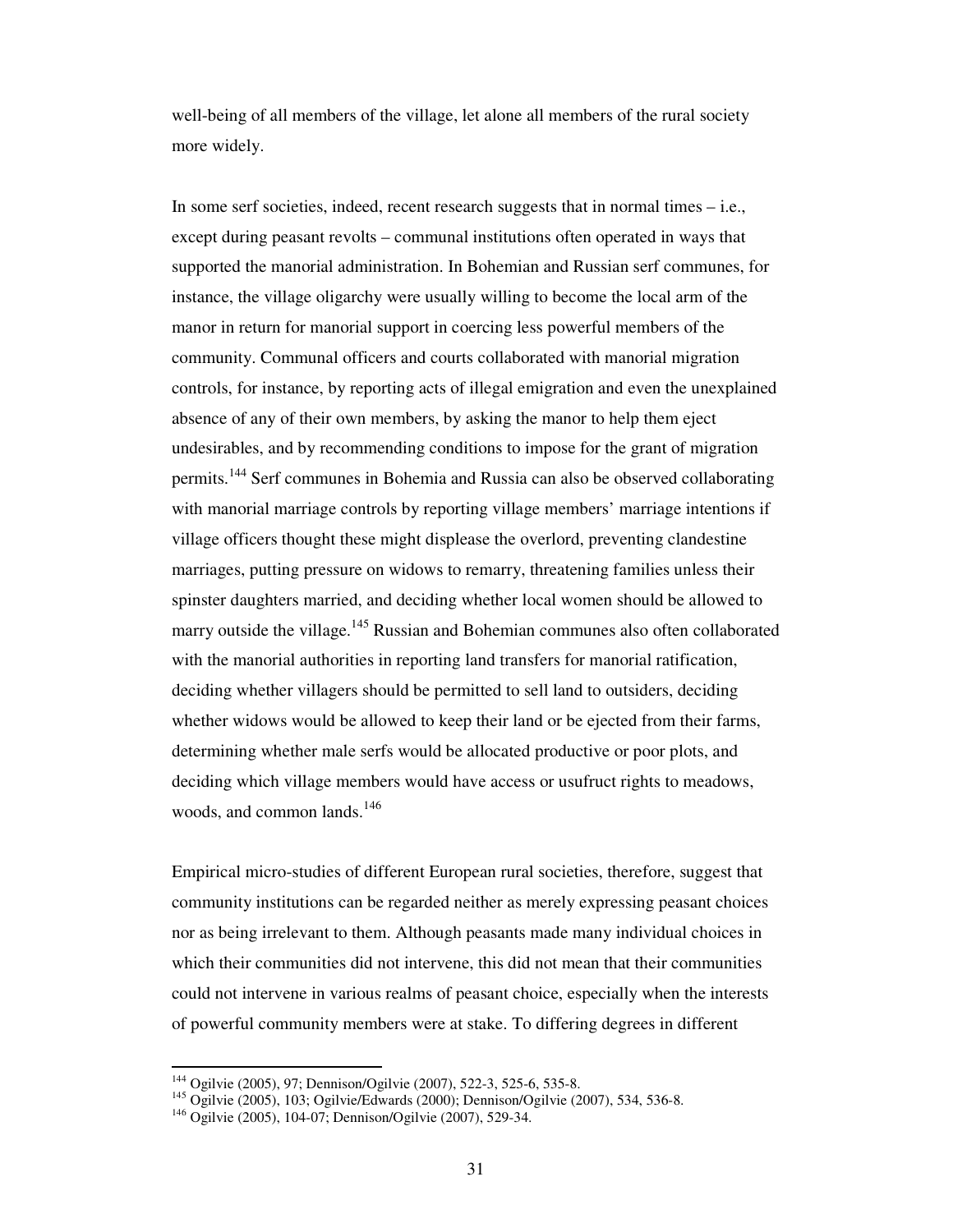well-being of all members of the village, let alone all members of the rural society more widely.

In some serf societies, indeed, recent research suggests that in normal times – i.e., except during peasant revolts – communal institutions often operated in ways that supported the manorial administration. In Bohemian and Russian serf communes, for instance, the village oligarchy were usually willing to become the local arm of the manor in return for manorial support in coercing less powerful members of the community. Communal officers and courts collaborated with manorial migration controls, for instance, by reporting acts of illegal emigration and even the unexplained absence of any of their own members, by asking the manor to help them eject undesirables, and by recommending conditions to impose for the grant of migration permits.[144] Serf communes in Bohemia and Russia can also be observed collaborating with manorial marriage controls by reporting village members' marriage intentions if village officers thought these might displease the overlord, preventing clandestine marriages, putting pressure on widows to remarry, threatening families unless their spinster daughters married, and deciding whether local women should be allowed to marry outside the village.[145] Russian and Bohemian communes also often collaborated with the manorial authorities in reporting land transfers for manorial ratification, deciding whether villagers should be permitted to sell land to outsiders, deciding whether widows would be allowed to keep their land or be ejected from their farms, determining whether male serfs would be allocated productive or poor plots, and deciding which village members would have access or usufruct rights to meadows, woods, and common lands.[146]

Empirical micro-studies of different European rural societies, therefore, suggest that community institutions can be regarded neither as merely expressing peasant choices nor as being irrelevant to them. Although peasants made many individual choices in which their communities did not intervene, this did not mean that their communities could not intervene in various realms of peasant choice, especially when the interests of powerful community members were at stake. To differing degrees in different

---

[144] Ogilvie (2005), 97; Dennison/Ogilvie (2007), 522-3, 525-6, 535-8.

[145] Ogilvie (2005), 103; Ogilvie/Edwards (2000); Dennison/Ogilvie (2007), 534, 536-8.

[146] Ogilvie (2005), 104-07; Dennison/Ogilvie (2007), 529-34.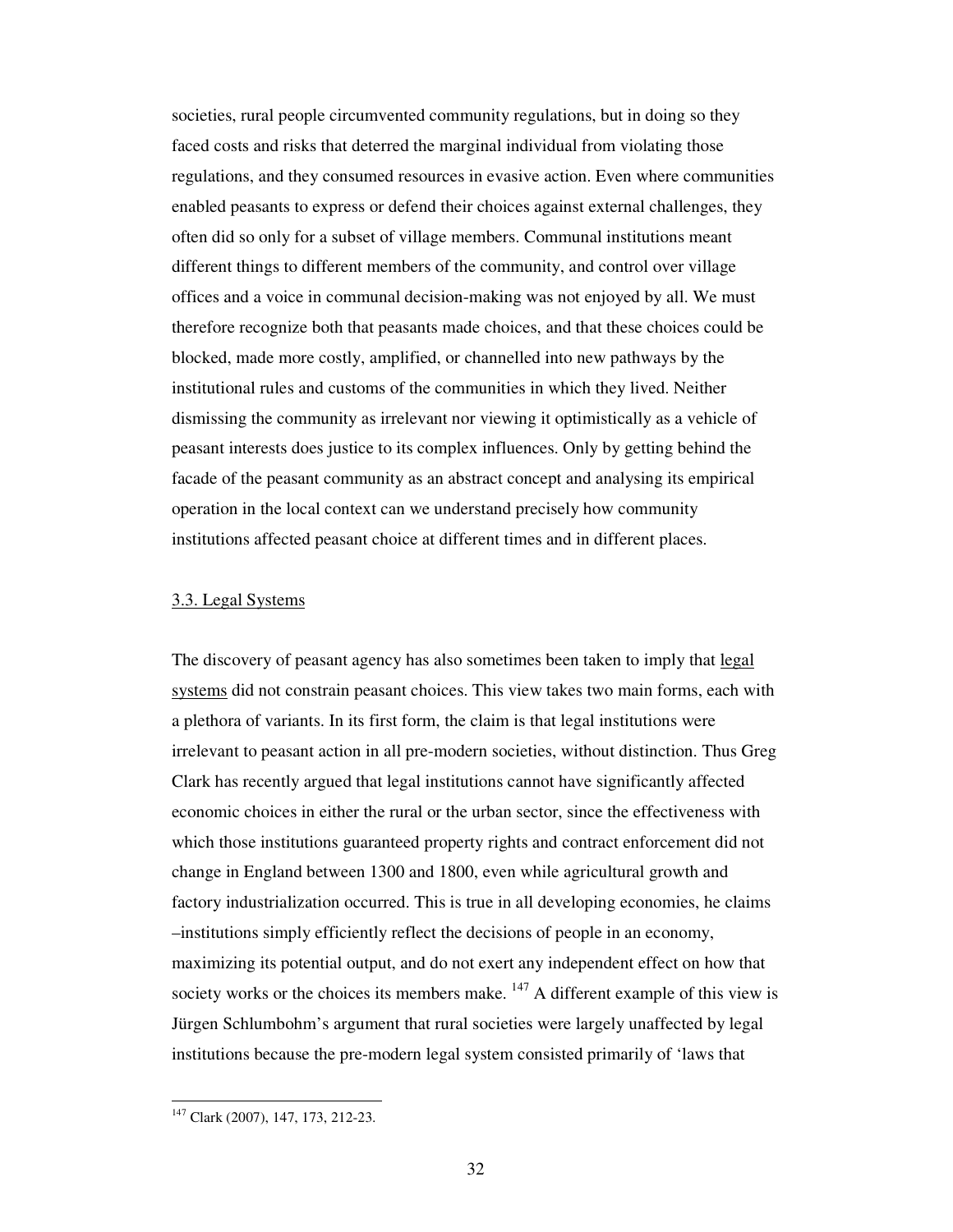societies, rural people circumvented community regulations, but in doing so they faced costs and risks that deterred the marginal individual from violating those regulations, and they consumed resources in evasive action. Even where communities enabled peasants to express or defend their choices against external challenges, they often did so only for a subset of village members. Communal institutions meant different things to different members of the community, and control over village offices and a voice in communal decision-making was not enjoyed by all. We must therefore recognize both that peasants made choices, and that these choices could be blocked, made more costly, amplified, or channelled into new pathways by the institutional rules and customs of the communities in which they lived. Neither dismissing the community as irrelevant nor viewing it optimistically as a vehicle of peasant interests does justice to its complex influences. Only by getting behind the facade of the peasant community as an abstract concept and analysing its empirical operation in the local context can we understand precisely how community institutions affected peasant choice at different times and in different places.

### 3.3. Legal Systems

The discovery of peasant agency has also sometimes been taken to imply that legal systems did not constrain peasant choices. This view takes two main forms, each with a plethora of variants. In its first form, the claim is that legal institutions were irrelevant to peasant action in all pre-modern societies, without distinction. Thus Greg Clark has recently argued that legal institutions cannot have significantly affected economic choices in either the rural or the urban sector, since the effectiveness with which those institutions guaranteed property rights and contract enforcement did not change in England between 1300 and 1800, even while agricultural growth and factory industrialization occurred. This is true in all developing economies, he claims –institutions simply efficiently reflect the decisions of people in an economy, maximizing its potential output, and do not exert any independent effect on how that society works or the choices its members make. [147] A different example of this view is Jürgen Schlumbohm's argument that rural societies were largely unaffected by legal institutions because the pre-modern legal system consisted primarily of 'laws that

[147] Clark (2007), 147, 173, 212-23.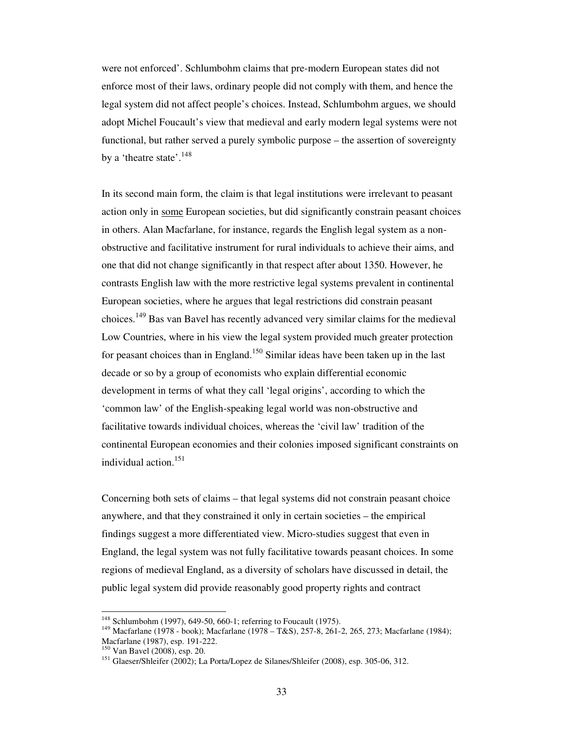were not enforced'. Schlumbohm claims that pre-modern European states did not enforce most of their laws, ordinary people did not comply with them, and hence the legal system did not affect people's choices. Instead, Schlumbohm argues, we should adopt Michel Foucault's view that medieval and early modern legal systems were not functional, but rather served a purely symbolic purpose – the assertion of sovereignty by a 'theatre state'.[148]

In its second main form, the claim is that legal institutions were irrelevant to peasant action only in <u>some</u> European societies, but did significantly constrain peasant choices in others. Alan Macfarlane, for instance, regards the English legal system as a non-obstructive and facilitative instrument for rural individuals to achieve their aims, and one that did not change significantly in that respect after about 1350. However, he contrasts English law with the more restrictive legal systems prevalent in continental European societies, where he argues that legal restrictions did constrain peasant choices.[149] Bas van Bavel has recently advanced very similar claims for the medieval Low Countries, where in his view the legal system provided much greater protection for peasant choices than in England.[150] Similar ideas have been taken up in the last decade or so by a group of economists who explain differential economic development in terms of what they call 'legal origins', according to which the 'common law' of the English-speaking legal world was non-obstructive and facilitative towards individual choices, whereas the 'civil law' tradition of the continental European economies and their colonies imposed significant constraints on individual action.[151]

Concerning both sets of claims – that legal systems did not constrain peasant choice anywhere, and that they constrained it only in certain societies – the empirical findings suggest a more differentiated view. Micro-studies suggest that even in England, the legal system was not fully facilitative towards peasant choices. In some regions of medieval England, as a diversity of scholars have discussed in detail, the public legal system did provide reasonably good property rights and contract

---

[148] Schlumbohm (1997), 649-50, 660-1; referring to Foucault (1975).

[149] Macfarlane (1978 - book); Macfarlane (1978 – T&S), 257-8, 261-2, 265, 273; Macfarlane (1984); Macfarlane (1987), esp. 191-222.

[150] Van Bavel (2008), esp. 20.

[151] Glaeser/Shleifer (2002); La Porta/Lopez de Silanes/Shleifer (2008), esp. 305-06, 312.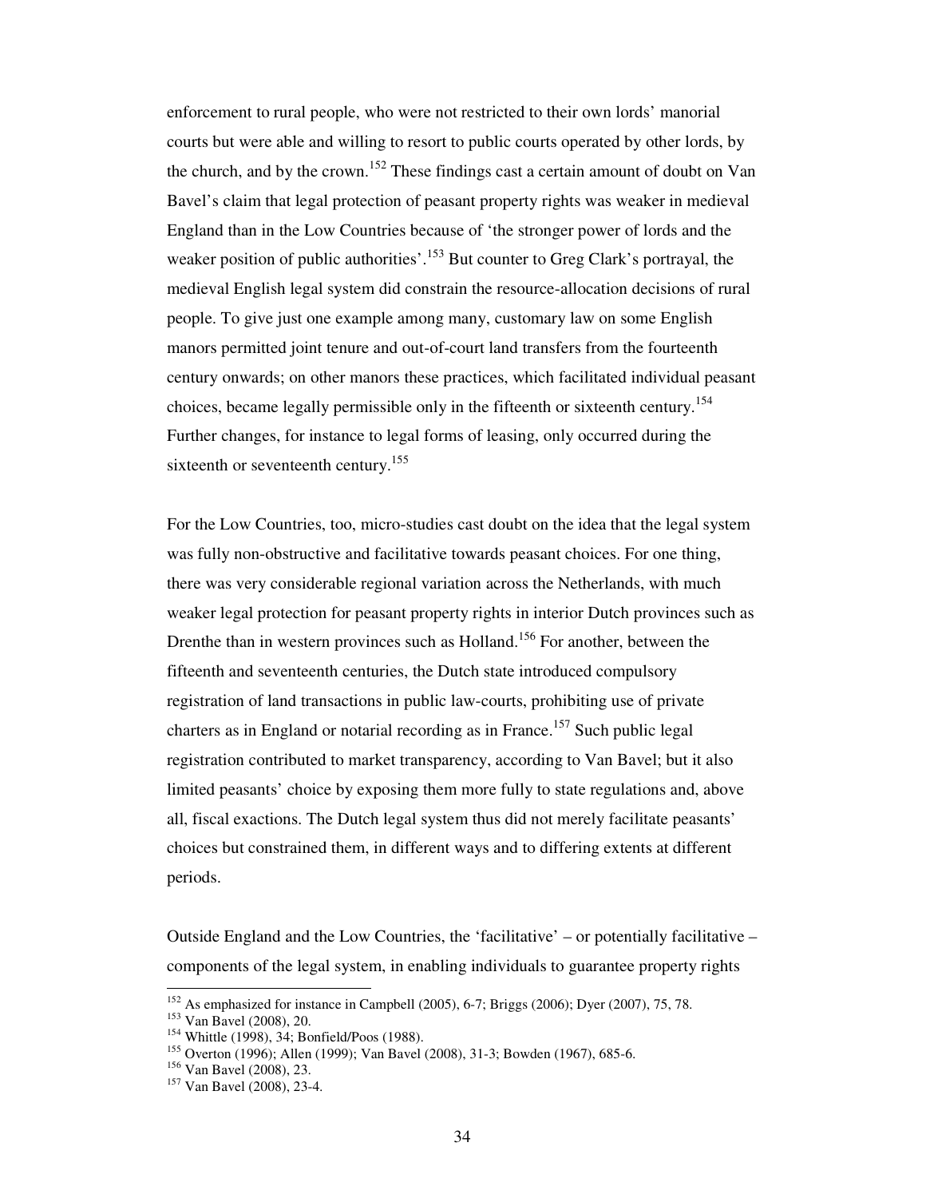enforcement to rural people, who were not restricted to their own lords' manorial courts but were able and willing to resort to public courts operated by other lords, by the church, and by the crown.[152] These findings cast a certain amount of doubt on Van Bavel's claim that legal protection of peasant property rights was weaker in medieval England than in the Low Countries because of 'the stronger power of lords and the weaker position of public authorities'.[153] But counter to Greg Clark's portrayal, the medieval English legal system did constrain the resource-allocation decisions of rural people. To give just one example among many, customary law on some English manors permitted joint tenure and out-of-court land transfers from the fourteenth century onwards; on other manors these practices, which facilitated individual peasant choices, became legally permissible only in the fifteenth or sixteenth century.[154] Further changes, for instance to legal forms of leasing, only occurred during the sixteenth or seventeenth century.[155]

For the Low Countries, too, micro-studies cast doubt on the idea that the legal system was fully non-obstructive and facilitative towards peasant choices. For one thing, there was very considerable regional variation across the Netherlands, with much weaker legal protection for peasant property rights in interior Dutch provinces such as Drenthe than in western provinces such as Holland.[156] For another, between the fifteenth and seventeenth centuries, the Dutch state introduced compulsory registration of land transactions in public law-courts, prohibiting use of private charters as in England or notarial recording as in France.[157] Such public legal registration contributed to market transparency, according to Van Bavel; but it also limited peasants' choice by exposing them more fully to state regulations and, above all, fiscal exactions. The Dutch legal system thus did not merely facilitate peasants' choices but constrained them, in different ways and to differing extents at different periods.

Outside England and the Low Countries, the 'facilitative' – or potentially facilitative – components of the legal system, in enabling individuals to guarantee property rights

---

[152] As emphasized for instance in Campbell (2005), 6-7; Briggs (2006); Dyer (2007), 75, 78.

[153] Van Bavel (2008), 20.

[154] Whittle (1998), 34; Bonfield/Poos (1988).

[155] Overton (1996); Allen (1999); Van Bavel (2008), 31-3; Bowden (1967), 685-6.

[156] Van Bavel (2008), 23.

[157] Van Bavel (2008), 23-4.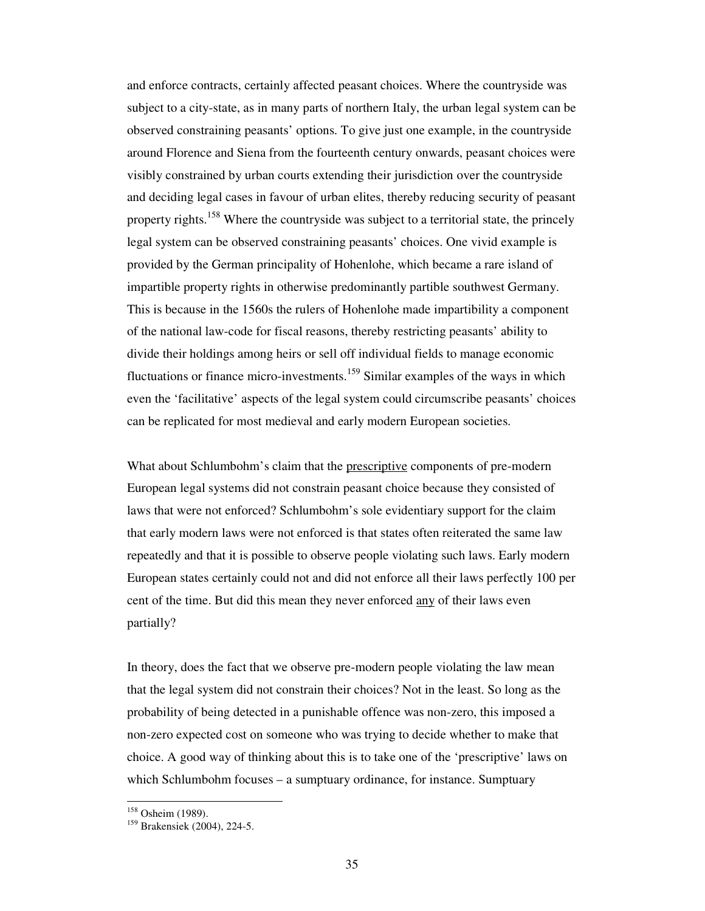and enforce contracts, certainly affected peasant choices. Where the countryside was subject to a city-state, as in many parts of northern Italy, the urban legal system can be observed constraining peasants' options. To give just one example, in the countryside around Florence and Siena from the fourteenth century onwards, peasant choices were visibly constrained by urban courts extending their jurisdiction over the countryside and deciding legal cases in favour of urban elites, thereby reducing security of peasant property rights.[158] Where the countryside was subject to a territorial state, the princely legal system can be observed constraining peasants' choices. One vivid example is provided by the German principality of Hohenlohe, which became a rare island of impartible property rights in otherwise predominantly partible southwest Germany. This is because in the 1560s the rulers of Hohenlohe made impartibility a component of the national law-code for fiscal reasons, thereby restricting peasants' ability to divide their holdings among heirs or sell off individual fields to manage economic fluctuations or finance micro-investments.[159] Similar examples of the ways in which even the 'facilitative' aspects of the legal system could circumscribe peasants' choices can be replicated for most medieval and early modern European societies.

What about Schlumbohm's claim that the <u>prescriptive</u> components of pre-modern European legal systems did not constrain peasant choice because they consisted of laws that were not enforced? Schlumbohm's sole evidentiary support for the claim that early modern laws were not enforced is that states often reiterated the same law repeatedly and that it is possible to observe people violating such laws. Early modern European states certainly could not and did not enforce all their laws perfectly 100 per cent of the time. But did this mean they never enforced <u>any</u> of their laws even partially?

In theory, does the fact that we observe pre-modern people violating the law mean that the legal system did not constrain their choices? Not in the least. So long as the probability of being detected in a punishable offence was non-zero, this imposed a non-zero expected cost on someone who was trying to decide whether to make that choice. A good way of thinking about this is to take one of the 'prescriptive' laws on which Schlumbohm focuses – a sumptuary ordinance, for instance. Sumptuary

---

[158] Osheim (1989).

[159] Brakensiek (2004), 224-5.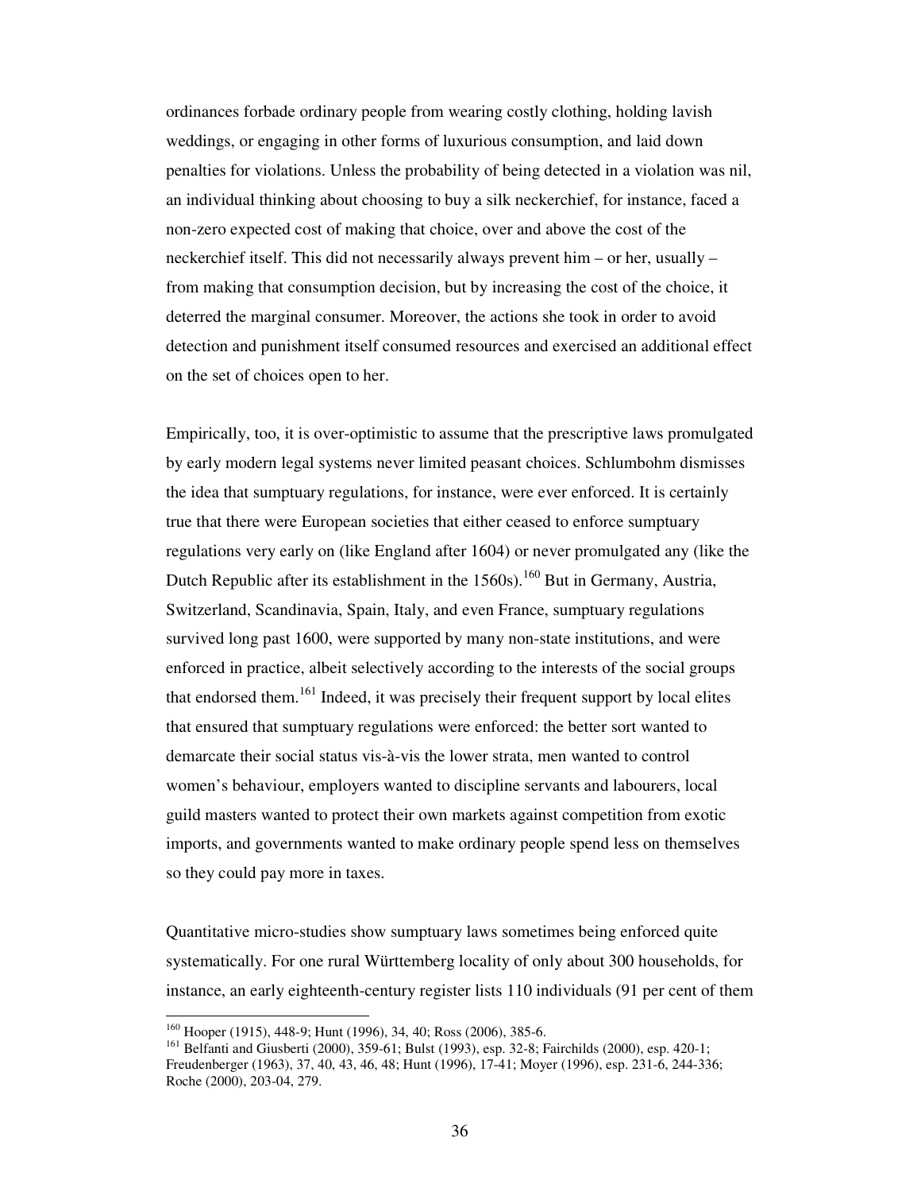ordinances forbade ordinary people from wearing costly clothing, holding lavish weddings, or engaging in other forms of luxurious consumption, and laid down penalties for violations. Unless the probability of being detected in a violation was nil, an individual thinking about choosing to buy a silk neckerchief, for instance, faced a non-zero expected cost of making that choice, over and above the cost of the neckerchief itself. This did not necessarily always prevent him – or her, usually – from making that consumption decision, but by increasing the cost of the choice, it deterred the marginal consumer. Moreover, the actions she took in order to avoid detection and punishment itself consumed resources and exercised an additional effect on the set of choices open to her.

Empirically, too, it is over-optimistic to assume that the prescriptive laws promulgated by early modern legal systems never limited peasant choices. Schlumbohm dismisses the idea that sumptuary regulations, for instance, were ever enforced. It is certainly true that there were European societies that either ceased to enforce sumptuary regulations very early on (like England after 1604) or never promulgated any (like the Dutch Republic after its establishment in the 1560s).[160] But in Germany, Austria, Switzerland, Scandinavia, Spain, Italy, and even France, sumptuary regulations survived long past 1600, were supported by many non-state institutions, and were enforced in practice, albeit selectively according to the interests of the social groups that endorsed them.[161] Indeed, it was precisely their frequent support by local elites that ensured that sumptuary regulations were enforced: the better sort wanted to demarcate their social status vis-à-vis the lower strata, men wanted to control women's behaviour, employers wanted to discipline servants and labourers, local guild masters wanted to protect their own markets against competition from exotic imports, and governments wanted to make ordinary people spend less on themselves so they could pay more in taxes.

Quantitative micro-studies show sumptuary laws sometimes being enforced quite systematically. For one rural Württemberg locality of only about 300 households, for instance, an early eighteenth-century register lists 110 individuals (91 per cent of them

---

[160] Hooper (1915), 448-9; Hunt (1996), 34, 40; Ross (2006), 385-6.

[161] Belfanti and Giusberti (2000), 359-61; Bulst (1993), esp. 32-8; Fairchilds (2000), esp. 420-1; Freudenberger (1963), 37, 40, 43, 46, 48; Hunt (1996), 17-41; Moyer (1996), esp. 231-6, 244-336; Roche (2000), 203-04, 279.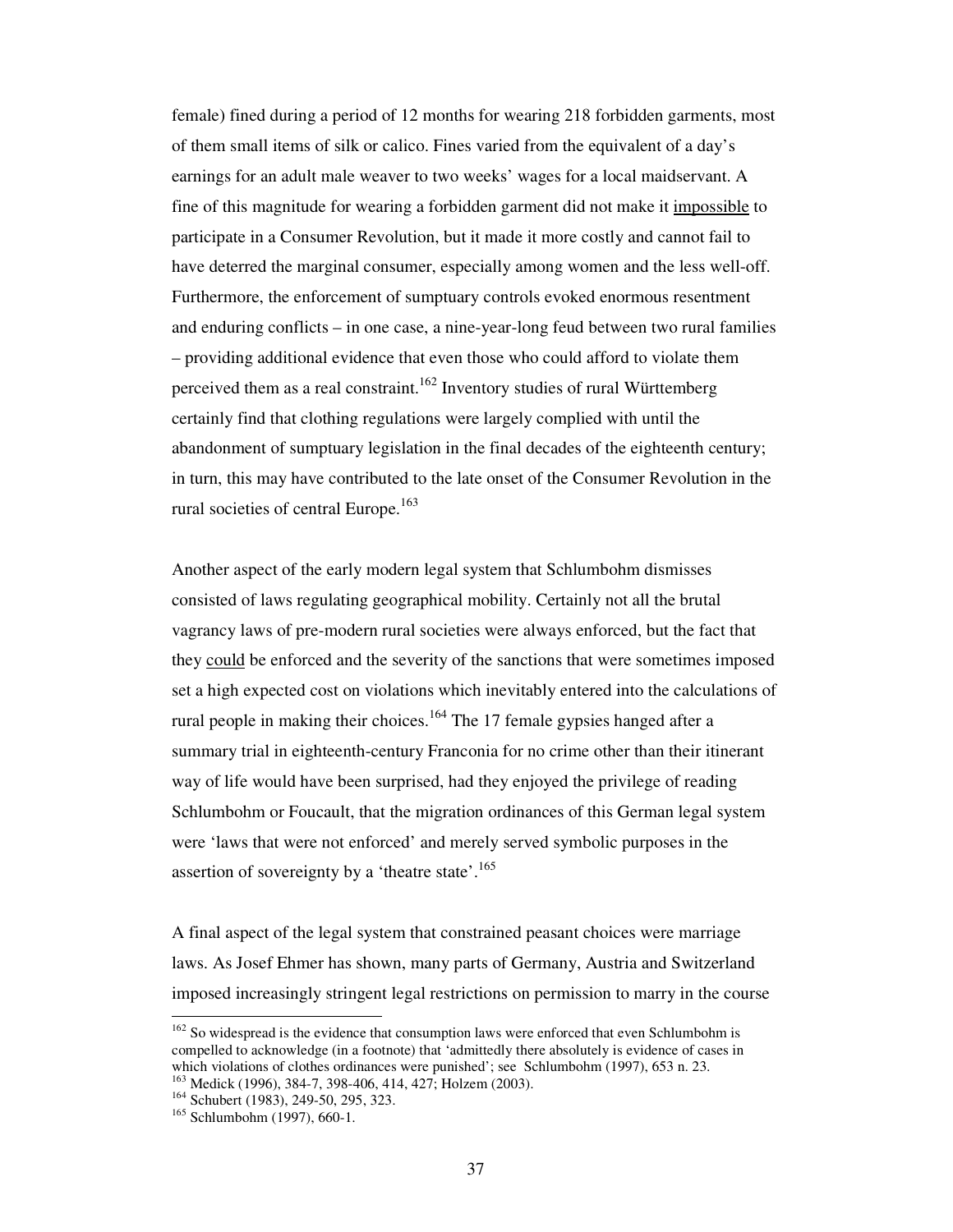female) fined during a period of 12 months for wearing 218 forbidden garments, most of them small items of silk or calico. Fines varied from the equivalent of a day's earnings for an adult male weaver to two weeks' wages for a local maidservant. A fine of this magnitude for wearing a forbidden garment did not make it impossible to participate in a Consumer Revolution, but it made it more costly and cannot fail to have deterred the marginal consumer, especially among women and the less well-off. Furthermore, the enforcement of sumptuary controls evoked enormous resentment and enduring conflicts – in one case, a nine-year-long feud between two rural families – providing additional evidence that even those who could afford to violate them perceived them as a real constraint.[162] Inventory studies of rural Württemberg certainly find that clothing regulations were largely complied with until the abandonment of sumptuary legislation in the final decades of the eighteenth century; in turn, this may have contributed to the late onset of the Consumer Revolution in the rural societies of central Europe.[163]

Another aspect of the early modern legal system that Schlumbohm dismisses consisted of laws regulating geographical mobility. Certainly not all the brutal vagrancy laws of pre-modern rural societies were always enforced, but the fact that they could be enforced and the severity of the sanctions that were sometimes imposed set a high expected cost on violations which inevitably entered into the calculations of rural people in making their choices.[164] The 17 female gypsies hanged after a summary trial in eighteenth-century Franconia for no crime other than their itinerant way of life would have been surprised, had they enjoyed the privilege of reading Schlumbohm or Foucault, that the migration ordinances of this German legal system were 'laws that were not enforced' and merely served symbolic purposes in the assertion of sovereignty by a 'theatre state'.[165]

A final aspect of the legal system that constrained peasant choices were marriage laws. As Josef Ehmer has shown, many parts of Germany, Austria and Switzerland imposed increasingly stringent legal restrictions on permission to marry in the course

---

[162] So widespread is the evidence that consumption laws were enforced that even Schlumbohm is compelled to acknowledge (in a footnote) that 'admittedly there absolutely is evidence of cases in which violations of clothes ordinances were punished'; see Schlumbohm (1997), 653 n. 23.

[163] Medick (1996), 384-7, 398-406, 414, 427; Holzem (2003).

[164] Schubert (1983), 249-50, 295, 323.

[165] Schlumbohm (1997), 660-1.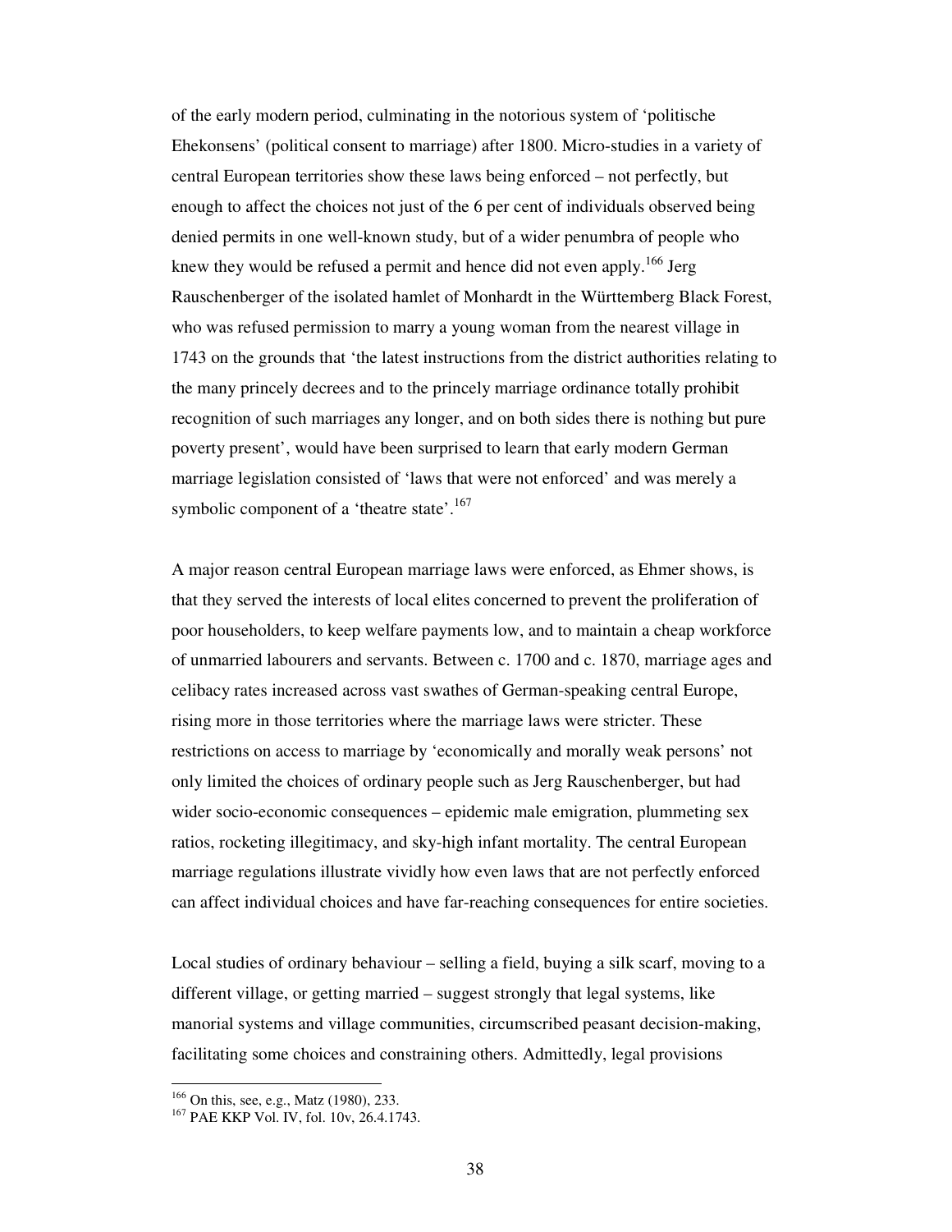of the early modern period, culminating in the notorious system of 'politische Ehekonsens' (political consent to marriage) after 1800. Micro-studies in a variety of central European territories show these laws being enforced – not perfectly, but enough to affect the choices not just of the 6 per cent of individuals observed being denied permits in one well-known study, but of a wider penumbra of people who knew they would be refused a permit and hence did not even apply.[166] Jerg Rauschenberger of the isolated hamlet of Monhardt in the Württemberg Black Forest, who was refused permission to marry a young woman from the nearest village in 1743 on the grounds that 'the latest instructions from the district authorities relating to the many princely decrees and to the princely marriage ordinance totally prohibit recognition of such marriages any longer, and on both sides there is nothing but pure poverty present', would have been surprised to learn that early modern German marriage legislation consisted of 'laws that were not enforced' and was merely a symbolic component of a 'theatre state'.[167]

A major reason central European marriage laws were enforced, as Ehmer shows, is that they served the interests of local elites concerned to prevent the proliferation of poor householders, to keep welfare payments low, and to maintain a cheap workforce of unmarried labourers and servants. Between c. 1700 and c. 1870, marriage ages and celibacy rates increased across vast swathes of German-speaking central Europe, rising more in those territories where the marriage laws were stricter. These restrictions on access to marriage by 'economically and morally weak persons' not only limited the choices of ordinary people such as Jerg Rauschenberger, but had wider socio-economic consequences – epidemic male emigration, plummeting sex ratios, rocketing illegitimacy, and sky-high infant mortality. The central European marriage regulations illustrate vividly how even laws that are not perfectly enforced can affect individual choices and have far-reaching consequences for entire societies.

Local studies of ordinary behaviour – selling a field, buying a silk scarf, moving to a different village, or getting married – suggest strongly that legal systems, like manorial systems and village communities, circumscribed peasant decision-making, facilitating some choices and constraining others. Admittedly, legal provisions

[166] On this, see, e.g., Matz (1980), 233.

[167] PAE KKP Vol. IV, fol. 10v, 26.4.1743.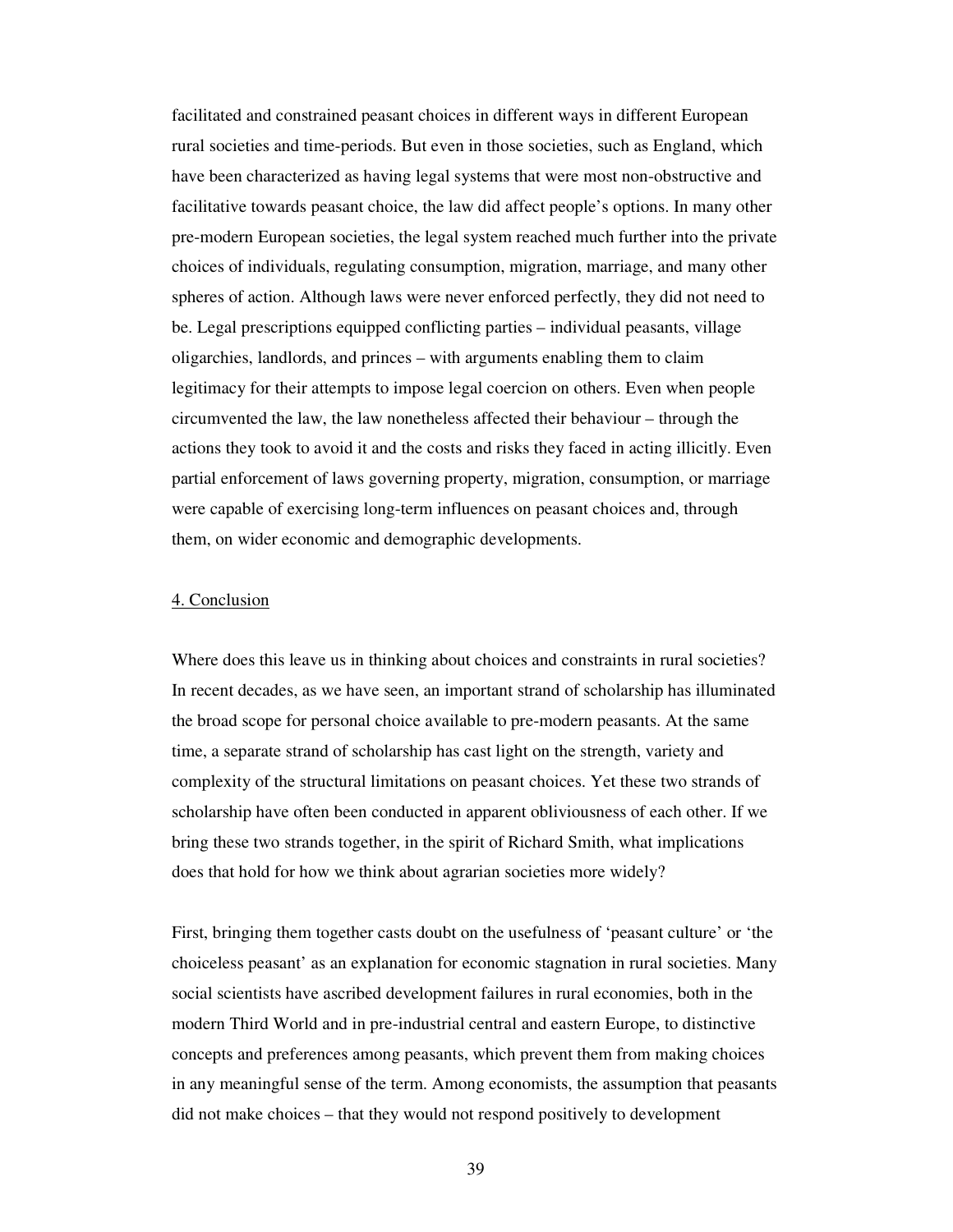facilitated and constrained peasant choices in different ways in different European rural societies and time-periods. But even in those societies, such as England, which have been characterized as having legal systems that were most non-obstructive and facilitative towards peasant choice, the law did affect people's options. In many other pre-modern European societies, the legal system reached much further into the private choices of individuals, regulating consumption, migration, marriage, and many other spheres of action. Although laws were never enforced perfectly, they did not need to be. Legal prescriptions equipped conflicting parties – individual peasants, village oligarchies, landlords, and princes – with arguments enabling them to claim legitimacy for their attempts to impose legal coercion on others. Even when people circumvented the law, the law nonetheless affected their behaviour – through the actions they took to avoid it and the costs and risks they faced in acting illicitly. Even partial enforcement of laws governing property, migration, consumption, or marriage were capable of exercising long-term influences on peasant choices and, through them, on wider economic and demographic developments.

## 4. Conclusion

Where does this leave us in thinking about choices and constraints in rural societies? In recent decades, as we have seen, an important strand of scholarship has illuminated the broad scope for personal choice available to pre-modern peasants. At the same time, a separate strand of scholarship has cast light on the strength, variety and complexity of the structural limitations on peasant choices. Yet these two strands of scholarship have often been conducted in apparent obliviousness of each other. If we bring these two strands together, in the spirit of Richard Smith, what implications does that hold for how we think about agrarian societies more widely?

First, bringing them together casts doubt on the usefulness of 'peasant culture' or 'the choiceless peasant' as an explanation for economic stagnation in rural societies. Many social scientists have ascribed development failures in rural economies, both in the modern Third World and in pre-industrial central and eastern Europe, to distinctive concepts and preferences among peasants, which prevent them from making choices in any meaningful sense of the term. Among economists, the assumption that peasants did not make choices – that they would not respond positively to development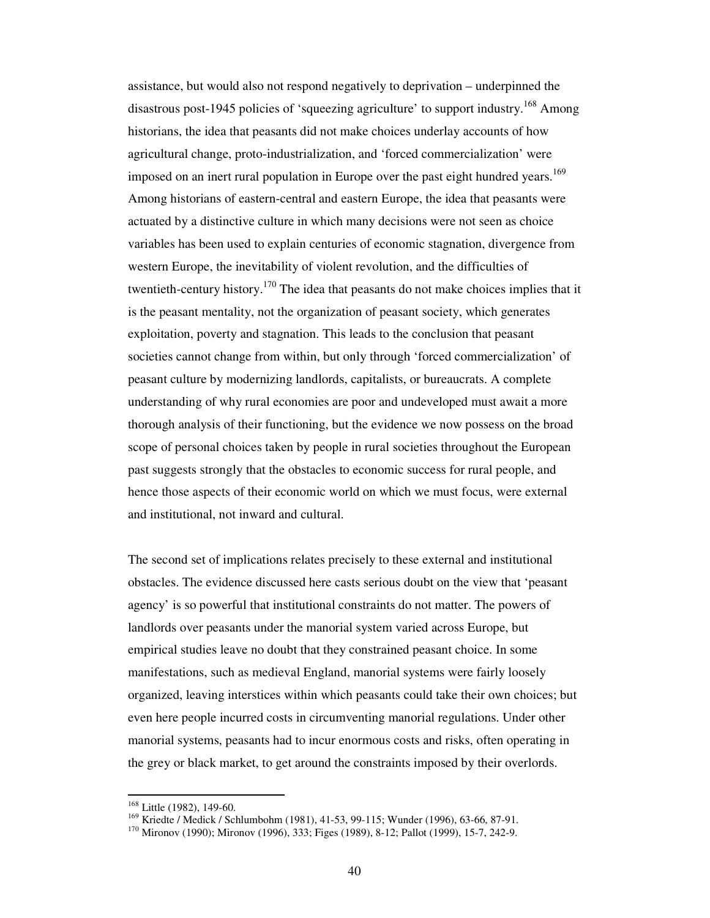assistance, but would also not respond negatively to deprivation – underpinned the disastrous post-1945 policies of 'squeezing agriculture' to support industry.[168] Among historians, the idea that peasants did not make choices underlay accounts of how agricultural change, proto-industrialization, and 'forced commercialization' were imposed on an inert rural population in Europe over the past eight hundred years.[169] Among historians of eastern-central and eastern Europe, the idea that peasants were actuated by a distinctive culture in which many decisions were not seen as choice variables has been used to explain centuries of economic stagnation, divergence from western Europe, the inevitability of violent revolution, and the difficulties of twentieth-century history.[170] The idea that peasants do not make choices implies that it is the peasant mentality, not the organization of peasant society, which generates exploitation, poverty and stagnation. This leads to the conclusion that peasant societies cannot change from within, but only through 'forced commercialization' of peasant culture by modernizing landlords, capitalists, or bureaucrats. A complete understanding of why rural economies are poor and undeveloped must await a more thorough analysis of their functioning, but the evidence we now possess on the broad scope of personal choices taken by people in rural societies throughout the European past suggests strongly that the obstacles to economic success for rural people, and hence those aspects of their economic world on which we must focus, were external and institutional, not inward and cultural.

The second set of implications relates precisely to these external and institutional obstacles. The evidence discussed here casts serious doubt on the view that 'peasant agency' is so powerful that institutional constraints do not matter. The powers of landlords over peasants under the manorial system varied across Europe, but empirical studies leave no doubt that they constrained peasant choice. In some manifestations, such as medieval England, manorial systems were fairly loosely organized, leaving interstices within which peasants could take their own choices; but even here people incurred costs in circumventing manorial regulations. Under other manorial systems, peasants had to incur enormous costs and risks, often operating in the grey or black market, to get around the constraints imposed by their overlords.

[168] Little (1982), 149-60.

[169] Kriedte / Medick / Schlumbohm (1981), 41-53, 99-115; Wunder (1996), 63-66, 87-91.

[170] Mironov (1990); Mironov (1996), 333; Figes (1989), 8-12; Pallot (1999), 15-7, 242-9.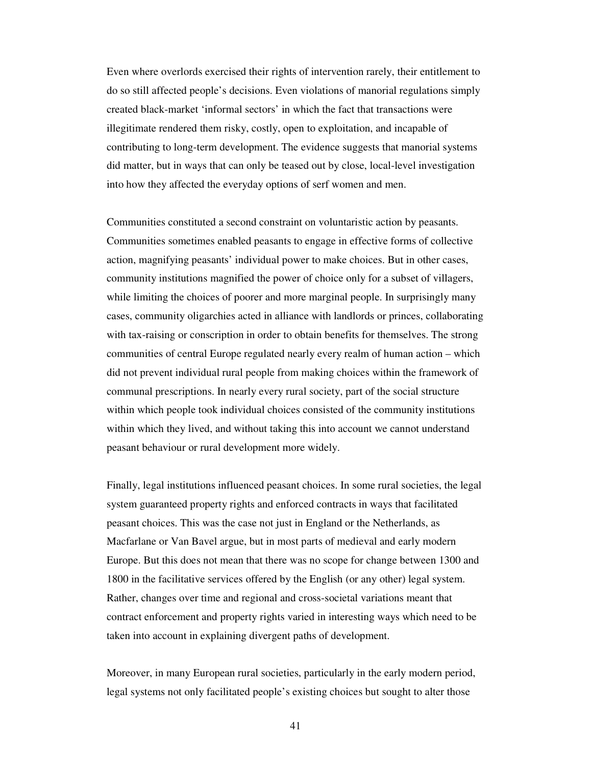Even where overlords exercised their rights of intervention rarely, their entitlement to do so still affected people's decisions. Even violations of manorial regulations simply created black-market 'informal sectors' in which the fact that transactions were illegitimate rendered them risky, costly, open to exploitation, and incapable of contributing to long-term development. The evidence suggests that manorial systems did matter, but in ways that can only be teased out by close, local-level investigation into how they affected the everyday options of serf women and men.

Communities constituted a second constraint on voluntaristic action by peasants. Communities sometimes enabled peasants to engage in effective forms of collective action, magnifying peasants' individual power to make choices. But in other cases, community institutions magnified the power of choice only for a subset of villagers, while limiting the choices of poorer and more marginal people. In surprisingly many cases, community oligarchies acted in alliance with landlords or princes, collaborating with tax-raising or conscription in order to obtain benefits for themselves. The strong communities of central Europe regulated nearly every realm of human action – which did not prevent individual rural people from making choices within the framework of communal prescriptions. In nearly every rural society, part of the social structure within which people took individual choices consisted of the community institutions within which they lived, and without taking this into account we cannot understand peasant behaviour or rural development more widely.

Finally, legal institutions influenced peasant choices. In some rural societies, the legal system guaranteed property rights and enforced contracts in ways that facilitated peasant choices. This was the case not just in England or the Netherlands, as Macfarlane or Van Bavel argue, but in most parts of medieval and early modern Europe. But this does not mean that there was no scope for change between 1300 and 1800 in the facilitative services offered by the English (or any other) legal system. Rather, changes over time and regional and cross-societal variations meant that contract enforcement and property rights varied in interesting ways which need to be taken into account in explaining divergent paths of development.

Moreover, in many European rural societies, particularly in the early modern period, legal systems not only facilitated people's existing choices but sought to alter those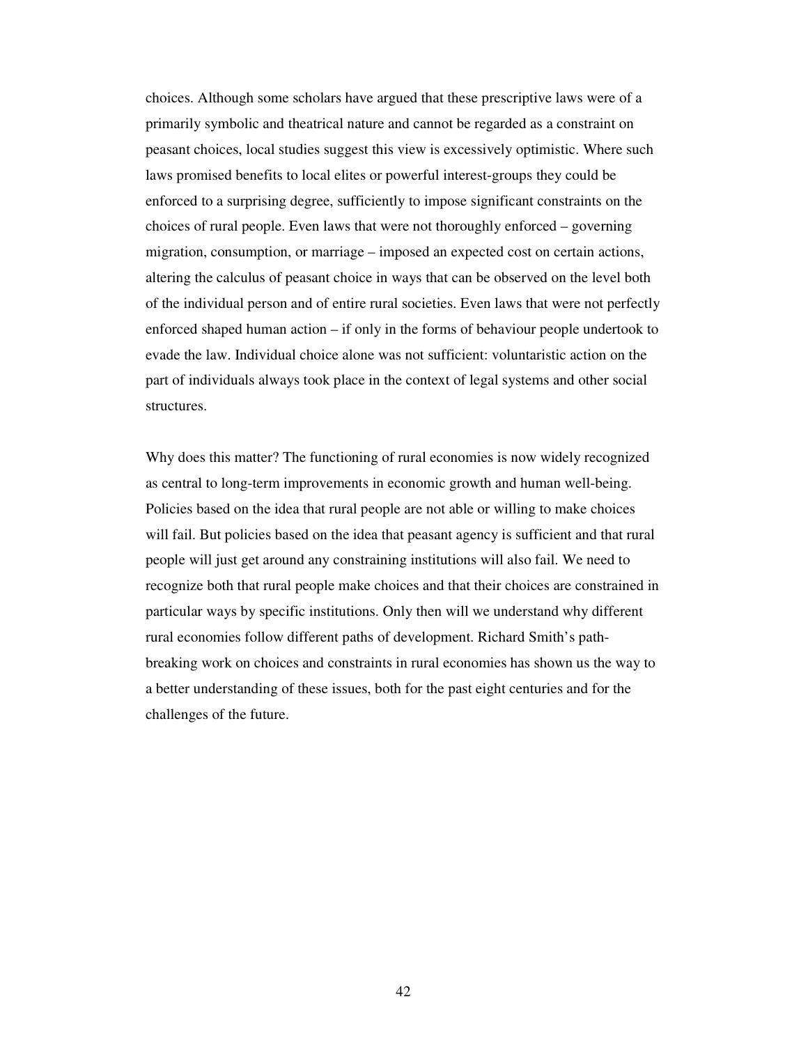choices. Although some scholars have argued that these prescriptive laws were of a primarily symbolic and theatrical nature and cannot be regarded as a constraint on peasant choices, local studies suggest this view is excessively optimistic. Where such laws promised benefits to local elites or powerful interest-groups they could be enforced to a surprising degree, sufficiently to impose significant constraints on the choices of rural people. Even laws that were not thoroughly enforced – governing migration, consumption, or marriage – imposed an expected cost on certain actions, altering the calculus of peasant choice in ways that can be observed on the level both of the individual person and of entire rural societies. Even laws that were not perfectly enforced shaped human action – if only in the forms of behaviour people undertook to evade the law. Individual choice alone was not sufficient: voluntaristic action on the part of individuals always took place in the context of legal systems and other social structures.

Why does this matter? The functioning of rural economies is now widely recognized as central to long-term improvements in economic growth and human well-being. Policies based on the idea that rural people are not able or willing to make choices will fail. But policies based on the idea that peasant agency is sufficient and that rural people will just get around any constraining institutions will also fail. We need to recognize both that rural people make choices and that their choices are constrained in particular ways by specific institutions. Only then will we understand why different rural economies follow different paths of development. Richard Smith's path-breaking work on choices and constraints in rural economies has shown us the way to a better understanding of these issues, both for the past eight centuries and for the challenges of the future.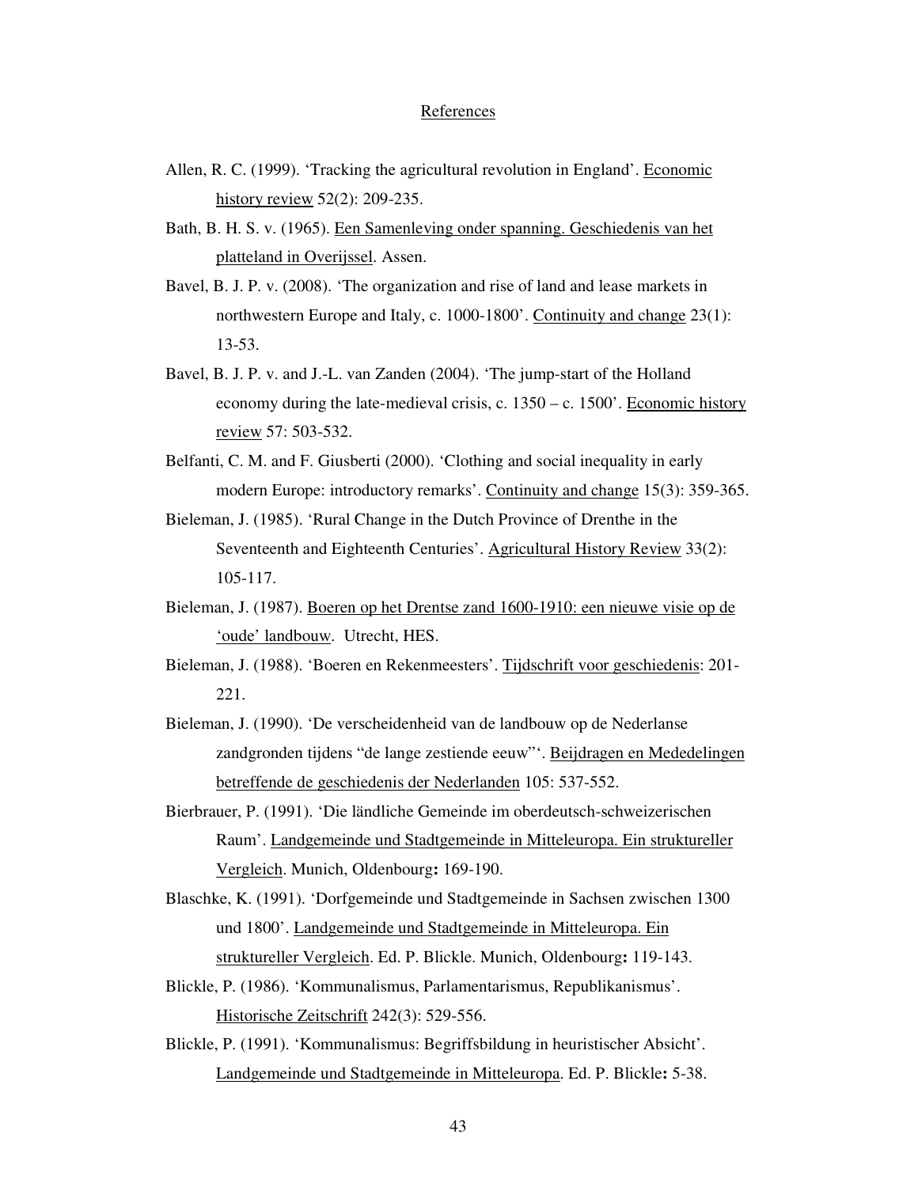## References

Allen, R. C. (1999). 'Tracking the agricultural revolution in England'. Economic history review 52(2): 209-235.

Bath, B. H. S. v. (1965). Een Samenleving onder spanning. Geschiedenis van het platteland in Overijssel. Assen.

Bavel, B. J. P. v. (2008). 'The organization and rise of land and lease markets in northwestern Europe and Italy, c. 1000-1800'. Continuity and change 23(1): 13-53.

Bavel, B. J. P. v. and J.-L. van Zanden (2004). 'The jump-start of the Holland economy during the late-medieval crisis, c. 1350 – c. 1500'. Economic history review 57: 503-532.

Belfanti, C. M. and F. Giusberti (2000). 'Clothing and social inequality in early modern Europe: introductory remarks'. Continuity and change 15(3): 359-365.

Bieleman, J. (1985). 'Rural Change in the Dutch Province of Drenthe in the Seventeenth and Eighteenth Centuries'. Agricultural History Review 33(2): 105-117.

Bieleman, J. (1987). Boeren op het Drentse zand 1600-1910: een nieuwe visie op de 'oude' landbouw. Utrecht, HES.

Bieleman, J. (1988). 'Boeren en Rekenmeesters'. Tijdschrift voor geschiedenis: 201-221.

Bieleman, J. (1990). 'De verscheidenheid van de landbouw op de Nederlanse zandgronden tijdens "de lange zestiende eeuw"'. Beijdragen en Mededelingen betreffende de geschiedenis der Nederlanden 105: 537-552.

Bierbrauer, P. (1991). 'Die ländliche Gemeinde im oberdeutsch-schweizerischen Raum'. Landgemeinde und Stadtgemeinde in Mitteleuropa. Ein struktureller Vergleich. Munich, Oldenbourg**:** 169-190.

Blaschke, K. (1991). 'Dorfgemeinde und Stadtgemeinde in Sachsen zwischen 1300 und 1800'. Landgemeinde und Stadtgemeinde in Mitteleuropa. Ein struktureller Vergleich. Ed. P. Blickle. Munich, Oldenbourg**:** 119-143.

Blickle, P. (1986). 'Kommunalismus, Parlamentarismus, Republikanismus'. Historische Zeitschrift 242(3): 529-556.

Blickle, P. (1991). 'Kommunalismus: Begriffsbildung in heuristischer Absicht'. Landgemeinde und Stadtgemeinde in Mitteleuropa. Ed. P. Blickle**:** 5-38.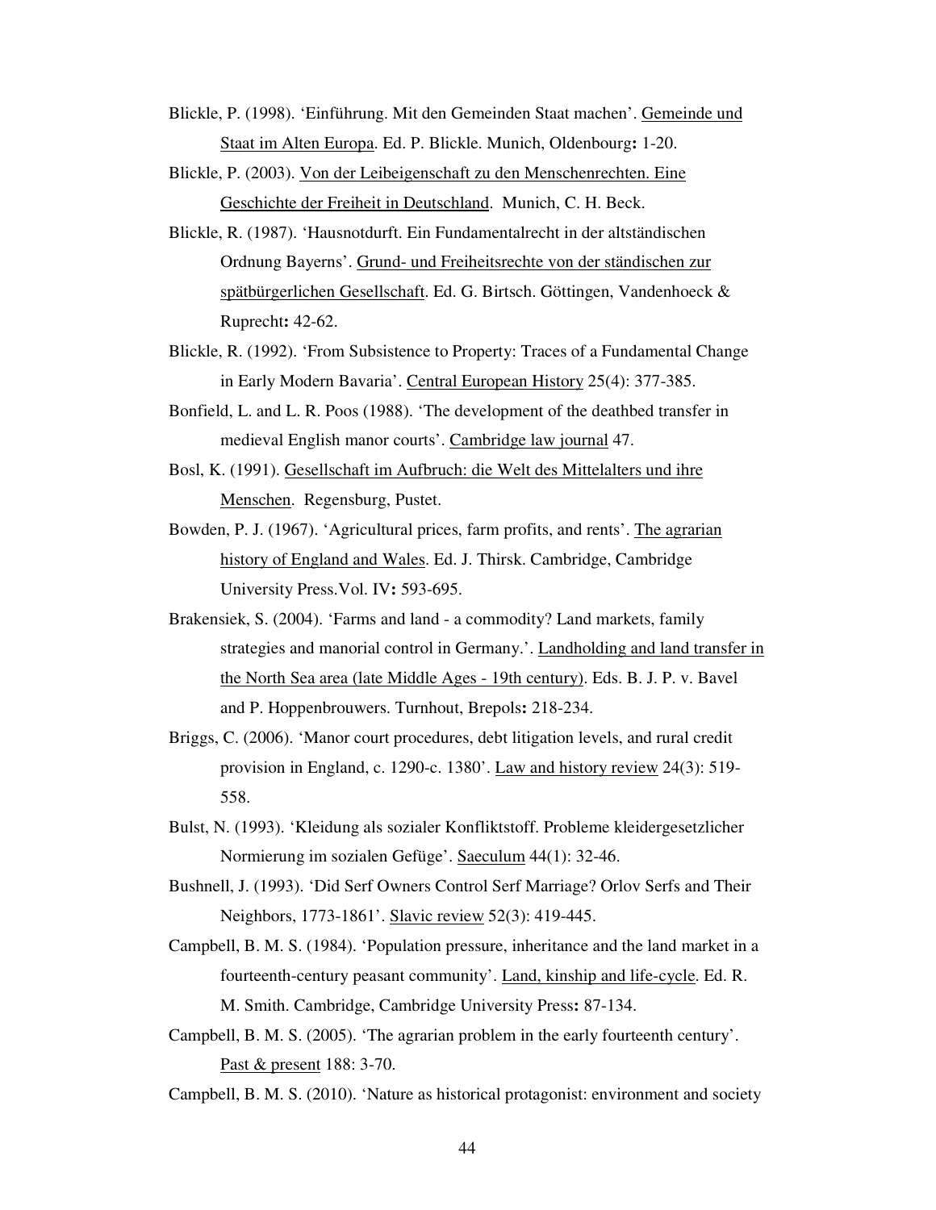Blickle, P. (1998). 'Einführung. Mit den Gemeinden Staat machen'. Gemeinde und Staat im Alten Europa. Ed. P. Blickle. Munich, Oldenbourg**:** 1-20.

Blickle, P. (2003). Von der Leibeigenschaft zu den Menschenrechten. Eine Geschichte der Freiheit in Deutschland. Munich, C. H. Beck.

Blickle, R. (1987). 'Hausnotdurft. Ein Fundamentalrecht in der altständischen Ordnung Bayerns'. Grund- und Freiheitsrechte von der ständischen zur spätbürgerlichen Gesellschaft. Ed. G. Birtsch. Göttingen, Vandenhoeck & Ruprecht**:** 42-62.

Blickle, R. (1992). 'From Subsistence to Property: Traces of a Fundamental Change in Early Modern Bavaria'. Central European History 25(4): 377-385.

Bonfield, L. and L. R. Poos (1988). 'The development of the deathbed transfer in medieval English manor courts'. Cambridge law journal 47.

Bosl, K. (1991). Gesellschaft im Aufbruch: die Welt des Mittelalters und ihre Menschen. Regensburg, Pustet.

Bowden, P. J. (1967). 'Agricultural prices, farm profits, and rents'. The agrarian history of England and Wales. Ed. J. Thirsk. Cambridge, Cambridge University Press.Vol. IV**:** 593-695.

Brakensiek, S. (2004). 'Farms and land - a commodity? Land markets, family strategies and manorial control in Germany.'. Landholding and land transfer in the North Sea area (late Middle Ages - 19th century). Eds. B. J. P. v. Bavel and P. Hoppenbrouwers. Turnhout, Brepols**:** 218-234.

Briggs, C. (2006). 'Manor court procedures, debt litigation levels, and rural credit provision in England, c. 1290-c. 1380'. Law and history review 24(3): 519-558.

Bulst, N. (1993). 'Kleidung als sozialer Konfliktstoff. Probleme kleidergesetzlicher Normierung im sozialen Gefüge'. Saeculum 44(1): 32-46.

Bushnell, J. (1993). 'Did Serf Owners Control Serf Marriage? Orlov Serfs and Their Neighbors, 1773-1861'. Slavic review 52(3): 419-445.

Campbell, B. M. S. (1984). 'Population pressure, inheritance and the land market in a fourteenth-century peasant community'. Land, kinship and life-cycle. Ed. R. M. Smith. Cambridge, Cambridge University Press**:** 87-134.

Campbell, B. M. S. (2005). 'The agrarian problem in the early fourteenth century'. Past & present 188: 3-70.

Campbell, B. M. S. (2010). 'Nature as historical protagonist: environment and society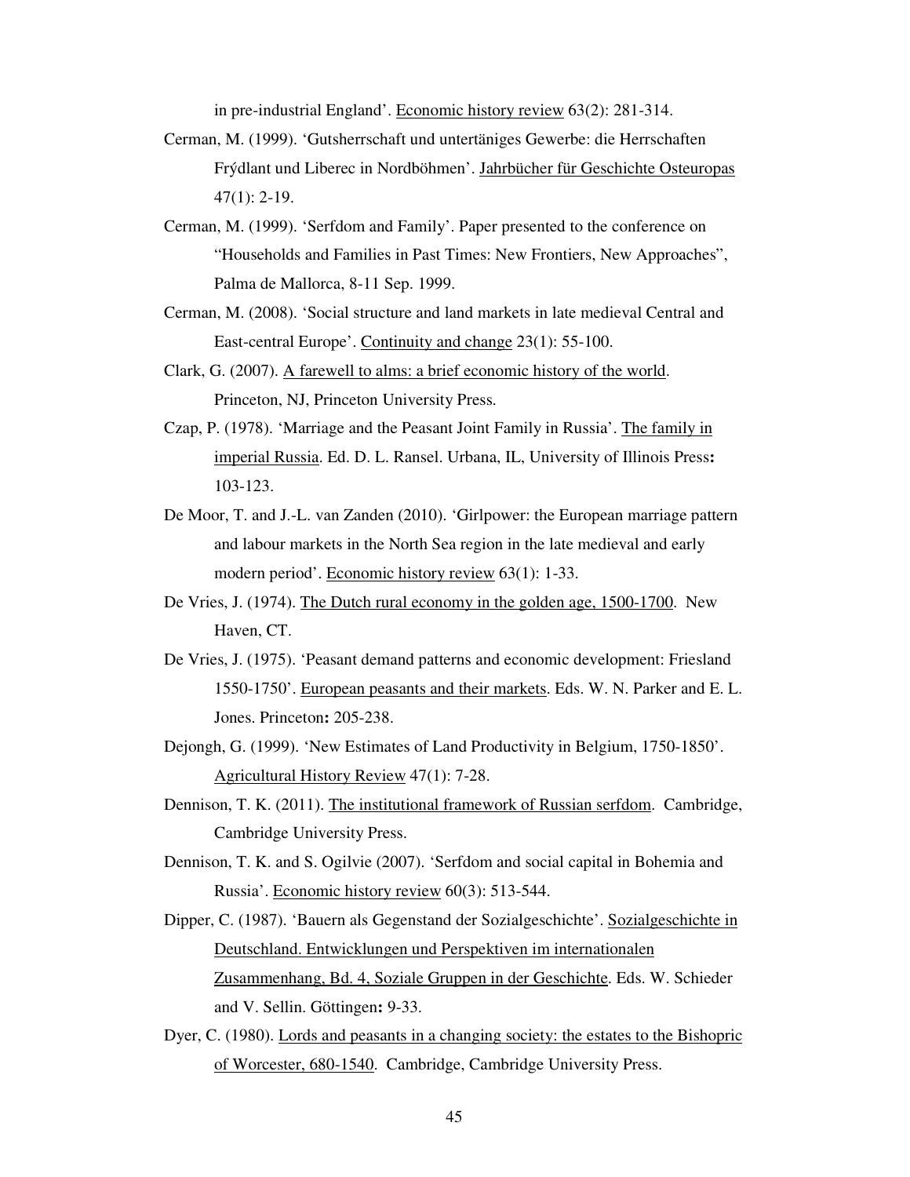in pre-industrial England'. Economic history review 63(2): 281-314.

Cerman, M. (1999). 'Gutsherrschaft und untertäniges Gewerbe: die Herrschaften Frýdlant und Liberec in Nordböhmen'. Jahrbücher für Geschichte Osteuropas 47(1): 2-19.

Cerman, M. (1999). 'Serfdom and Family'. Paper presented to the conference on "Households and Families in Past Times: New Frontiers, New Approaches", Palma de Mallorca, 8-11 Sep. 1999.

Cerman, M. (2008). 'Social structure and land markets in late medieval Central and East-central Europe'. Continuity and change 23(1): 55-100.

Clark, G. (2007). A farewell to alms: a brief economic history of the world. Princeton, NJ, Princeton University Press.

Czap, P. (1978). 'Marriage and the Peasant Joint Family in Russia'. The family in imperial Russia. Ed. D. L. Ransel. Urbana, IL, University of Illinois Press**:** 103-123.

De Moor, T. and J.-L. van Zanden (2010). 'Girlpower: the European marriage pattern and labour markets in the North Sea region in the late medieval and early modern period'. Economic history review 63(1): 1-33.

De Vries, J. (1974). The Dutch rural economy in the golden age, 1500-1700. New Haven, CT.

De Vries, J. (1975). 'Peasant demand patterns and economic development: Friesland 1550-1750'. European peasants and their markets. Eds. W. N. Parker and E. L. Jones. Princeton**:** 205-238.

Dejongh, G. (1999). 'New Estimates of Land Productivity in Belgium, 1750-1850'. Agricultural History Review 47(1): 7-28.

Dennison, T. K. (2011). The institutional framework of Russian serfdom. Cambridge, Cambridge University Press.

Dennison, T. K. and S. Ogilvie (2007). 'Serfdom and social capital in Bohemia and Russia'. Economic history review 60(3): 513-544.

Dipper, C. (1987). 'Bauern als Gegenstand der Sozialgeschichte'. Sozialgeschichte in Deutschland. Entwicklungen und Perspektiven im internationalen Zusammenhang, Bd. 4, Soziale Gruppen in der Geschichte. Eds. W. Schieder and V. Sellin. Göttingen**:** 9-33.

Dyer, C. (1980). Lords and peasants in a changing society: the estates to the Bishopric of Worcester, 680-1540. Cambridge, Cambridge University Press.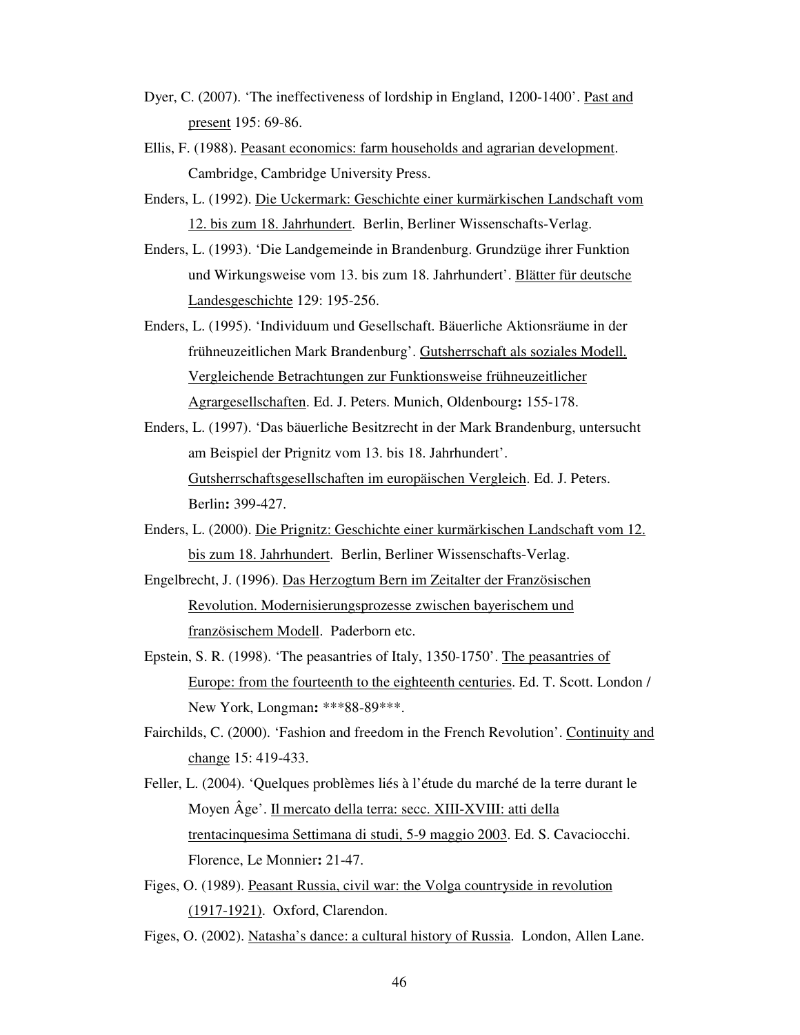Dyer, C. (2007). 'The ineffectiveness of lordship in England, 1200-1400'. Past and present 195: 69-86.

Ellis, F. (1988). Peasant economics: farm households and agrarian development. Cambridge, Cambridge University Press.

Enders, L. (1992). Die Uckermark: Geschichte einer kurmärkischen Landschaft vom 12. bis zum 18. Jahrhundert. Berlin, Berliner Wissenschafts-Verlag.

Enders, L. (1993). 'Die Landgemeinde in Brandenburg. Grundzüge ihrer Funktion und Wirkungsweise vom 13. bis zum 18. Jahrhundert'. Blätter für deutsche Landesgeschichte 129: 195-256.

Enders, L. (1995). 'Individuum und Gesellschaft. Bäuerliche Aktionsräume in der frühneuzeitlichen Mark Brandenburg'. Gutsherrschaft als soziales Modell. Vergleichende Betrachtungen zur Funktionsweise frühneuzeitlicher Agrargesellschaften. Ed. J. Peters. Munich, Oldenbourg**:** 155-178.

Enders, L. (1997). 'Das bäuerliche Besitzrecht in der Mark Brandenburg, untersucht am Beispiel der Prignitz vom 13. bis 18. Jahrhundert'. Gutsherrschaftsgesellschaften im europäischen Vergleich. Ed. J. Peters. Berlin**:** 399-427.

Enders, L. (2000). Die Prignitz: Geschichte einer kurmärkischen Landschaft vom 12. bis zum 18. Jahrhundert. Berlin, Berliner Wissenschafts-Verlag.

Engelbrecht, J. (1996). Das Herzogtum Bern im Zeitalter der Französischen Revolution. Modernisierungsprozesse zwischen bayerischem und französischem Modell. Paderborn etc.

Epstein, S. R. (1998). 'The peasantries of Italy, 1350-1750'. The peasantries of Europe: from the fourteenth to the eighteenth centuries. Ed. T. Scott. London / New York, Longman**:** ***88-89***.

Fairchilds, C. (2000). 'Fashion and freedom in the French Revolution'. Continuity and change 15: 419-433.

Feller, L. (2004). 'Quelques problèmes liés à l'étude du marché de la terre durant le Moyen Âge'. Il mercato della terra: secc. XIII-XVIII: atti della trentacinquesima Settimana di studi, 5-9 maggio 2003. Ed. S. Cavaciocchi. Florence, Le Monnier**:** 21-47.

Figes, O. (1989). Peasant Russia, civil war: the Volga countryside in revolution (1917-1921). Oxford, Clarendon.

Figes, O. (2002). Natasha's dance: a cultural history of Russia. London, Allen Lane.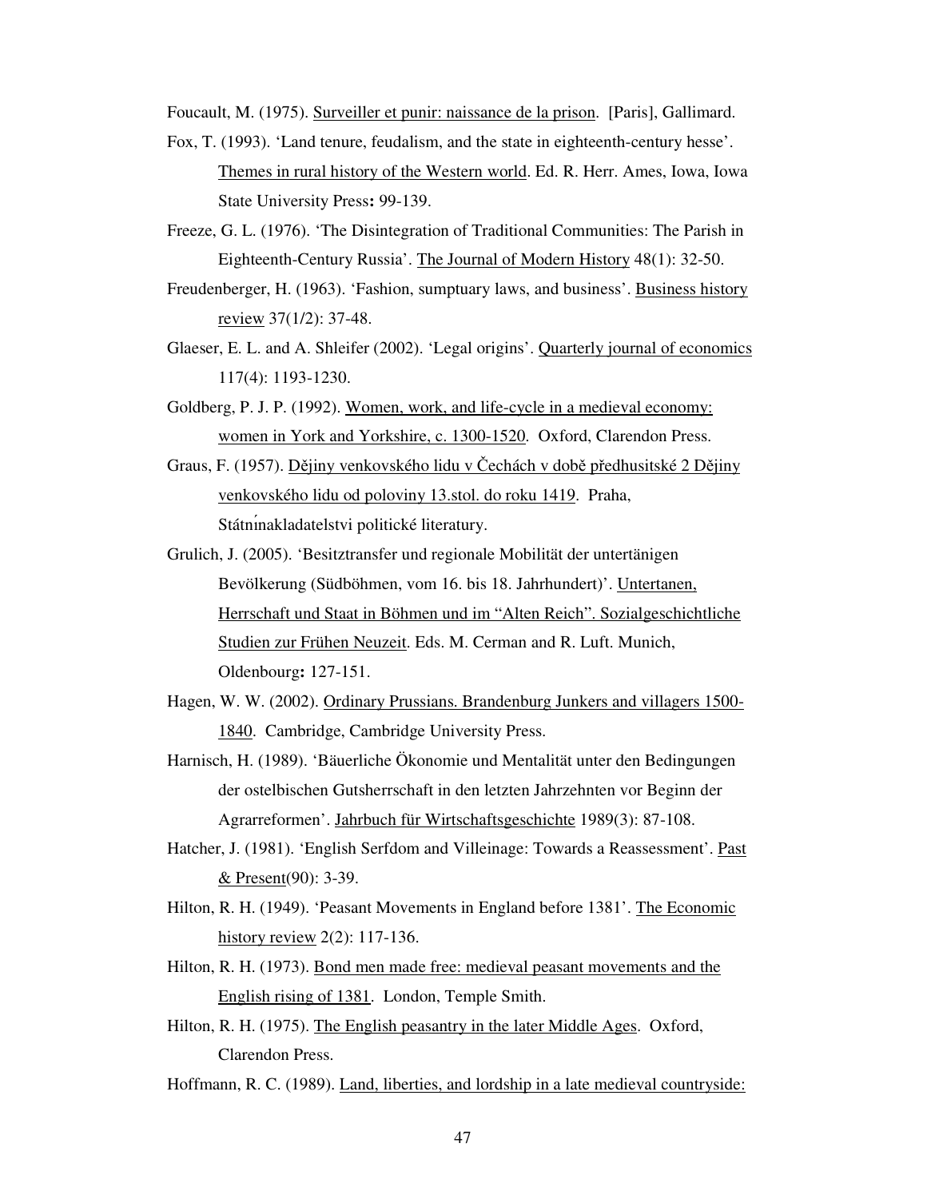Foucault, M. (1975). Surveiller et punir: naissance de la prison. [Paris], Gallimard.

Fox, T. (1993). 'Land tenure, feudalism, and the state in eighteenth-century hesse'. Themes in rural history of the Western world. Ed. R. Herr. Ames, Iowa, Iowa State University Press**:** 99-139.

Freeze, G. L. (1976). 'The Disintegration of Traditional Communities: The Parish in Eighteenth-Century Russia'. The Journal of Modern History 48(1): 32-50.

Freudenberger, H. (1963). 'Fashion, sumptuary laws, and business'. Business history review 37(1/2): 37-48.

Glaeser, E. L. and A. Shleifer (2002). 'Legal origins'. Quarterly journal of economics 117(4): 1193-1230.

Goldberg, P. J. P. (1992). Women, work, and life-cycle in a medieval economy: women in York and Yorkshire, c. 1300-1520. Oxford, Clarendon Press.

Graus, F. (1957). Dějiny venkovského lidu v Čechách v době předhusitské 2 Dějiny venkovského lidu od poloviny 13.stol. do roku 1419. Praha, Státnínakladatelstvi politické literatury.

Grulich, J. (2005). 'Besitztransfer und regionale Mobilität der untertänigen Bevölkerung (Südböhmen, vom 16. bis 18. Jahrhundert)'. Untertanen, Herrschaft und Staat in Böhmen und im "Alten Reich". Sozialgeschichtliche Studien zur Frühen Neuzeit. Eds. M. Cerman and R. Luft. Munich, Oldenbourg**:** 127-151.

Hagen, W. W. (2002). Ordinary Prussians. Brandenburg Junkers and villagers 1500-1840. Cambridge, Cambridge University Press.

Harnisch, H. (1989). 'Bäuerliche Ökonomie und Mentalität unter den Bedingungen der ostelbischen Gutsherrschaft in den letzten Jahrzehnten vor Beginn der Agrarreformen'. Jahrbuch für Wirtschaftsgeschichte 1989(3): 87-108.

Hatcher, J. (1981). 'English Serfdom and Villeinage: Towards a Reassessment'. Past & Present(90): 3-39.

Hilton, R. H. (1949). 'Peasant Movements in England before 1381'. The Economic history review 2(2): 117-136.

Hilton, R. H. (1973). Bond men made free: medieval peasant movements and the English rising of 1381. London, Temple Smith.

Hilton, R. H. (1975). The English peasantry in the later Middle Ages. Oxford, Clarendon Press.

Hoffmann, R. C. (1989). Land, liberties, and lordship in a late medieval countryside: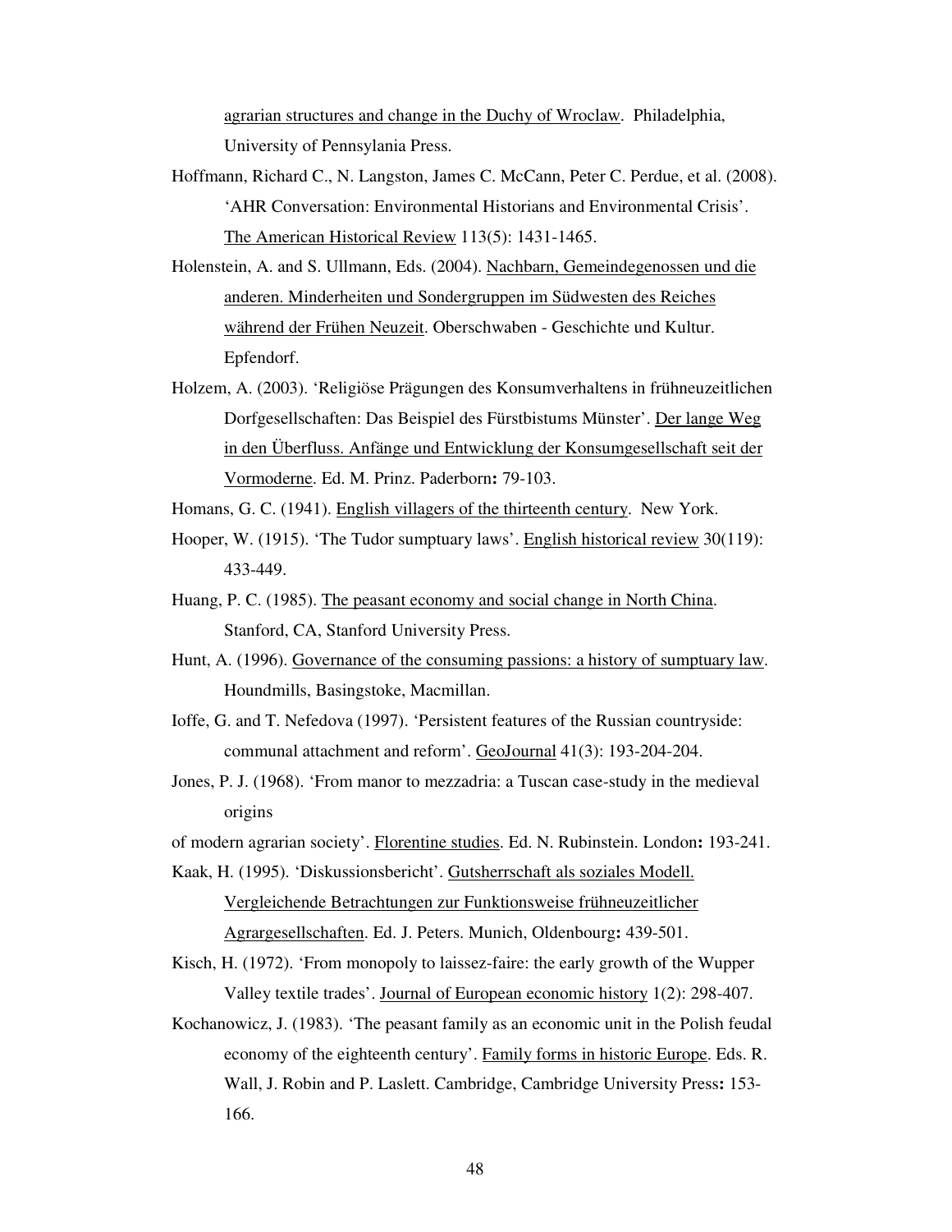agrarian structures and change in the Duchy of Wroclaw. Philadelphia, University of Pennsylania Press.

Hoffmann, Richard C., N. Langston, James C. McCann, Peter C. Perdue, et al. (2008). 'AHR Conversation: Environmental Historians and Environmental Crisis'. The American Historical Review 113(5): 1431-1465.

Holenstein, A. and S. Ullmann, Eds. (2004). Nachbarn, Gemeindegenossen und die anderen. Minderheiten und Sondergruppen im Südwesten des Reiches während der Frühen Neuzeit. Oberschwaben - Geschichte und Kultur. Epfendorf.

Holzem, A. (2003). 'Religiöse Prägungen des Konsumverhaltens in frühneuzeitlichen Dorfgesellschaften: Das Beispiel des Fürstbistums Münster'. Der lange Weg in den Überfluss. Anfänge und Entwicklung der Konsumgesellschaft seit der Vormoderne. Ed. M. Prinz. Paderborn**:** 79-103.

Homans, G. C. (1941). English villagers of the thirteenth century. New York.

Hooper, W. (1915). 'The Tudor sumptuary laws'. English historical review 30(119): 433-449.

Huang, P. C. (1985). The peasant economy and social change in North China. Stanford, CA, Stanford University Press.

Hunt, A. (1996). Governance of the consuming passions: a history of sumptuary law. Houndmills, Basingstoke, Macmillan.

Ioffe, G. and T. Nefedova (1997). 'Persistent features of the Russian countryside: communal attachment and reform'. GeoJournal 41(3): 193-204-204.

Jones, P. J. (1968). 'From manor to mezzadria: a Tuscan case-study in the medieval origins

of modern agrarian society'. Florentine studies. Ed. N. Rubinstein. London**:** 193-241.

Kaak, H. (1995). 'Diskussionsbericht'. Gutsherrschaft als soziales Modell. Vergleichende Betrachtungen zur Funktionsweise frühneuzeitlicher Agrargesellschaften. Ed. J. Peters. Munich, Oldenbourg**:** 439-501.

Kisch, H. (1972). 'From monopoly to laissez-faire: the early growth of the Wupper Valley textile trades'. Journal of European economic history 1(2): 298-407.

Kochanowicz, J. (1983). 'The peasant family as an economic unit in the Polish feudal economy of the eighteenth century'. Family forms in historic Europe. Eds. R. Wall, J. Robin and P. Laslett. Cambridge, Cambridge University Press**:** 153-166.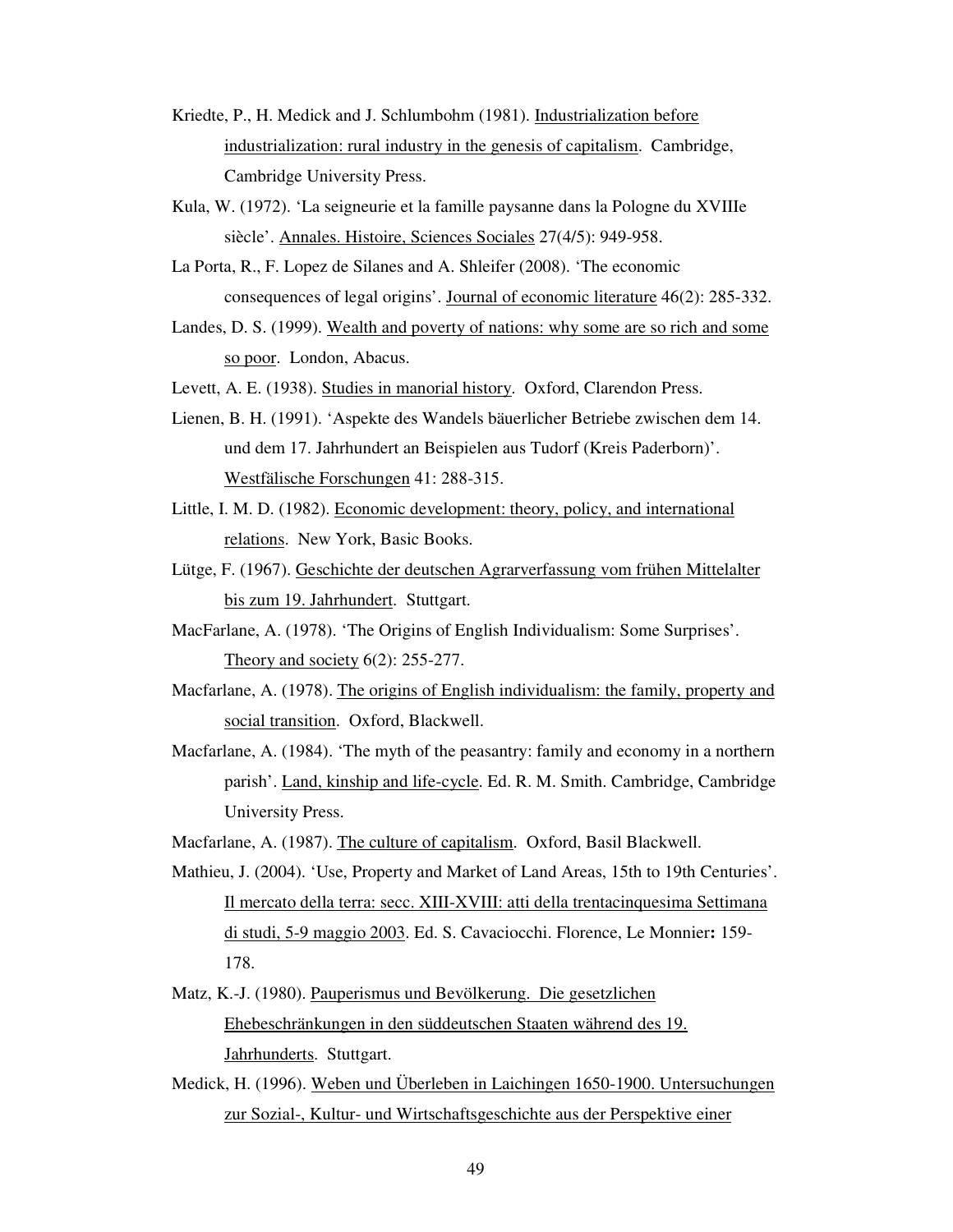Kriedte, P., H. Medick and J. Schlumbohm (1981). Industrialization before industrialization: rural industry in the genesis of capitalism. Cambridge, Cambridge University Press.

Kula, W. (1972). 'La seigneurie et la famille paysanne dans la Pologne du XVIIIe siècle'. Annales. Histoire, Sciences Sociales 27(4/5): 949-958.

La Porta, R., F. Lopez de Silanes and A. Shleifer (2008). 'The economic consequences of legal origins'. Journal of economic literature 46(2): 285-332.

Landes, D. S. (1999). Wealth and poverty of nations: why some are so rich and some so poor. London, Abacus.

Levett, A. E. (1938). Studies in manorial history. Oxford, Clarendon Press.

Lienen, B. H. (1991). 'Aspekte des Wandels bäuerlicher Betriebe zwischen dem 14. und dem 17. Jahrhundert an Beispielen aus Tudorf (Kreis Paderborn)'. Westfälische Forschungen 41: 288-315.

Little, I. M. D. (1982). Economic development: theory, policy, and international relations. New York, Basic Books.

Lütge, F. (1967). Geschichte der deutschen Agrarverfassung vom frühen Mittelalter bis zum 19. Jahrhundert. Stuttgart.

MacFarlane, A. (1978). 'The Origins of English Individualism: Some Surprises'. Theory and society 6(2): 255-277.

Macfarlane, A. (1978). The origins of English individualism: the family, property and social transition. Oxford, Blackwell.

Macfarlane, A. (1984). 'The myth of the peasantry: family and economy in a northern parish'. Land, kinship and life-cycle. Ed. R. M. Smith. Cambridge, Cambridge University Press.

Macfarlane, A. (1987). The culture of capitalism. Oxford, Basil Blackwell.

Mathieu, J. (2004). 'Use, Property and Market of Land Areas, 15th to 19th Centuries'. Il mercato della terra: secc. XIII-XVIII: atti della trentacinquesima Settimana di studi, 5-9 maggio 2003. Ed. S. Cavaciocchi. Florence, Le Monnier**:** 159-178.

Matz, K.-J. (1980). Pauperismus und Bevölkerung. Die gesetzlichen Ehebeschränkungen in den süddeutschen Staaten während des 19. Jahrhunderts. Stuttgart.

Medick, H. (1996). Weben und Überleben in Laichingen 1650-1900. Untersuchungen zur Sozial-, Kultur- und Wirtschaftsgeschichte aus der Perspektive einer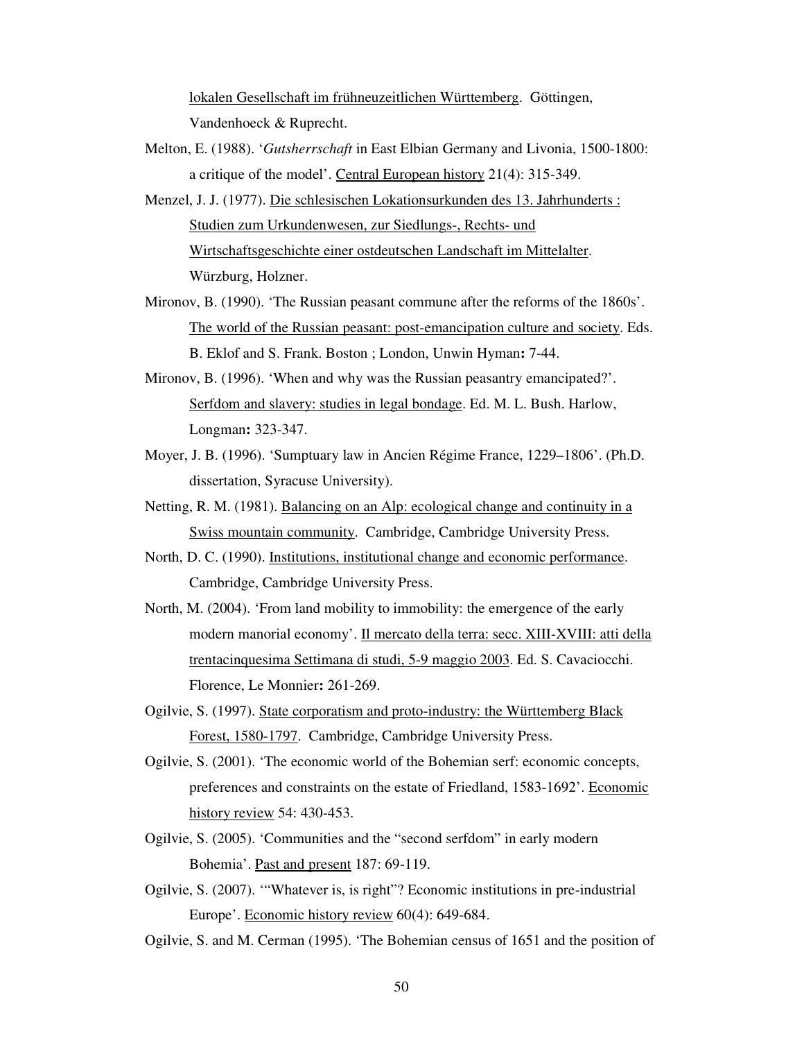lokalen Gesellschaft im frühneuzeitlichen Württemberg. Göttingen, Vandenhoeck & Ruprecht.

Melton, E. (1988). '*Gutsherrschaft* in East Elbian Germany and Livonia, 1500-1800: a critique of the model'. Central European history 21(4): 315-349.

Menzel, J. J. (1977). Die schlesischen Lokationsurkunden des 13. Jahrhunderts : Studien zum Urkundenwesen, zur Siedlungs-, Rechts- und Wirtschaftsgeschichte einer ostdeutschen Landschaft im Mittelalter. Würzburg, Holzner.

Mironov, B. (1990). 'The Russian peasant commune after the reforms of the 1860s'. The world of the Russian peasant: post-emancipation culture and society. Eds. B. Eklof and S. Frank. Boston ; London, Unwin Hyman**:** 7-44.

Mironov, B. (1996). 'When and why was the Russian peasantry emancipated?'. Serfdom and slavery: studies in legal bondage. Ed. M. L. Bush. Harlow, Longman**:** 323-347.

Moyer, J. B. (1996). 'Sumptuary law in Ancien Régime France, 1229–1806'. (Ph.D. dissertation, Syracuse University).

Netting, R. M. (1981). Balancing on an Alp: ecological change and continuity in a Swiss mountain community. Cambridge, Cambridge University Press.

North, D. C. (1990). Institutions, institutional change and economic performance. Cambridge, Cambridge University Press.

North, M. (2004). 'From land mobility to immobility: the emergence of the early modern manorial economy'. Il mercato della terra: secc. XIII-XVIII: atti della trentacinquesima Settimana di studi, 5-9 maggio 2003. Ed. S. Cavaciocchi. Florence, Le Monnier**:** 261-269.

Ogilvie, S. (1997). State corporatism and proto-industry: the Württemberg Black Forest, 1580-1797. Cambridge, Cambridge University Press.

Ogilvie, S. (2001). 'The economic world of the Bohemian serf: economic concepts, preferences and constraints on the estate of Friedland, 1583-1692'. Economic history review 54: 430-453.

Ogilvie, S. (2005). 'Communities and the "second serfdom" in early modern Bohemia'. Past and present 187: 69-119.

Ogilvie, S. (2007). '"Whatever is, is right"? Economic institutions in pre-industrial Europe'. Economic history review 60(4): 649-684.

Ogilvie, S. and M. Cerman (1995). 'The Bohemian census of 1651 and the position of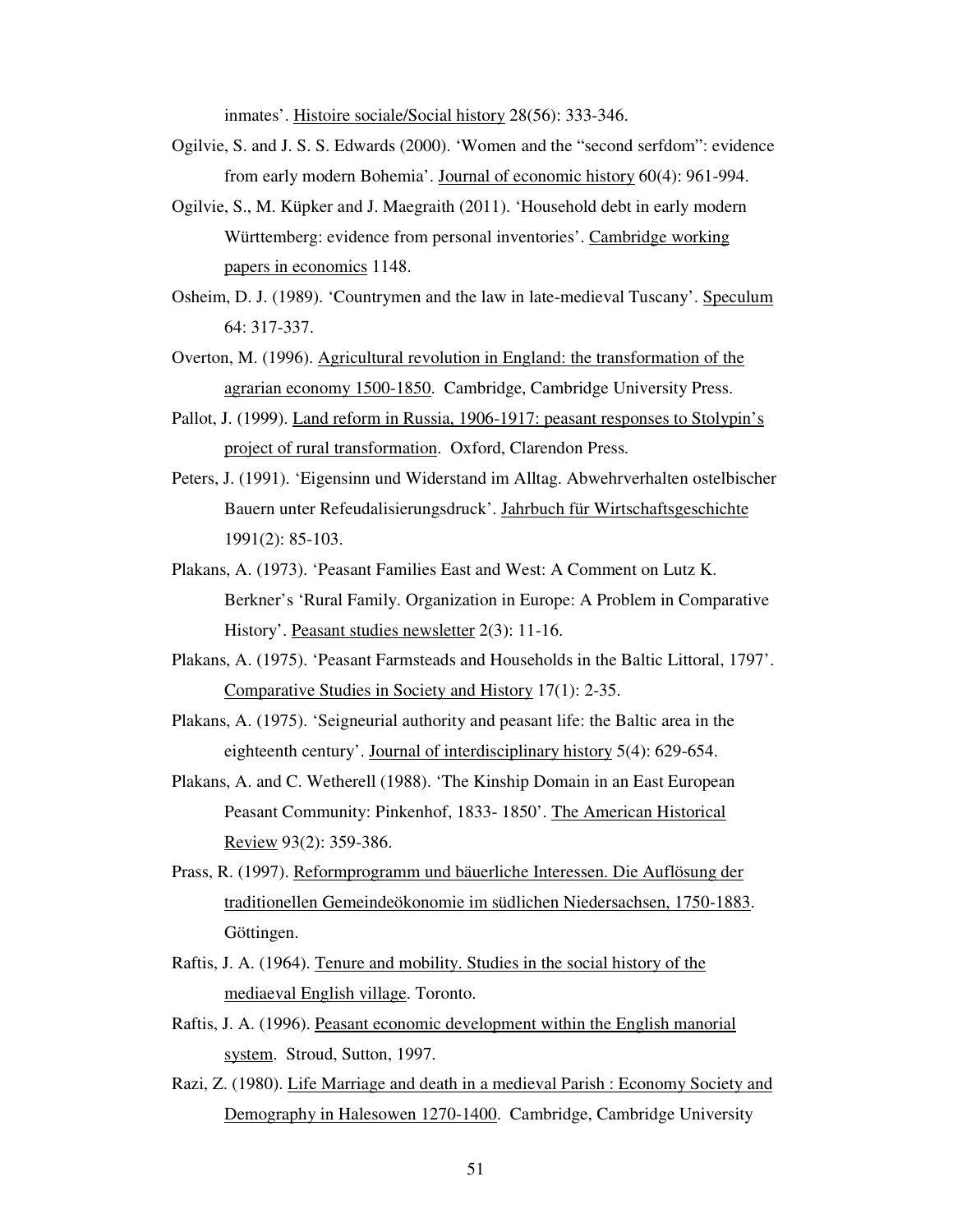inmates'. Histoire sociale/Social history 28(56): 333-346.

Ogilvie, S. and J. S. S. Edwards (2000). 'Women and the "second serfdom": evidence from early modern Bohemia'. Journal of economic history 60(4): 961-994.

Ogilvie, S., M. Küpker and J. Maegraith (2011). 'Household debt in early modern Württemberg: evidence from personal inventories'. Cambridge working papers in economics 1148.

Osheim, D. J. (1989). 'Countrymen and the law in late-medieval Tuscany'. Speculum 64: 317-337.

Overton, M. (1996). Agricultural revolution in England: the transformation of the agrarian economy 1500-1850. Cambridge, Cambridge University Press.

Pallot, J. (1999). Land reform in Russia, 1906-1917: peasant responses to Stolypin's project of rural transformation. Oxford, Clarendon Press.

Peters, J. (1991). 'Eigensinn und Widerstand im Alltag. Abwehrverhalten ostelbischer Bauern unter Refeudalisierungsdruck'. Jahrbuch für Wirtschaftsgeschichte 1991(2): 85-103.

Plakans, A. (1973). 'Peasant Families East and West: A Comment on Lutz K. Berkner's 'Rural Family. Organization in Europe: A Problem in Comparative History'. Peasant studies newsletter 2(3): 11-16.

Plakans, A. (1975). 'Peasant Farmsteads and Households in the Baltic Littoral, 1797'. Comparative Studies in Society and History 17(1): 2-35.

Plakans, A. (1975). 'Seigneurial authority and peasant life: the Baltic area in the eighteenth century'. Journal of interdisciplinary history 5(4): 629-654.

Plakans, A. and C. Wetherell (1988). 'The Kinship Domain in an East European Peasant Community: Pinkenhof, 1833- 1850'. The American Historical Review 93(2): 359-386.

Prass, R. (1997). Reformprogramm und bäuerliche Interessen. Die Auflösung der traditionellen Gemeindeökonomie im südlichen Niedersachsen, 1750-1883. Göttingen.

Raftis, J. A. (1964). Tenure and mobility. Studies in the social history of the mediaeval English village. Toronto.

Raftis, J. A. (1996). Peasant economic development within the English manorial system. Stroud, Sutton, 1997.

Razi, Z. (1980). Life Marriage and death in a medieval Parish : Economy Society and Demography in Halesowen 1270-1400. Cambridge, Cambridge University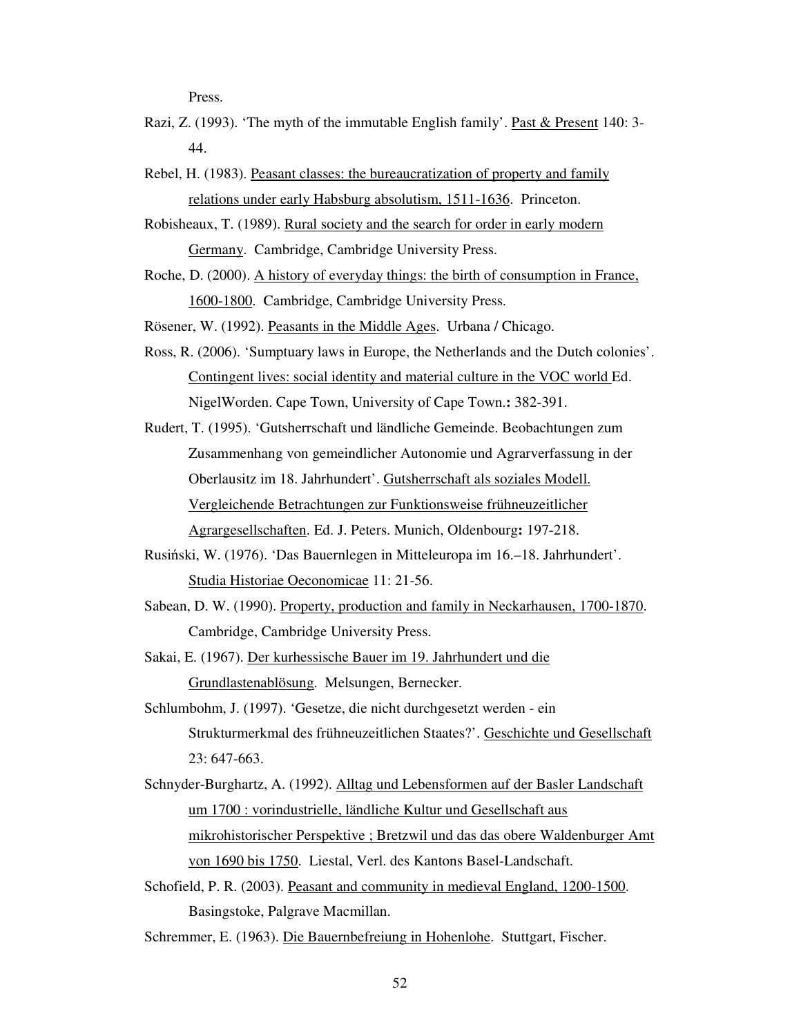Press.

Razi, Z. (1993). 'The myth of the immutable English family'. Past & Present 140: 3-44.

Rebel, H. (1983). Peasant classes: the bureaucratization of property and family relations under early Habsburg absolutism, 1511-1636. Princeton.

Robisheaux, T. (1989). Rural society and the search for order in early modern Germany. Cambridge, Cambridge University Press.

Roche, D. (2000). A history of everyday things: the birth of consumption in France, 1600-1800. Cambridge, Cambridge University Press.

Rösener, W. (1992). Peasants in the Middle Ages. Urbana / Chicago.

Ross, R. (2006). 'Sumptuary laws in Europe, the Netherlands and the Dutch colonies'. Contingent lives: social identity and material culture in the VOC world Ed. NigelWorden. Cape Town, University of Cape Town.**:** 382-391.

Rudert, T. (1995). 'Gutsherrschaft und ländliche Gemeinde. Beobachtungen zum Zusammenhang von gemeindlicher Autonomie und Agrarverfassung in der Oberlausitz im 18. Jahrhundert'. Gutsherrschaft als soziales Modell. Vergleichende Betrachtungen zur Funktionsweise frühneuzeitlicher Agrargesellschaften. Ed. J. Peters. Munich, Oldenbourg**:** 197-218.

Rusiński, W. (1976). 'Das Bauernlegen in Mitteleuropa im 16.–18. Jahrhundert'. Studia Historiae Oeconomicae 11: 21-56.

Sabean, D. W. (1990). Property, production and family in Neckarhausen, 1700-1870. Cambridge, Cambridge University Press.

Sakai, E. (1967). Der kurhessische Bauer im 19. Jahrhundert und die Grundlastenablösung. Melsungen, Bernecker.

Schlumbohm, J. (1997). 'Gesetze, die nicht durchgesetzt werden - ein Strukturmerkmal des frühneuzeitlichen Staates?'. Geschichte und Gesellschaft 23: 647-663.

Schnyder-Burghartz, A. (1992). Alltag und Lebensformen auf der Basler Landschaft um 1700 : vorindustrielle, ländliche Kultur und Gesellschaft aus mikrohistorischer Perspektive ; Bretzwil und das das obere Waldenburger Amt von 1690 bis 1750. Liestal, Verl. des Kantons Basel-Landschaft.

Schofield, P. R. (2003). Peasant and community in medieval England, 1200-1500. Basingstoke, Palgrave Macmillan.

Schremmer, E. (1963). Die Bauernbefreiung in Hohenlohe. Stuttgart, Fischer.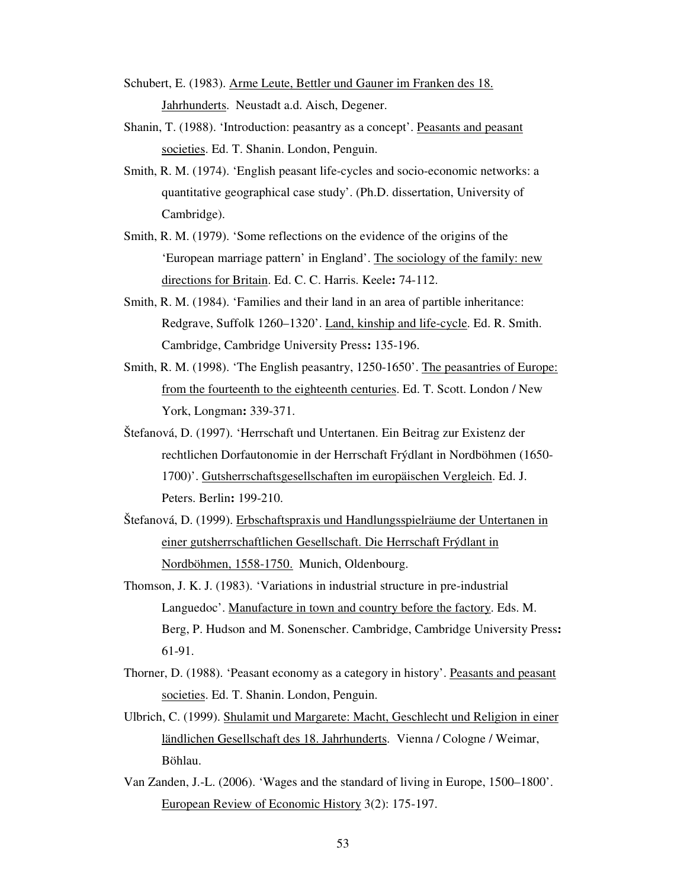Schubert, E. (1983). Arme Leute, Bettler und Gauner im Franken des 18. Jahrhunderts. Neustadt a.d. Aisch, Degener.

Shanin, T. (1988). 'Introduction: peasantry as a concept'. Peasants and peasant societies. Ed. T. Shanin. London, Penguin.

Smith, R. M. (1974). 'English peasant life-cycles and socio-economic networks: a quantitative geographical case study'. (Ph.D. dissertation, University of Cambridge).

Smith, R. M. (1979). 'Some reflections on the evidence of the origins of the 'European marriage pattern' in England'. The sociology of the family: new directions for Britain. Ed. C. C. Harris. Keele**:** 74-112.

Smith, R. M. (1984). 'Families and their land in an area of partible inheritance: Redgrave, Suffolk 1260–1320'. Land, kinship and life-cycle. Ed. R. Smith. Cambridge, Cambridge University Press**:** 135-196.

Smith, R. M. (1998). 'The English peasantry, 1250-1650'. The peasantries of Europe: from the fourteenth to the eighteenth centuries. Ed. T. Scott. London / New York, Longman**:** 339-371.

Štefanová, D. (1997). 'Herrschaft und Untertanen. Ein Beitrag zur Existenz der rechtlichen Dorfautonomie in der Herrschaft Frýdlant in Nordböhmen (1650-1700)'. Gutsherrschaftsgesellschaften im europäischen Vergleich. Ed. J. Peters. Berlin**:** 199-210.

Štefanová, D. (1999). Erbschaftspraxis und Handlungsspielräume der Untertanen in einer gutsherrschaftlichen Gesellschaft. Die Herrschaft Frýdlant in Nordböhmen, 1558-1750. Munich, Oldenbourg.

Thomson, J. K. J. (1983). 'Variations in industrial structure in pre-industrial Languedoc'. Manufacture in town and country before the factory. Eds. M. Berg, P. Hudson and M. Sonenscher. Cambridge, Cambridge University Press**:** 61-91.

Thorner, D. (1988). 'Peasant economy as a category in history'. Peasants and peasant societies. Ed. T. Shanin. London, Penguin.

Ulbrich, C. (1999). Shulamit und Margarete: Macht, Geschlecht und Religion in einer ländlichen Gesellschaft des 18. Jahrhunderts. Vienna / Cologne / Weimar, Böhlau.

Van Zanden, J.-L. (2006). 'Wages and the standard of living in Europe, 1500–1800'. European Review of Economic History 3(2): 175-197.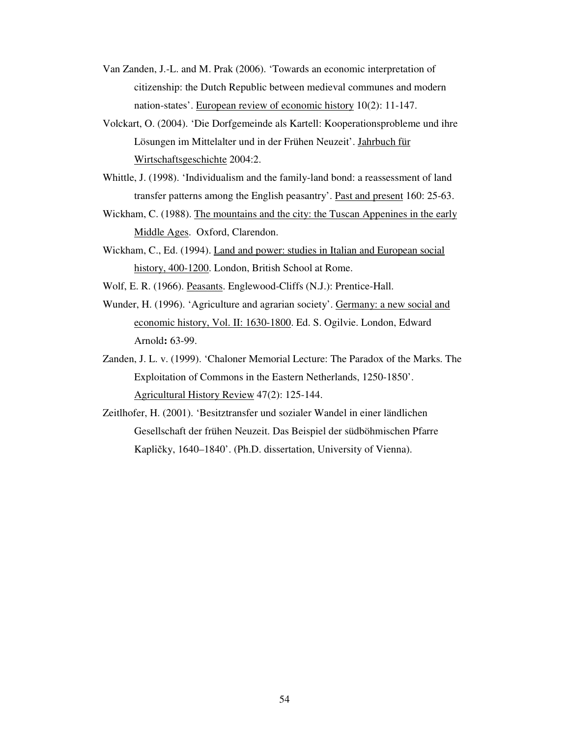Van Zanden, J.-L. and M. Prak (2006). 'Towards an economic interpretation of citizenship: the Dutch Republic between medieval communes and modern nation-states'. European review of economic history 10(2): 11-147.

Volckart, O. (2004). 'Die Dorfgemeinde als Kartell: Kooperationsprobleme und ihre Lösungen im Mittelalter und in der Frühen Neuzeit'. Jahrbuch für Wirtschaftsgeschichte 2004:2.

Whittle, J. (1998). 'Individualism and the family-land bond: a reassessment of land transfer patterns among the English peasantry'. Past and present 160: 25-63.

Wickham, C. (1988). The mountains and the city: the Tuscan Appenines in the early Middle Ages. Oxford, Clarendon.

Wickham, C., Ed. (1994). Land and power: studies in Italian and European social history, 400-1200. London, British School at Rome.

Wolf, E. R. (1966). Peasants. Englewood-Cliffs (N.J.): Prentice-Hall.

Wunder, H. (1996). 'Agriculture and agrarian society'. Germany: a new social and economic history, Vol. II: 1630-1800. Ed. S. Ogilvie. London, Edward Arnold**:** 63-99.

Zanden, J. L. v. (1999). 'Chaloner Memorial Lecture: The Paradox of the Marks. The Exploitation of Commons in the Eastern Netherlands, 1250-1850'. Agricultural History Review 47(2): 125-144.

Zeitlhofer, H. (2001). 'Besitztransfer und sozialer Wandel in einer ländlichen Gesellschaft der frühen Neuzeit. Das Beispiel der südböhmischen Pfarre Kapličky, 1640–1840'. (Ph.D. dissertation, University of Vienna).